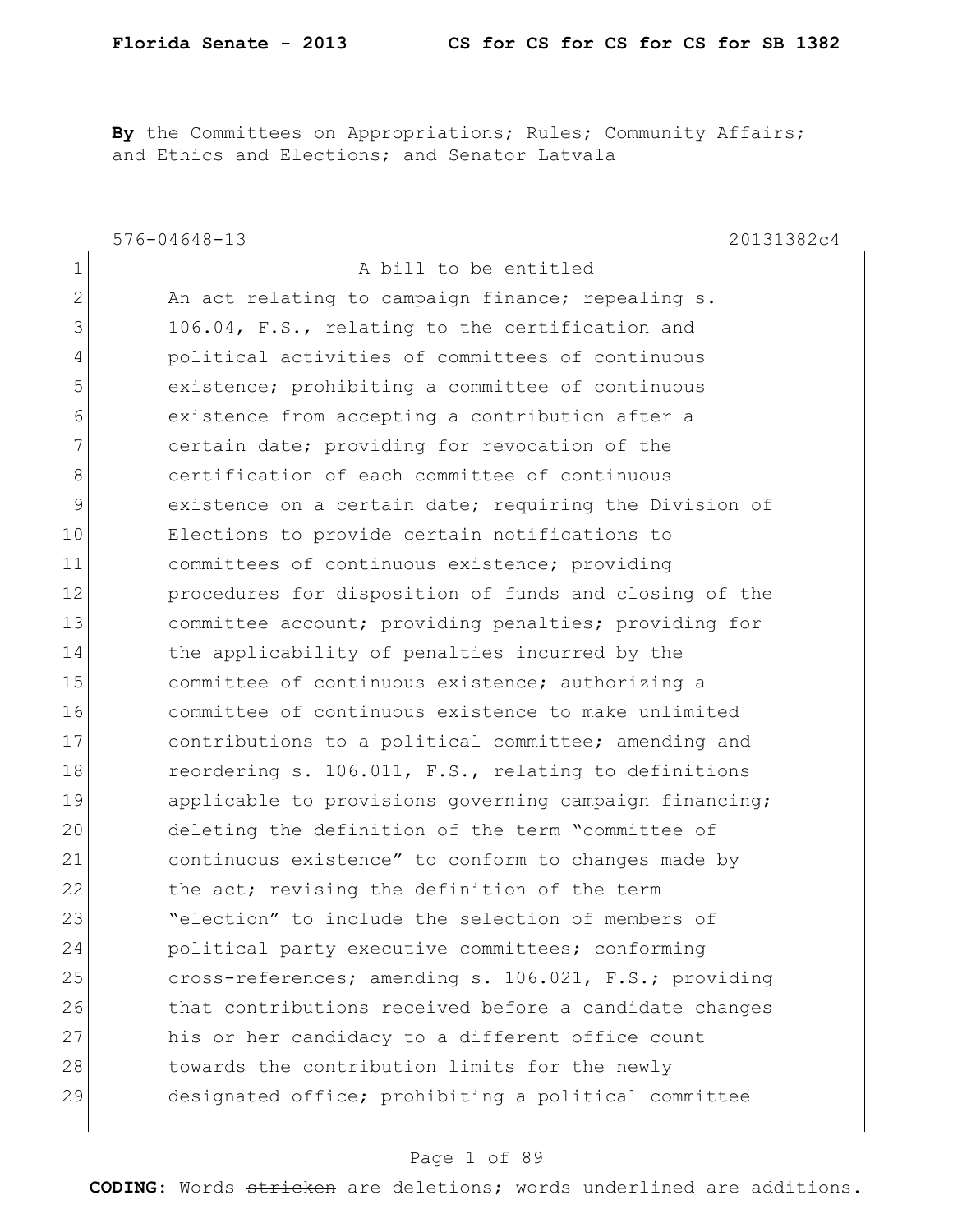**By** the Committees on Appropriations; Rules; Community Affairs; and Ethics and Elections; and Senator Latvala

576-04648-13 20131382c4

1 A bill to be entitled

2 An act relating to campaign finance; repealing s.
3 106.04, F.S., relating to the certification and
4 political activities of committees of continuous
5 existence; prohibiting a committee of continuous
6 existence from accepting a contribution after a
7 certain date; providing for revocation of the
8 certification of each committee of continuous
9 existence on a certain date; requiring the Division of
10 Elections to provide certain notifications to
11 committees of continuous existence; providing
12 procedures for disposition of funds and closing of the
13 committee account; providing penalties; providing for
14 the applicability of penalties incurred by the
15 committee of continuous existence; authorizing a
16 committee of continuous existence to make unlimited
17 contributions to a political committee; amending and
18 reordering s. 106.011, F.S., relating to definitions
19 applicable to provisions governing campaign financing;
20 deleting the definition of the term "committee of
21 continuous existence" to conform to changes made by
22 the act; revising the definition of the term
23 "election" to include the selection of members of
24 political party executive committees; conforming
25 cross-references; amending s. 106.021, F.S.; providing
26 that contributions received before a candidate changes
27 his or her candidacy to a different office count
28 towards the contribution limits for the newly
29 designated office; prohibiting a political committee

**CODING:** Words ~~stricken~~ are deletions; words <u>underlined</u> are additions.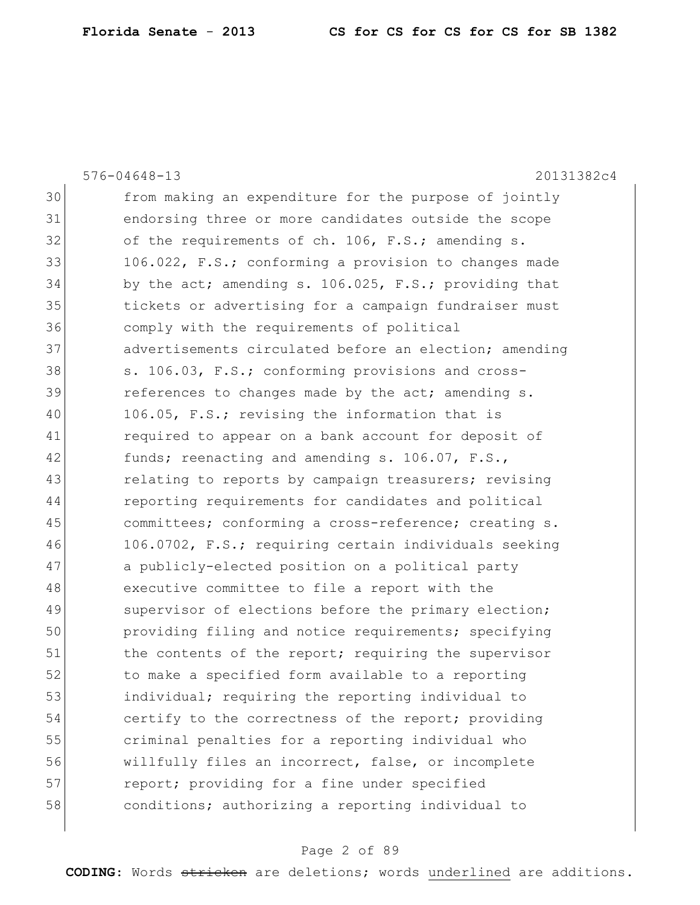from making an expenditure for the purpose of jointly endorsing three or more candidates outside the scope of the requirements of ch. 106, F.S.; amending s. 106.022, F.S.; conforming a provision to changes made by the act; amending s. 106.025, F.S.; providing that tickets or advertising for a campaign fundraiser must comply with the requirements of political advertisements circulated before an election; amending s. 106.03, F.S.; conforming provisions and cross-references to changes made by the act; amending s. 106.05, F.S.; revising the information that is required to appear on a bank account for deposit of funds; reenacting and amending s. 106.07, F.S., relating to reports by campaign treasurers; revising reporting requirements for candidates and political committees; conforming a cross-reference; creating s. 106.0702, F.S.; requiring certain individuals seeking a publicly-elected position on a political party executive committee to file a report with the supervisor of elections before the primary election; providing filing and notice requirements; specifying the contents of the report; requiring the supervisor to make a specified form available to a reporting individual; requiring the reporting individual to certify to the correctness of the report; providing criminal penalties for a reporting individual who willfully files an incorrect, false, or incomplete report; providing for a fine under specified conditions; authorizing a reporting individual to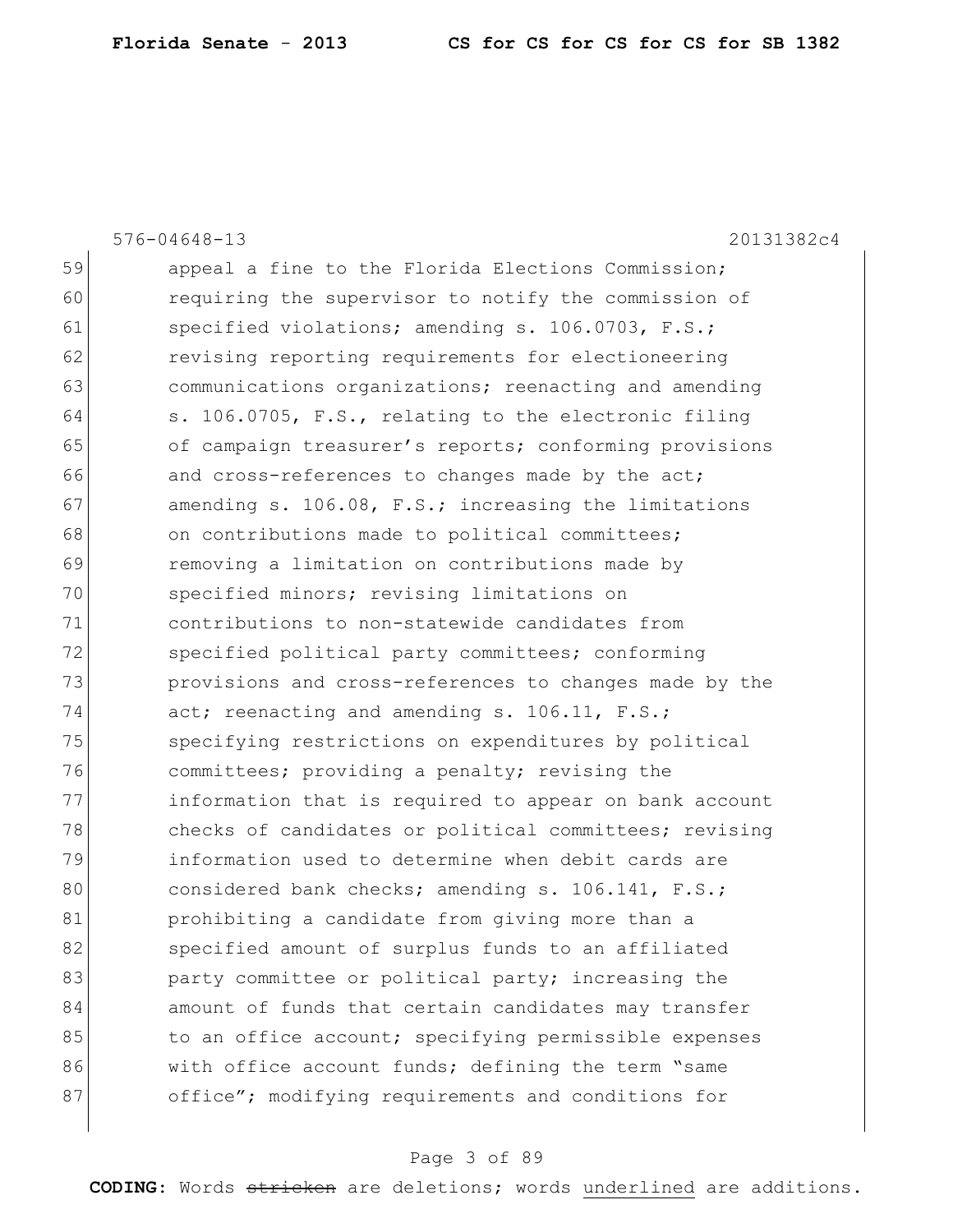576-04648-13 20131382c4

59 appeal a fine to the Florida Elections Commission;
60 requiring the supervisor to notify the commission of
61 specified violations; amending s. 106.0703, F.S.;
62 revising reporting requirements for electioneering
63 communications organizations; reenacting and amending
64 s. 106.0705, F.S., relating to the electronic filing
65 of campaign treasurer's reports; conforming provisions
66 and cross-references to changes made by the act;
67 amending s. 106.08, F.S.; increasing the limitations
68 on contributions made to political committees;
69 removing a limitation on contributions made by
70 specified minors; revising limitations on
71 contributions to non-statewide candidates from
72 specified political party committees; conforming
73 provisions and cross-references to changes made by the
74 act; reenacting and amending s. 106.11, F.S.;
75 specifying restrictions on expenditures by political
76 committees; providing a penalty; revising the
77 information that is required to appear on bank account
78 checks of candidates or political committees; revising
79 information used to determine when debit cards are
80 considered bank checks; amending s. 106.141, F.S.;
81 prohibiting a candidate from giving more than a
82 specified amount of surplus funds to an affiliated
83 party committee or political party; increasing the
84 amount of funds that certain candidates may transfer
85 to an office account; specifying permissible expenses
86 with office account funds; defining the term "same
87 office"; modifying requirements and conditions for

**CODING:** Words ~~stricken~~ are deletions; words <u>underlined</u> are additions.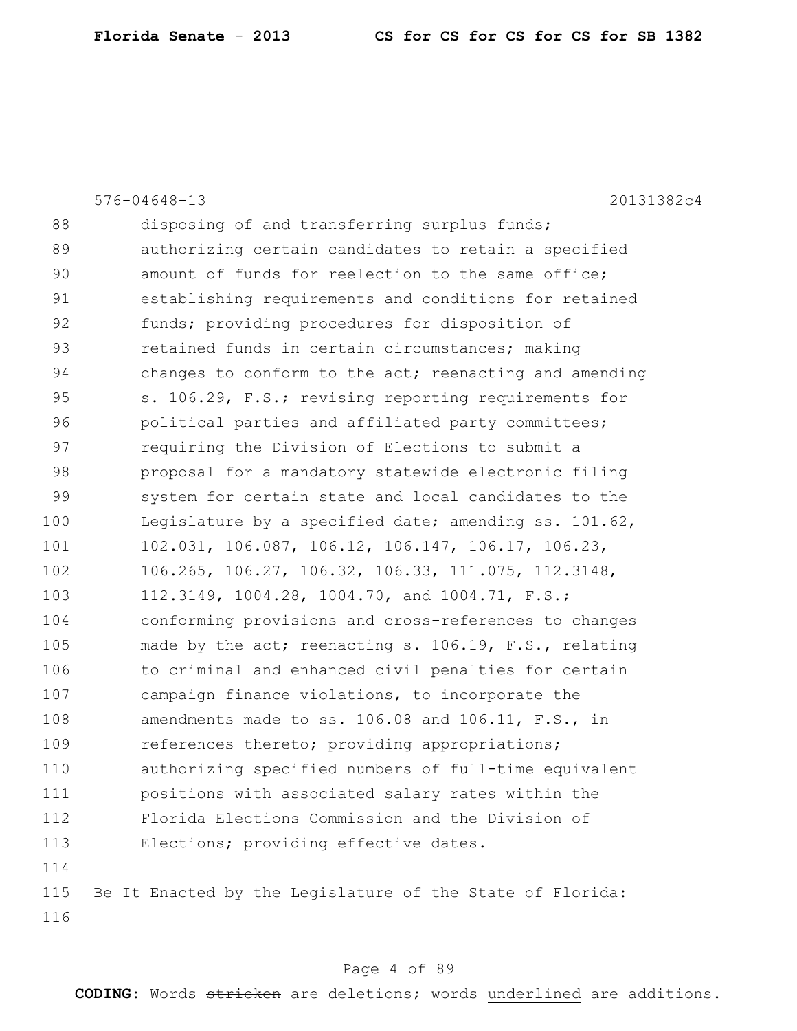88 disposing of and transferring surplus funds;
89 authorizing certain candidates to retain a specified
90 amount of funds for reelection to the same office;
91 establishing requirements and conditions for retained
92 funds; providing procedures for disposition of
93 retained funds in certain circumstances; making
94 changes to conform to the act; reenacting and amending
95 s. 106.29, F.S.; revising reporting requirements for
96 political parties and affiliated party committees;
97 requiring the Division of Elections to submit a
98 proposal for a mandatory statewide electronic filing
99 system for certain state and local candidates to the
100 Legislature by a specified date; amending ss. 101.62,
101 102.031, 106.087, 106.12, 106.147, 106.17, 106.23,
102 106.265, 106.27, 106.32, 106.33, 111.075, 112.3148,
103 112.3149, 1004.28, 1004.70, and 1004.71, F.S.;
104 conforming provisions and cross-references to changes
105 made by the act; reenacting s. 106.19, F.S., relating
106 to criminal and enhanced civil penalties for certain
107 campaign finance violations, to incorporate the
108 amendments made to ss. 106.08 and 106.11, F.S., in
109 references thereto; providing appropriations;
110 authorizing specified numbers of full-time equivalent
111 positions with associated salary rates within the
112 Florida Elections Commission and the Division of
113 Elections; providing effective dates.
114
115 Be It Enacted by the Legislature of the State of Florida:
116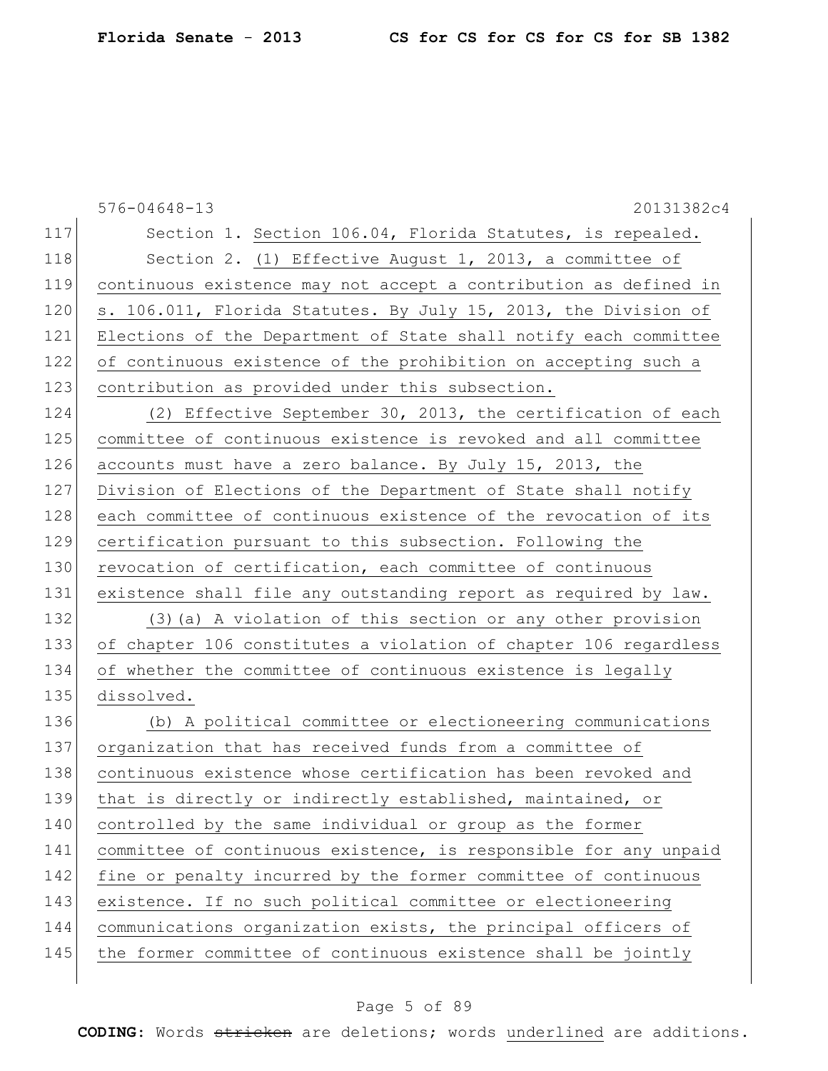576-04648-13 20131382c4

117 Section 1. Section 106.04, Florida Statutes, is repealed.
118 Section 2. (1) Effective August 1, 2013, a committee of
119 continuous existence may not accept a contribution as defined in
120 s. 106.011, Florida Statutes. By July 15, 2013, the Division of
121 Elections of the Department of State shall notify each committee
122 of continuous existence of the prohibition on accepting such a
123 contribution as provided under this subsection.
124 (2) Effective September 30, 2013, the certification of each
125 committee of continuous existence is revoked and all committee
126 accounts must have a zero balance. By July 15, 2013, the
127 Division of Elections of the Department of State shall notify
128 each committee of continuous existence of the revocation of its
129 certification pursuant to this subsection. Following the
130 revocation of certification, each committee of continuous
131 existence shall file any outstanding report as required by law.
132 (3)(a) A violation of this section or any other provision
133 of chapter 106 constitutes a violation of chapter 106 regardless
134 of whether the committee of continuous existence is legally
135 dissolved.
136 (b) A political committee or electioneering communications
137 organization that has received funds from a committee of
138 continuous existence whose certification has been revoked and
139 that is directly or indirectly established, maintained, or
140 controlled by the same individual or group as the former
141 committee of continuous existence, is responsible for any unpaid
142 fine or penalty incurred by the former committee of continuous
143 existence. If no such political committee or electioneering
144 communications organization exists, the principal officers of
145 the former committee of continuous existence shall be jointly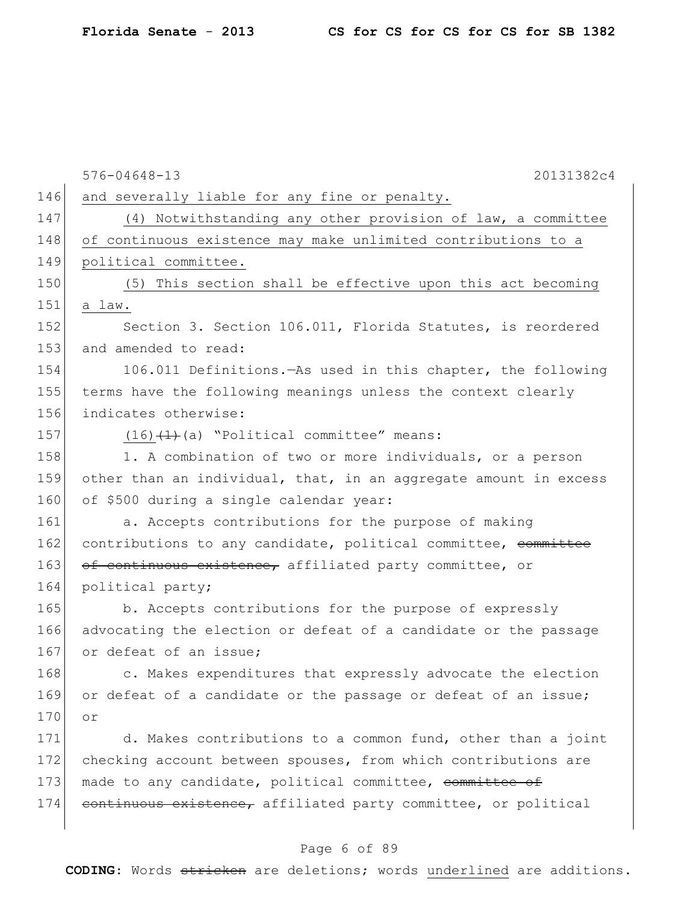576-04648-13 20131382c4

146 and severally liable for any fine or penalty.

147 (4) Notwithstanding any other provision of law, a committee
148 of continuous existence may make unlimited contributions to a
149 political committee.

150 (5) This section shall be effective upon this act becoming
151 a law.

152 Section 3. Section 106.011, Florida Statutes, is reordered
153 and amended to read:

154 106.011 Definitions.—As used in this chapter, the following
155 terms have the following meanings unless the context clearly
156 indicates otherwise:

157 (16)~~(1)~~(a) "Political committee" means:

158 1. A combination of two or more individuals, or a person
159 other than an individual, that, in an aggregate amount in excess
160 of $500 during a single calendar year:

161 a. Accepts contributions for the purpose of making
162 contributions to any candidate, political committee, ~~committee~~
163 ~~of continuous existence,~~ affiliated party committee, or
164 political party;

165 b. Accepts contributions for the purpose of expressly
166 advocating the election or defeat of a candidate or the passage
167 or defeat of an issue;

168 c. Makes expenditures that expressly advocate the election
169 or defeat of a candidate or the passage or defeat of an issue;
170 or

171 d. Makes contributions to a common fund, other than a joint
172 checking account between spouses, from which contributions are
173 made to any candidate, political committee, ~~committee of~~
174 ~~continuous existence,~~ affiliated party committee, or political

CODING: Words ~~stricken~~ are deletions; words underlined are additions.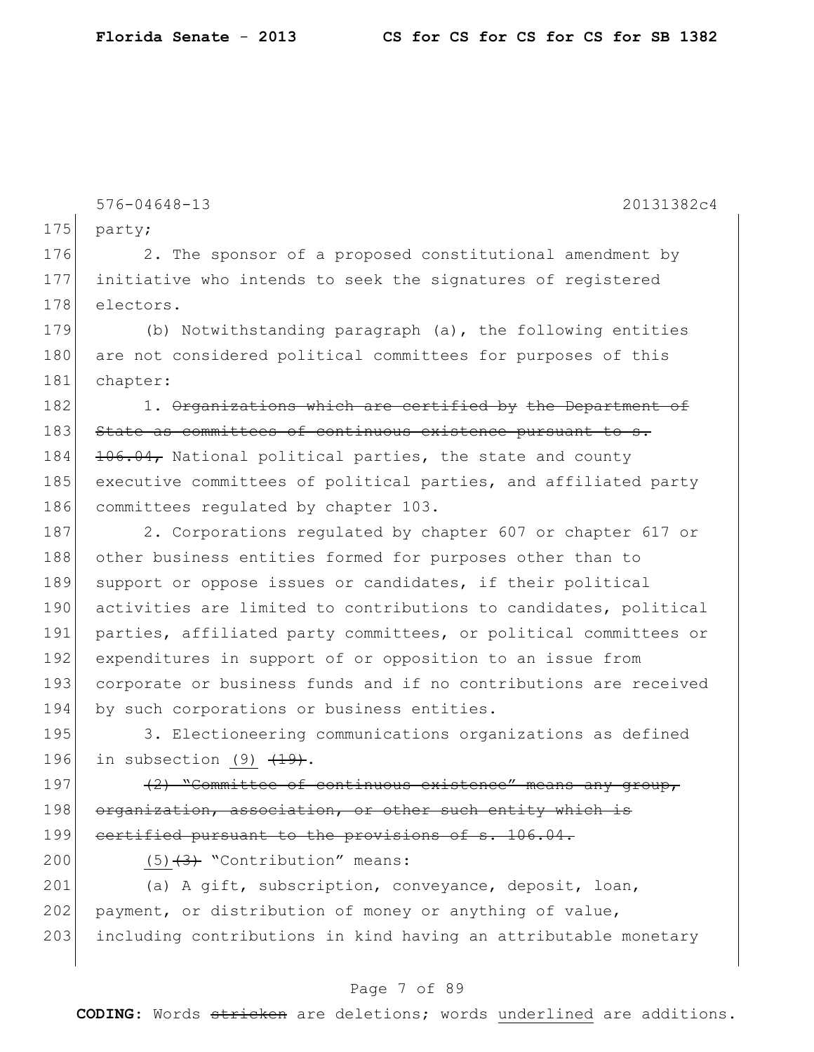576-04648-13 20131382c4

175 party;

176 2. The sponsor of a proposed constitutional amendment by
177 initiative who intends to seek the signatures of registered
178 electors.

179 (b) Notwithstanding paragraph (a), the following entities
180 are not considered political committees for purposes of this
181 chapter:

182 1. ~~Organizations which are certified by the Department of~~
183 ~~State as committees of continuous existence pursuant to s.~~
184 ~~106.04,~~ National political parties, the state and county
185 executive committees of political parties, and affiliated party
186 committees regulated by chapter 103.

187 2. Corporations regulated by chapter 607 or chapter 617 or
188 other business entities formed for purposes other than to
189 support or oppose issues or candidates, if their political
190 activities are limited to contributions to candidates, political
191 parties, affiliated party committees, or political committees or
192 expenditures in support of or opposition to an issue from
193 corporate or business funds and if no contributions are received
194 by such corporations or business entities.

195 3. Electioneering communications organizations as defined
196 in subsection <u>(9)</u> ~~(19)~~.

197 ~~(2) "Committee of continuous existence" means any group,~~
198 ~~organization, association, or other such entity which is~~
199 ~~certified pursuant to the provisions of s. 106.04.~~

200 <u>(5)</u>~~(3)~~ "Contribution" means:

201 (a) A gift, subscription, conveyance, deposit, loan,
202 payment, or distribution of money or anything of value,
203 including contributions in kind having an attributable monetary

**CODING:** Words ~~stricken~~ are deletions; words <u>underlined</u> are additions.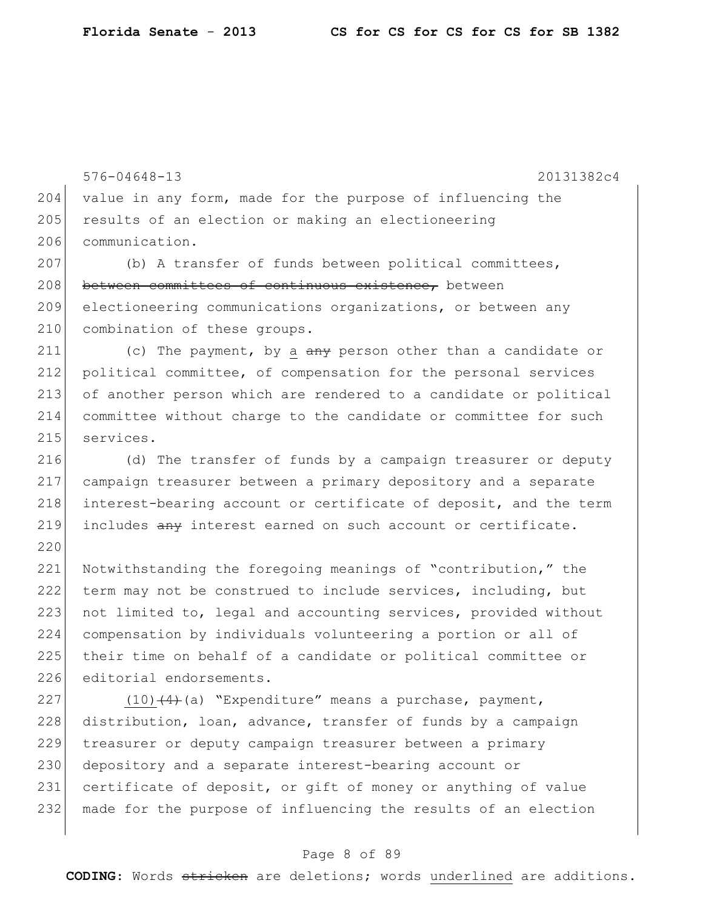value in any form, made for the purpose of influencing the results of an election or making an electioneering communication.

(b) A transfer of funds between political committees, ~~between committees of continuous existence,~~ between electioneering communications organizations, or between any combination of these groups.

(c) The payment, by <u>a</u> ~~any~~ person other than a candidate or political committee, of compensation for the personal services of another person which are rendered to a candidate or political committee without charge to the candidate or committee for such services.

(d) The transfer of funds by a campaign treasurer or deputy campaign treasurer between a primary depository and a separate interest-bearing account or certificate of deposit, and the term includes ~~any~~ interest earned on such account or certificate.

Notwithstanding the foregoing meanings of "contribution," the term may not be construed to include services, including, but not limited to, legal and accounting services, provided without compensation by individuals volunteering a portion or all of their time on behalf of a candidate or political committee or editorial endorsements.

<u>(10)</u>~~(4)~~(a) "Expenditure" means a purchase, payment, distribution, loan, advance, transfer of funds by a campaign treasurer or deputy campaign treasurer between a primary depository and a separate interest-bearing account or certificate of deposit, or gift of money or anything of value made for the purpose of influencing the results of an election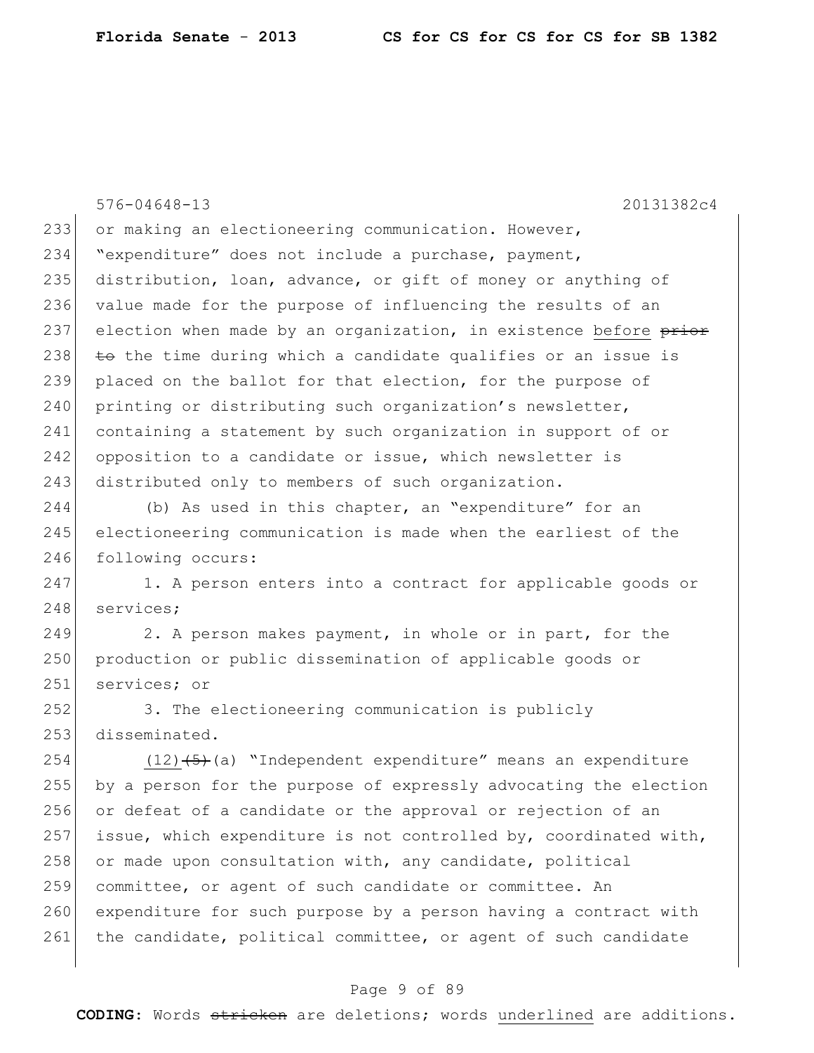or making an electioneering communication. However, "expenditure" does not include a purchase, payment, distribution, loan, advance, or gift of money or anything of value made for the purpose of influencing the results of an election when made by an organization, in existence before ~~prior to~~ the time during which a candidate qualifies or an issue is placed on the ballot for that election, for the purpose of printing or distributing such organization's newsletter, containing a statement by such organization in support of or opposition to a candidate or issue, which newsletter is distributed only to members of such organization.

(b) As used in this chapter, an "expenditure" for an electioneering communication is made when the earliest of the following occurs:

1. A person enters into a contract for applicable goods or services;

2. A person makes payment, in whole or in part, for the production or public dissemination of applicable goods or services; or

3. The electioneering communication is publicly disseminated.

(12)~~(5)~~(a) "Independent expenditure" means an expenditure by a person for the purpose of expressly advocating the election or defeat of a candidate or the approval or rejection of an issue, which expenditure is not controlled by, coordinated with, or made upon consultation with, any candidate, political committee, or agent of such candidate or committee. An expenditure for such purpose by a person having a contract with the candidate, political committee, or agent of such candidate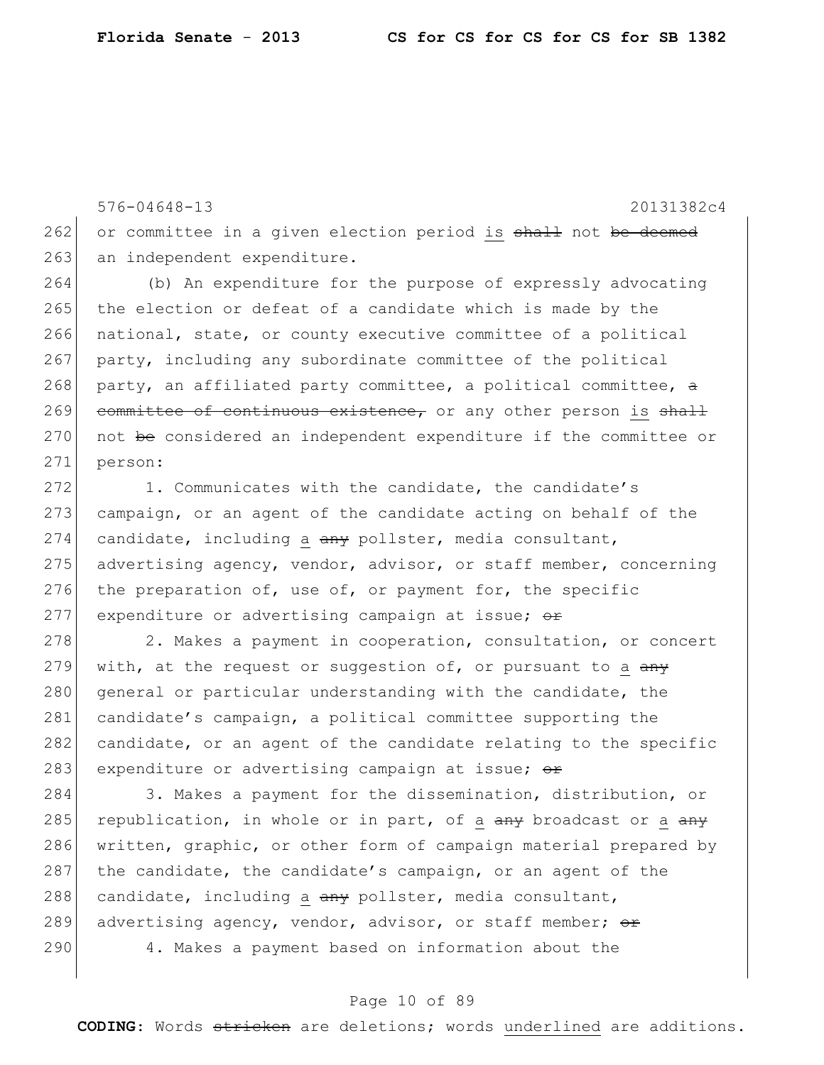or committee in a given election period is ~~shall~~ not ~~be deemed~~ an independent expenditure.

(b) An expenditure for the purpose of expressly advocating the election or defeat of a candidate which is made by the national, state, or county executive committee of a political party, including any subordinate committee of the political party, an affiliated party committee, a political committee, ~~a committee of continuous existence,~~ or any other person is ~~shall~~ not ~~be~~ considered an independent expenditure if the committee or person:

1. Communicates with the candidate, the candidate's campaign, or an agent of the candidate acting on behalf of the candidate, including a ~~any~~ pollster, media consultant, advertising agency, vendor, advisor, or staff member, concerning the preparation of, use of, or payment for, the specific expenditure or advertising campaign at issue; ~~or~~

2. Makes a payment in cooperation, consultation, or concert with, at the request or suggestion of, or pursuant to a ~~any~~ general or particular understanding with the candidate, the candidate's campaign, a political committee supporting the candidate, or an agent of the candidate relating to the specific expenditure or advertising campaign at issue; ~~or~~

3. Makes a payment for the dissemination, distribution, or republication, in whole or in part, of a ~~any~~ broadcast or a ~~any~~ written, graphic, or other form of campaign material prepared by the candidate, the candidate's campaign, or an agent of the candidate, including a ~~any~~ pollster, media consultant, advertising agency, vendor, advisor, or staff member; ~~or~~

4. Makes a payment based on information about the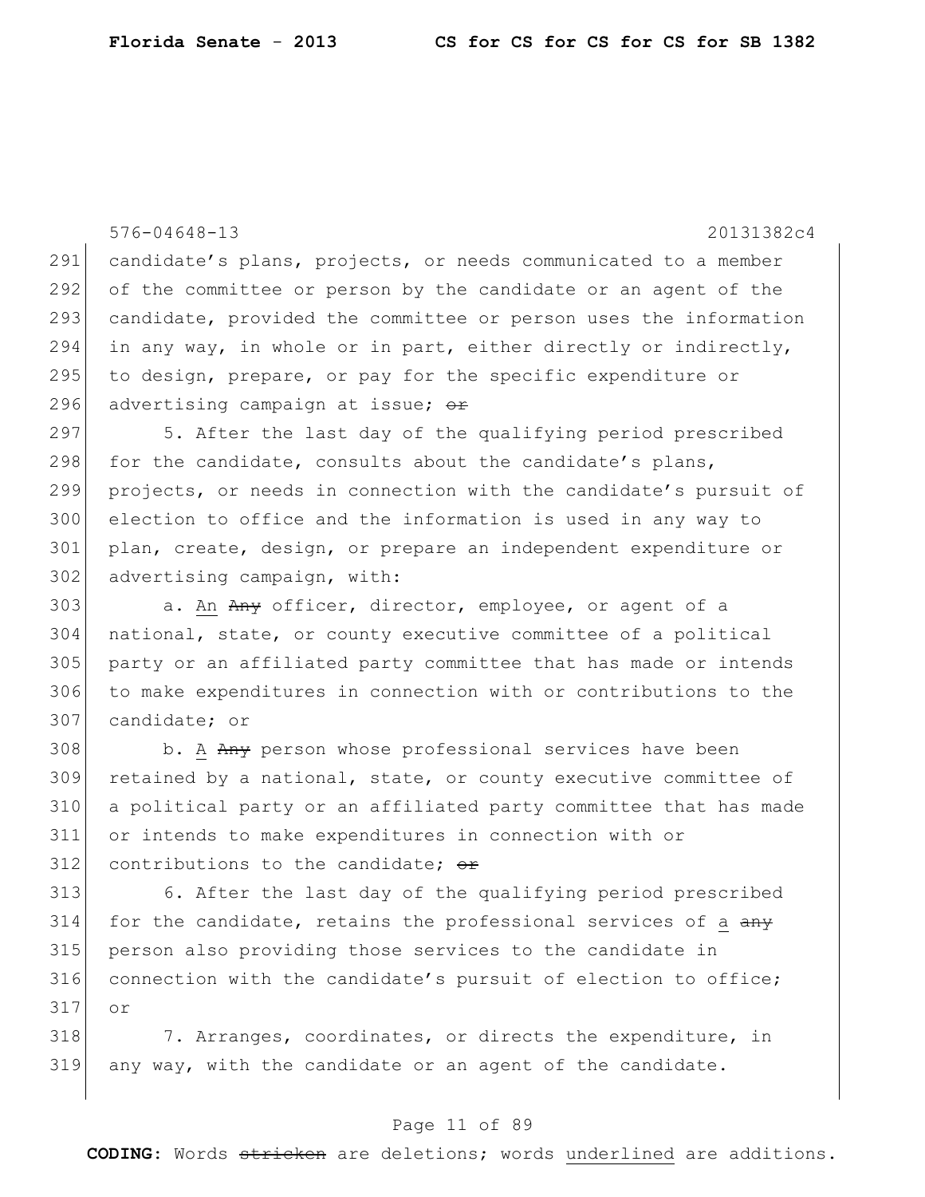candidate's plans, projects, or needs communicated to a member of the committee or person by the candidate or an agent of the candidate, provided the committee or person uses the information in any way, in whole or in part, either directly or indirectly, to design, prepare, or pay for the specific expenditure or advertising campaign at issue; ~~or~~

5. After the last day of the qualifying period prescribed for the candidate, consults about the candidate's plans, projects, or needs in connection with the candidate's pursuit of election to office and the information is used in any way to plan, create, design, or prepare an independent expenditure or advertising campaign, with:

a. <u>An</u> ~~Any~~ officer, director, employee, or agent of a national, state, or county executive committee of a political party or an affiliated party committee that has made or intends to make expenditures in connection with or contributions to the candidate; or

b. <u>A</u> ~~Any~~ person whose professional services have been retained by a national, state, or county executive committee of a political party or an affiliated party committee that has made or intends to make expenditures in connection with or contributions to the candidate; ~~or~~

6. After the last day of the qualifying period prescribed for the candidate, retains the professional services of <u>a</u> ~~any~~ person also providing those services to the candidate in connection with the candidate's pursuit of election to office; or

7. Arranges, coordinates, or directs the expenditure, in any way, with the candidate or an agent of the candidate.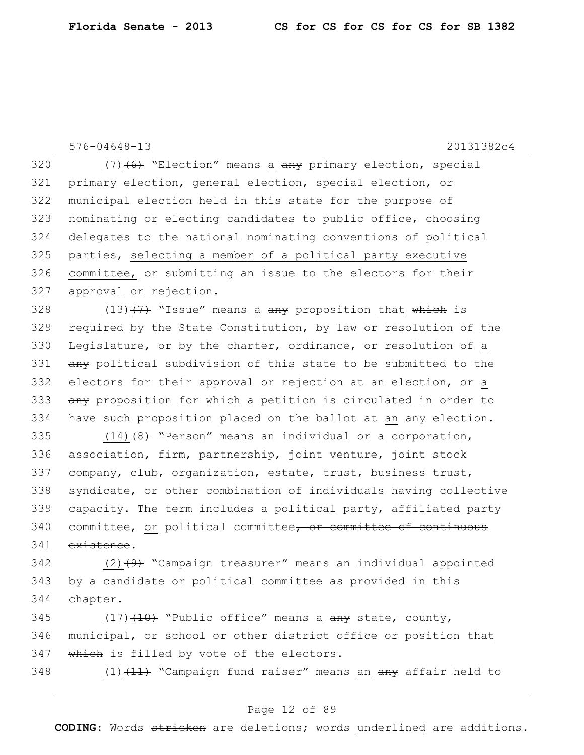(7)~~(6)~~ "Election" means a ~~any~~ primary election, special primary election, general election, special election, or municipal election held in this state for the purpose of nominating or electing candidates to public office, choosing delegates to the national nominating conventions of political parties, <u>selecting a member of a political party executive committee,</u> or submitting an issue to the electors for their approval or rejection.

(13)~~(7)~~ "Issue" means <u>a</u> ~~any~~ proposition <u>that</u> ~~which~~ is required by the State Constitution, by law or resolution of the Legislature, or by the charter, ordinance, or resolution of <u>a</u> ~~any~~ political subdivision of this state to be submitted to the electors for their approval or rejection at an election, or <u>a</u> ~~any~~ proposition for which a petition is circulated in order to have such proposition placed on the ballot at <u>an</u> ~~any~~ election.

(14)~~(8)~~ "Person" means an individual or a corporation, association, firm, partnership, joint venture, joint stock company, club, organization, estate, trust, business trust, syndicate, or other combination of individuals having collective capacity. The term includes a political party, affiliated party committee, <u>or</u> political committee~~, or committee of continuous existence~~.

(2)~~(9)~~ "Campaign treasurer" means an individual appointed by a candidate or political committee as provided in this chapter.

(17)~~(10)~~ "Public office" means <u>a</u> ~~any~~ state, county, municipal, or school or other district office or position <u>that</u> ~~which~~ is filled by vote of the electors.

(1)~~(11)~~ "Campaign fund raiser" means <u>an</u> ~~any~~ affair held to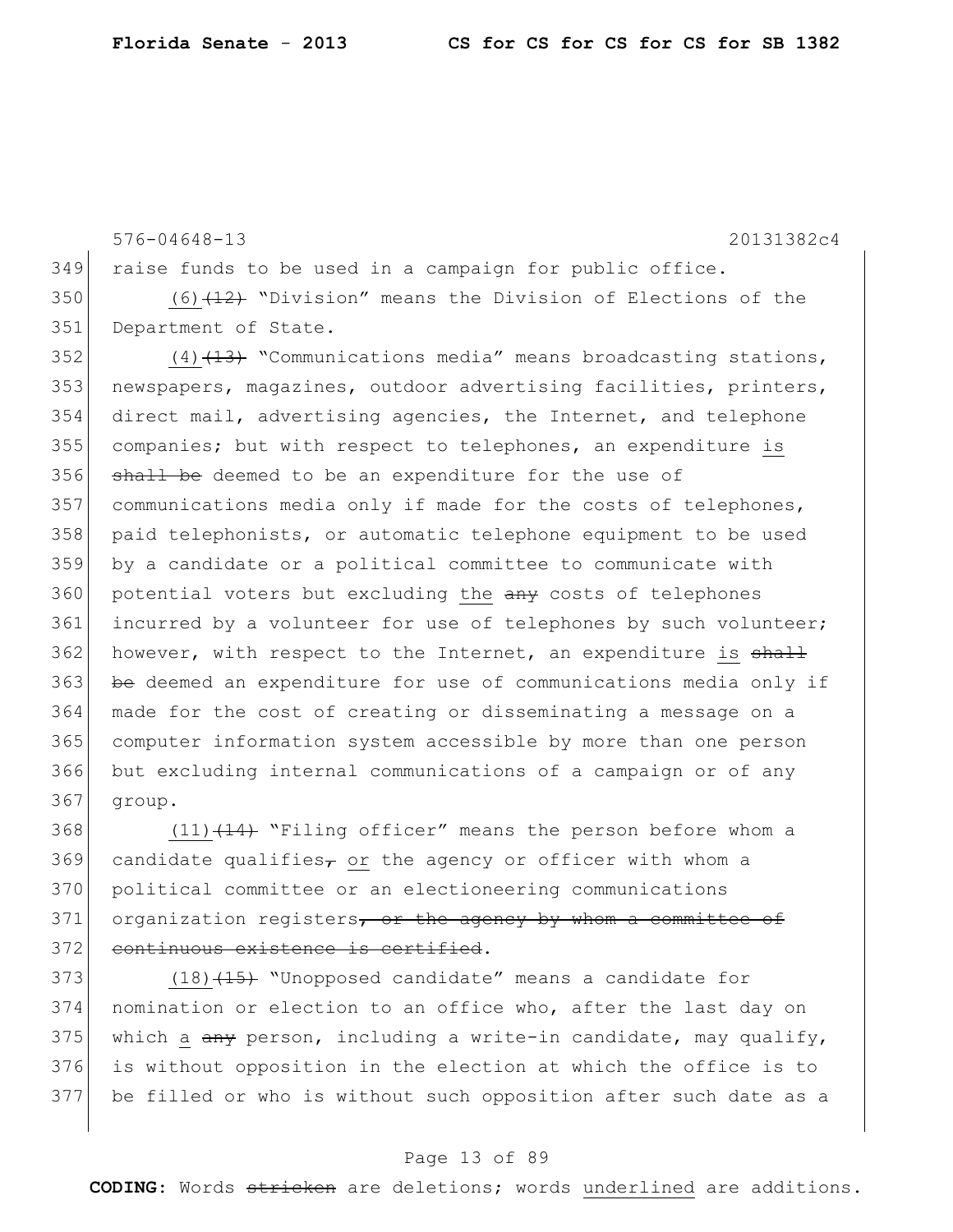576-04648-13 20131382c4

349 raise funds to be used in a campaign for public office.

350 (6) ~~(12)~~ "Division" means the Division of Elections of the
351 Department of State.

352 (4) ~~(13)~~ "Communications media" means broadcasting stations,
353 newspapers, magazines, outdoor advertising facilities, printers,
354 direct mail, advertising agencies, the Internet, and telephone
355 companies; but with respect to telephones, an expenditure <u>is</u>
356 ~~shall be~~ deemed to be an expenditure for the use of
357 communications media only if made for the costs of telephones,
358 paid telephonists, or automatic telephone equipment to be used
359 by a candidate or a political committee to communicate with
360 potential voters but excluding <u>the</u> ~~any~~ costs of telephones
361 incurred by a volunteer for use of telephones by such volunteer;
362 however, with respect to the Internet, an expenditure <u>is</u> ~~shall~~
363 ~~be~~ deemed an expenditure for use of communications media only if
364 made for the cost of creating or disseminating a message on a
365 computer information system accessible by more than one person
366 but excluding internal communications of a campaign or of any
367 group.

368 <u>(11)</u> ~~(14)~~ "Filing officer" means the person before whom a
369 candidate qualifies~~,~~ <u>or</u> the agency or officer with whom a
370 political committee or an electioneering communications
371 organization registers~~, or the agency by whom a committee of~~
372 ~~continuous existence is certified~~.

373 <u>(18)</u> ~~(15)~~ "Unopposed candidate" means a candidate for
374 nomination or election to an office who, after the last day on
375 which <u>a</u> ~~any~~ person, including a write-in candidate, may qualify,
376 is without opposition in the election at which the office is to
377 be filled or who is without such opposition after such date as a

**CODING:** Words ~~stricken~~ are deletions; words <u>underlined</u> are additions.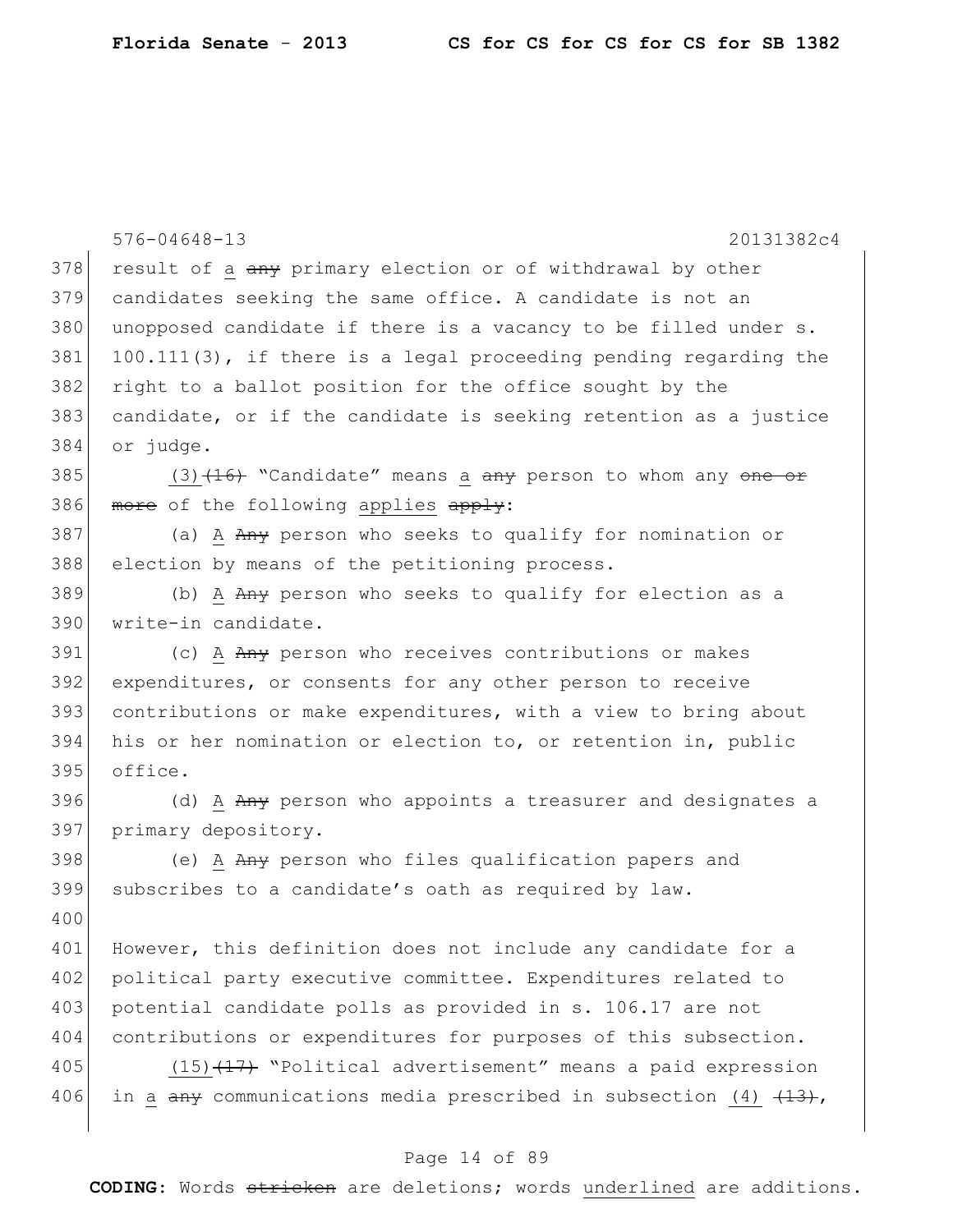result of a ~~any~~ primary election or of withdrawal by other candidates seeking the same office. A candidate is not an unopposed candidate if there is a vacancy to be filled under s. 100.111(3), if there is a legal proceeding pending regarding the right to a ballot position for the office sought by the candidate, or if the candidate is seeking retention as a justice or judge.

(3)~~(16)~~ "Candidate" means a ~~any~~ person to whom any ~~one or more~~ of the following applies ~~apply~~:

(a) A ~~Any~~ person who seeks to qualify for nomination or election by means of the petitioning process.

(b) A ~~Any~~ person who seeks to qualify for election as a write-in candidate.

(c) A ~~Any~~ person who receives contributions or makes expenditures, or consents for any other person to receive contributions or make expenditures, with a view to bring about his or her nomination or election to, or retention in, public office.

(d) A ~~Any~~ person who appoints a treasurer and designates a primary depository.

(e) A ~~Any~~ person who files qualification papers and subscribes to a candidate's oath as required by law.

However, this definition does not include any candidate for a political party executive committee. Expenditures related to potential candidate polls as provided in s. 106.17 are not contributions or expenditures for purposes of this subsection.

(15)~~(17)~~ "Political advertisement" means a paid expression in a ~~any~~ communications media prescribed in subsection (4) ~~(13)~~,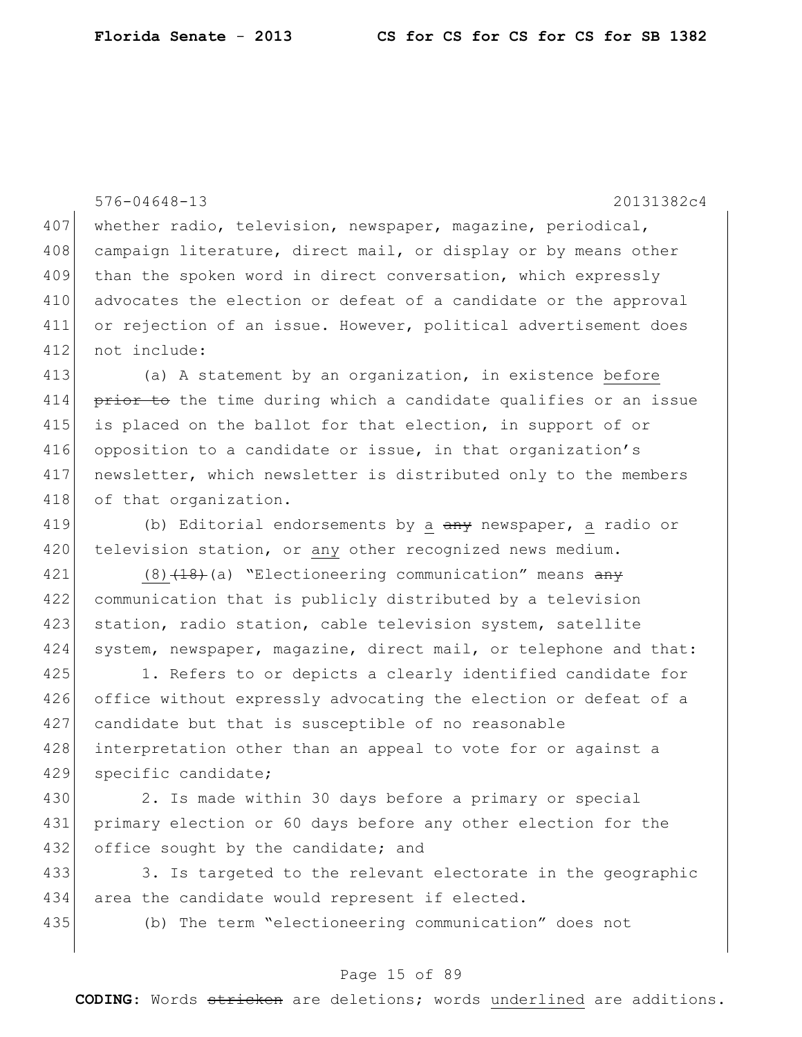whether radio, television, newspaper, magazine, periodical, campaign literature, direct mail, or display or by means other than the spoken word in direct conversation, which expressly advocates the election or defeat of a candidate or the approval or rejection of an issue. However, political advertisement does not include:

(a) A statement by an organization, in existence before ~~prior to~~ the time during which a candidate qualifies or an issue is placed on the ballot for that election, in support of or opposition to a candidate or issue, in that organization's newsletter, which newsletter is distributed only to the members of that organization.

(b) Editorial endorsements by a ~~any~~ newspaper, a radio or television station, or any other recognized news medium.

(8)~~(18)~~(a) "Electioneering communication" means ~~any~~ communication that is publicly distributed by a television station, radio station, cable television system, satellite system, newspaper, magazine, direct mail, or telephone and that:

1. Refers to or depicts a clearly identified candidate for office without expressly advocating the election or defeat of a candidate but that is susceptible of no reasonable interpretation other than an appeal to vote for or against a specific candidate;

2. Is made within 30 days before a primary or special primary election or 60 days before any other election for the office sought by the candidate; and

3. Is targeted to the relevant electorate in the geographic area the candidate would represent if elected.

(b) The term "electioneering communication" does not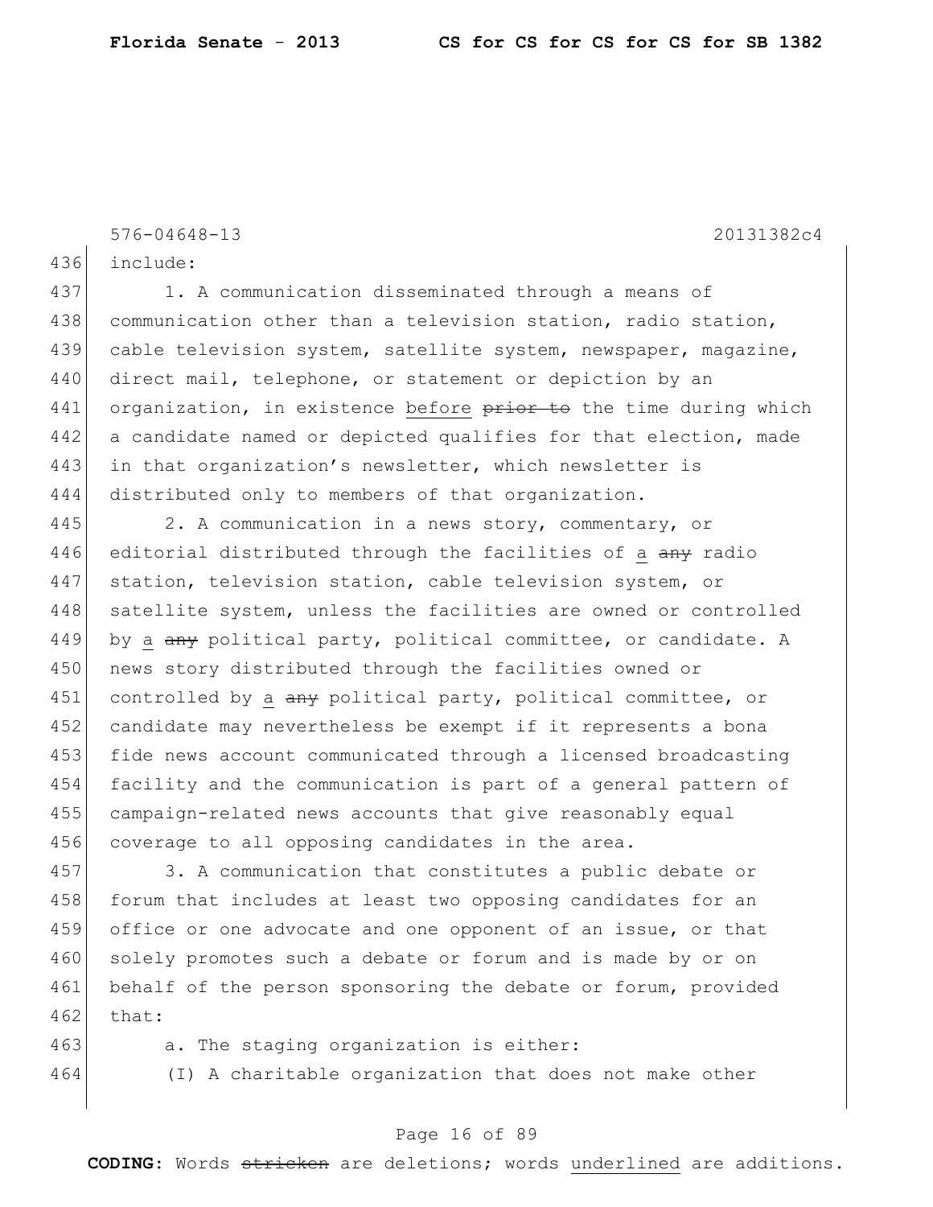include:

1. A communication disseminated through a means of communication other than a television station, radio station, cable television system, satellite system, newspaper, magazine, direct mail, telephone, or statement or depiction by an organization, in existence before ~~prior to~~ the time during which a candidate named or depicted qualifies for that election, made in that organization's newsletter, which newsletter is distributed only to members of that organization.

2. A communication in a news story, commentary, or editorial distributed through the facilities of a ~~any~~ radio station, television station, cable television system, or satellite system, unless the facilities are owned or controlled by a ~~any~~ political party, political committee, or candidate. A news story distributed through the facilities owned or controlled by a ~~any~~ political party, political committee, or candidate may nevertheless be exempt if it represents a bona fide news account communicated through a licensed broadcasting facility and the communication is part of a general pattern of campaign-related news accounts that give reasonably equal coverage to all opposing candidates in the area.

3. A communication that constitutes a public debate or forum that includes at least two opposing candidates for an office or one advocate and one opponent of an issue, or that solely promotes such a debate or forum and is made by or on behalf of the person sponsoring the debate or forum, provided that:

a. The staging organization is either:

(I) A charitable organization that does not make other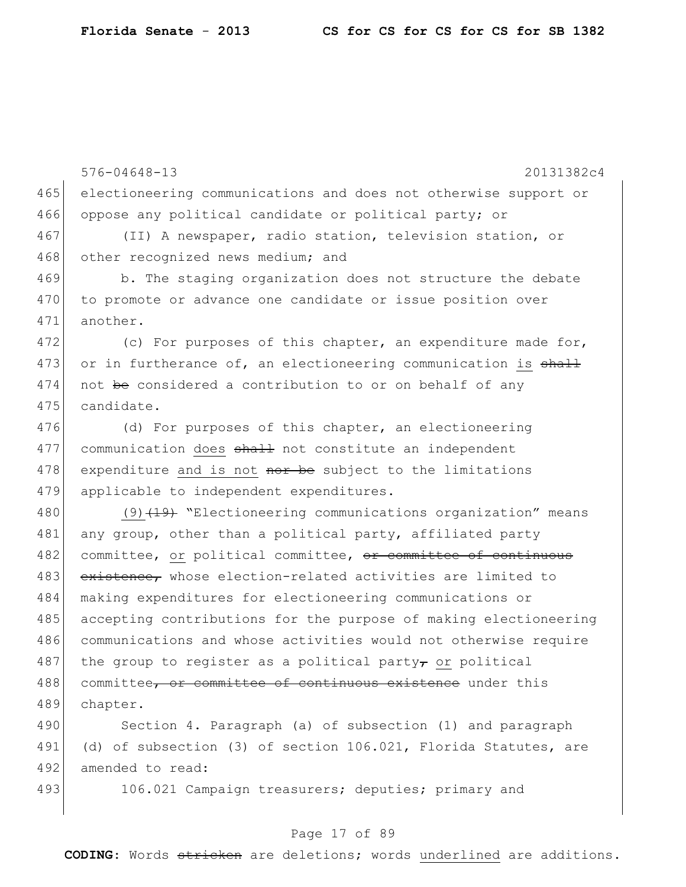electioneering communications and does not otherwise support or oppose any political candidate or political party; or

(II) A newspaper, radio station, television station, or other recognized news medium; and

b. The staging organization does not structure the debate to promote or advance one candidate or issue position over another.

(c) For purposes of this chapter, an expenditure made for, or in furtherance of, an electioneering communication <u>is</u> ~~shall~~ not ~~be~~ considered a contribution to or on behalf of any candidate.

(d) For purposes of this chapter, an electioneering communication <u>does</u> ~~shall~~ not constitute an independent expenditure <u>and is not</u> ~~nor be~~ subject to the limitations applicable to independent expenditures.

<u>(9)</u>~~(19)~~ "Electioneering communications organization" means any group, other than a political party, affiliated party committee, <u>or</u> political committee, ~~or committee of continuous existence,~~ whose election-related activities are limited to making expenditures for electioneering communications or accepting contributions for the purpose of making electioneering communications and whose activities would not otherwise require the group to register as a political party~~,~~ <u>or</u> political committee~~, or committee of continuous existence~~ under this chapter.

Section 4. Paragraph (a) of subsection (1) and paragraph (d) of subsection (3) of section 106.021, Florida Statutes, are amended to read:

106.021 Campaign treasurers; deputies; primary and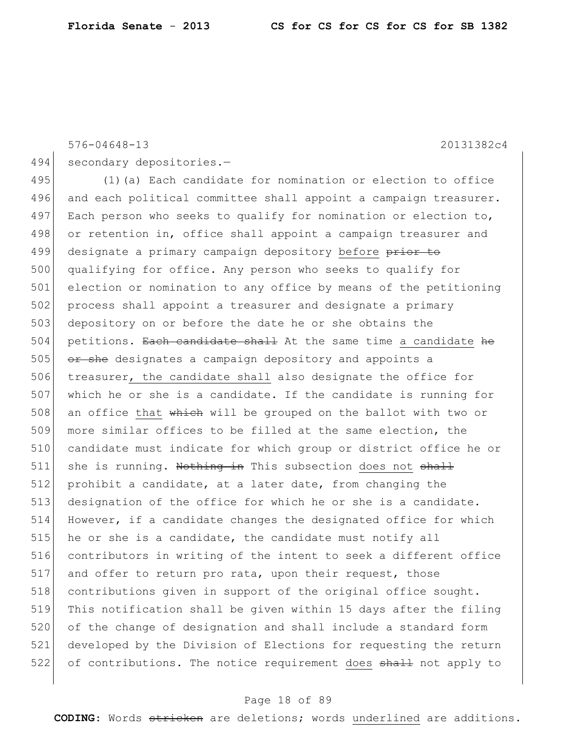secondary depositories.—

(1)(a) Each candidate for nomination or election to office and each political committee shall appoint a campaign treasurer. Each person who seeks to qualify for nomination or election to, or retention in, office shall appoint a campaign treasurer and designate a primary campaign depository <u>before</u> ~~prior to~~ qualifying for office. Any person who seeks to qualify for election or nomination to any office by means of the petitioning process shall appoint a treasurer and designate a primary depository on or before the date he or she obtains the petitions. ~~Each candidate shall~~ At the same time <u>a candidate</u> ~~he or she~~ designates a campaign depository and appoints a treasurer<u>, the candidate shall</u> also designate the office for which he or she is a candidate. If the candidate is running for an office <u>that</u> ~~which~~ will be grouped on the ballot with two or more similar offices to be filled at the same election, the candidate must indicate for which group or district office he or she is running. ~~Nothing in~~ This subsection <u>does not</u> ~~shall~~ prohibit a candidate, at a later date, from changing the designation of the office for which he or she is a candidate. However, if a candidate changes the designated office for which he or she is a candidate, the candidate must notify all contributors in writing of the intent to seek a different office and offer to return pro rata, upon their request, those contributions given in support of the original office sought. This notification shall be given within 15 days after the filing of the change of designation and shall include a standard form developed by the Division of Elections for requesting the return of contributions. The notice requirement <u>does</u> ~~shall~~ not apply to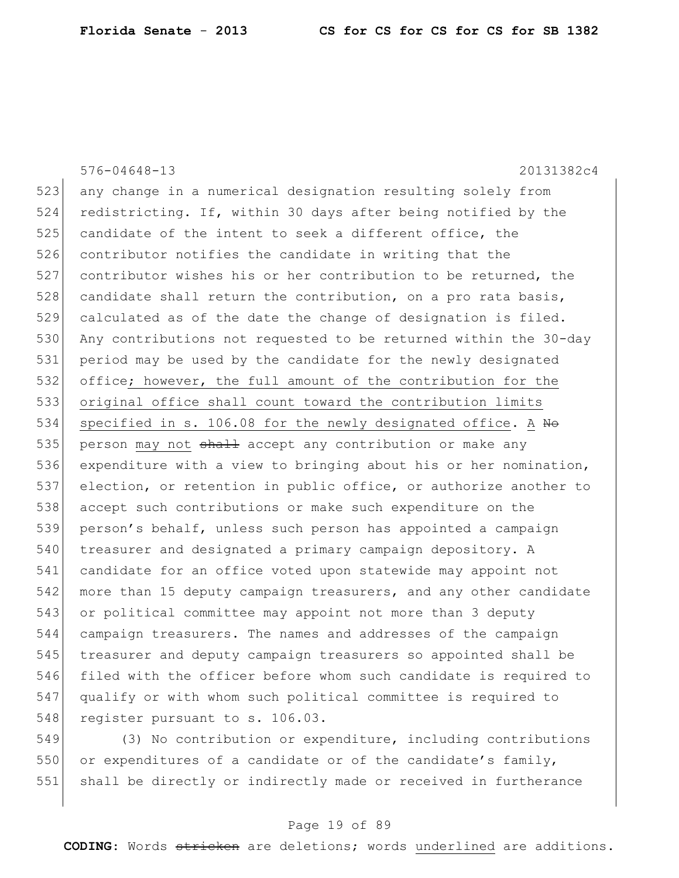any change in a numerical designation resulting solely from redistricting. If, within 30 days after being notified by the candidate of the intent to seek a different office, the contributor notifies the candidate in writing that the contributor wishes his or her contribution to be returned, the candidate shall return the contribution, on a pro rata basis, calculated as of the date the change of designation is filed. Any contributions not requested to be returned within the 30-day period may be used by the candidate for the newly designated office; however, the full amount of the contribution for the original office shall count toward the contribution limits specified in s. 106.08 for the newly designated office. A ~~No~~ person may not ~~shall~~ accept any contribution or make any expenditure with a view to bringing about his or her nomination, election, or retention in public office, or authorize another to accept such contributions or make such expenditure on the person's behalf, unless such person has appointed a campaign treasurer and designated a primary campaign depository. A candidate for an office voted upon statewide may appoint not more than 15 deputy campaign treasurers, and any other candidate or political committee may appoint not more than 3 deputy campaign treasurers. The names and addresses of the campaign treasurer and deputy campaign treasurers so appointed shall be filed with the officer before whom such candidate is required to qualify or with whom such political committee is required to register pursuant to s. 106.03.

(3) No contribution or expenditure, including contributions or expenditures of a candidate or of the candidate's family, shall be directly or indirectly made or received in furtherance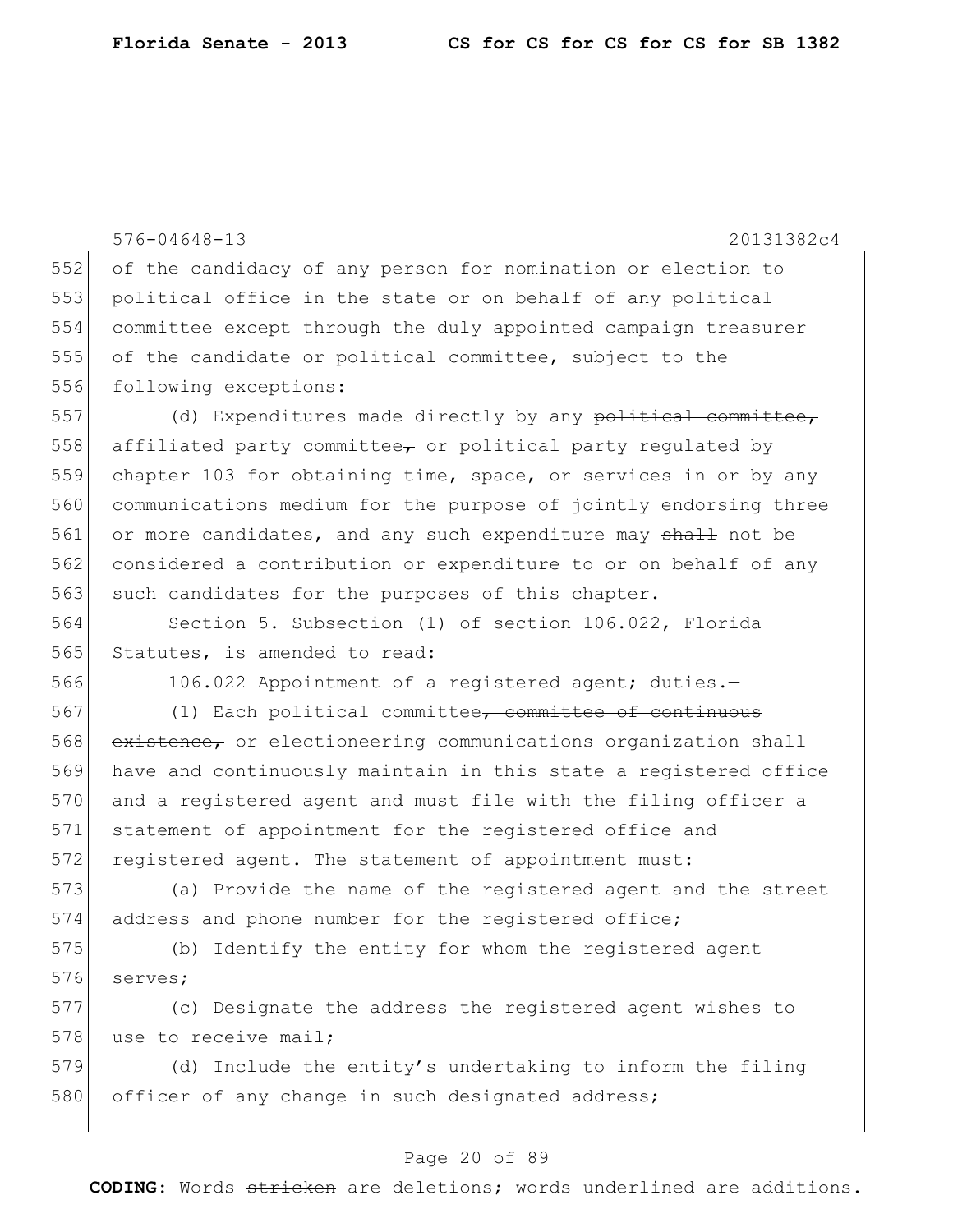576-04648-13 20131382c4

552 of the candidacy of any person for nomination or election to
553 political office in the state or on behalf of any political
554 committee except through the duly appointed campaign treasurer
555 of the candidate or political committee, subject to the
556 following exceptions:

557 (d) Expenditures made directly by any ~~political committee,~~
558 affiliated party committee~~,~~ or political party regulated by
559 chapter 103 for obtaining time, space, or services in or by any
560 communications medium for the purpose of jointly endorsing three
561 or more candidates, and any such expenditure <u>may</u> ~~shall~~ not be
562 considered a contribution or expenditure to or on behalf of any
563 such candidates for the purposes of this chapter.

564 Section 5. Subsection (1) of section 106.022, Florida
565 Statutes, is amended to read:

566 106.022 Appointment of a registered agent; duties.—

567 (1) Each political committee~~, committee of continuous~~
568 ~~existence,~~ or electioneering communications organization shall
569 have and continuously maintain in this state a registered office
570 and a registered agent and must file with the filing officer a
571 statement of appointment for the registered office and
572 registered agent. The statement of appointment must:

573 (a) Provide the name of the registered agent and the street
574 address and phone number for the registered office;

575 (b) Identify the entity for whom the registered agent
576 serves;

577 (c) Designate the address the registered agent wishes to
578 use to receive mail;

579 (d) Include the entity's undertaking to inform the filing
580 officer of any change in such designated address;

**CODING:** Words ~~stricken~~ are deletions; words <u>underlined</u> are additions.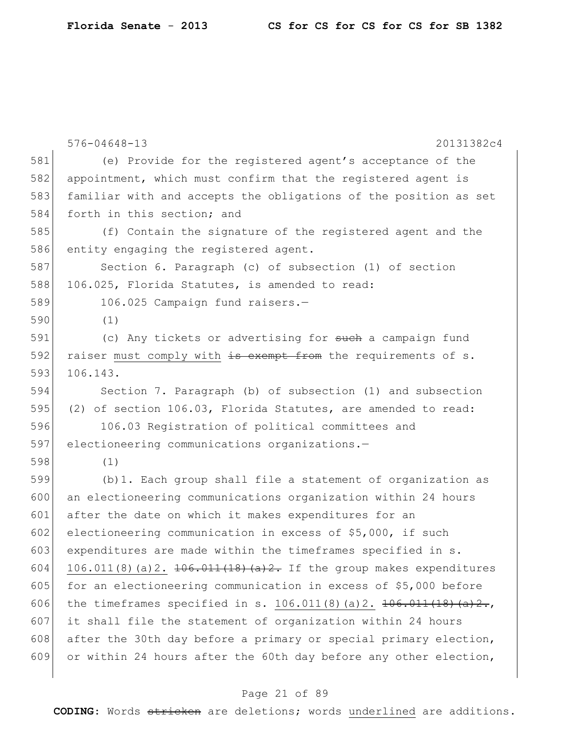576-04648-13 20131382c4

581 (e) Provide for the registered agent's acceptance of the
582 appointment, which must confirm that the registered agent is
583 familiar with and accepts the obligations of the position as set
584 forth in this section; and

585 (f) Contain the signature of the registered agent and the
586 entity engaging the registered agent.

587 Section 6. Paragraph (c) of subsection (1) of section
588 106.025, Florida Statutes, is amended to read:

589 106.025 Campaign fund raisers.—

590 (1)

591 (c) Any tickets or advertising for ~~such~~ a campaign fund
592 raiser <u>must comply with</u> ~~is exempt from~~ the requirements of s.
593 106.143.

594 Section 7. Paragraph (b) of subsection (1) and subsection
595 (2) of section 106.03, Florida Statutes, are amended to read:

596 106.03 Registration of political committees and
597 electioneering communications organizations.—

598 (1)

599 (b)1. Each group shall file a statement of organization as
600 an electioneering communications organization within 24 hours
601 after the date on which it makes expenditures for an
602 electioneering communication in excess of $5,000, if such
603 expenditures are made within the timeframes specified in s.
604 <u>106.011(8)(a)2.</u> ~~106.011(18)(a)2.~~ If the group makes expenditures
605 for an electioneering communication in excess of $5,000 before
606 the timeframes specified in s. <u>106.011(8)(a)2.</u> ~~106.011(18)(a)2.~~,
607 it shall file the statement of organization within 24 hours
608 after the 30th day before a primary or special primary election,
609 or within 24 hours after the 60th day before any other election,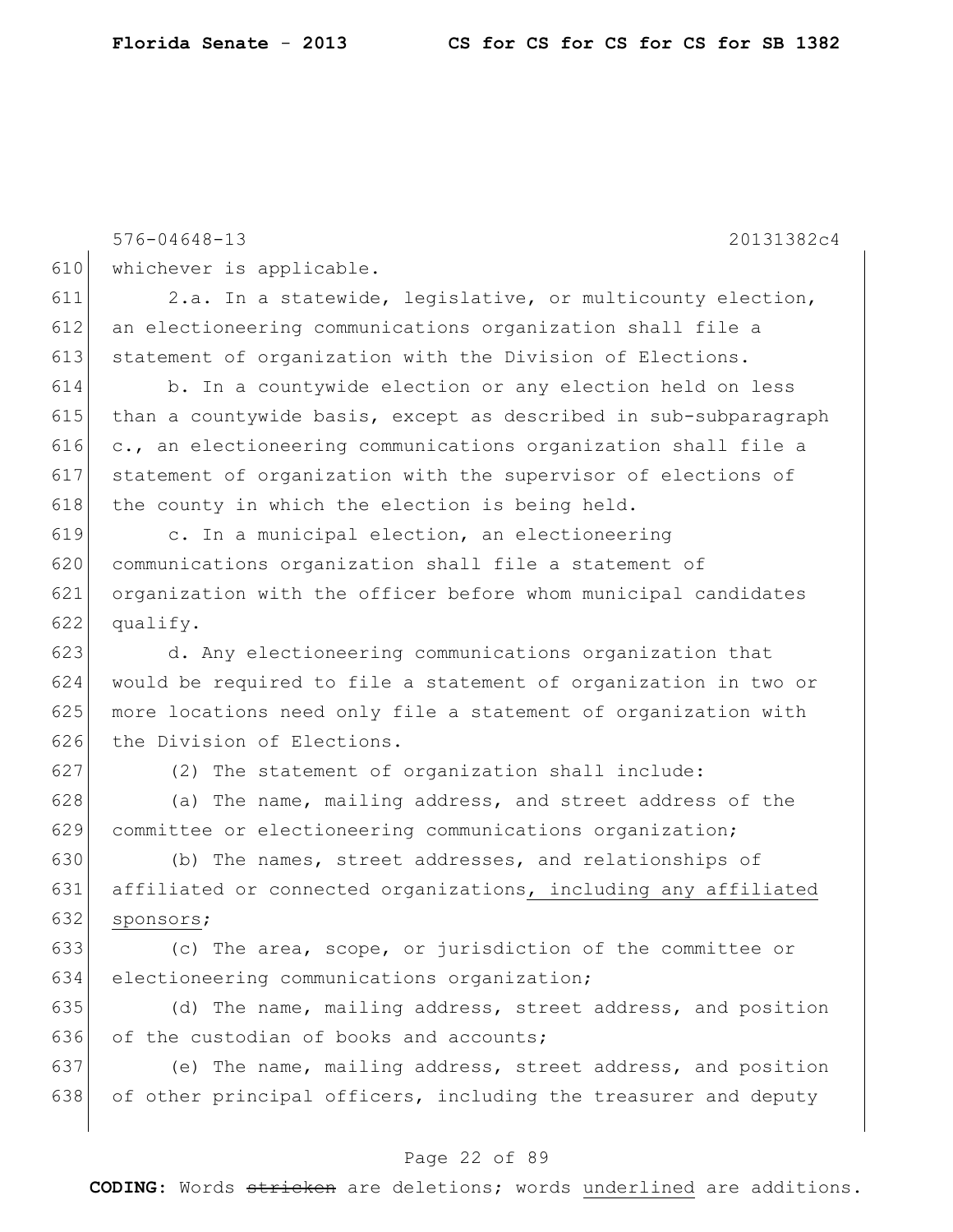whichever is applicable.

2.a. In a statewide, legislative, or multicounty election, an electioneering communications organization shall file a statement of organization with the Division of Elections.

b. In a countywide election or any election held on less than a countywide basis, except as described in sub-subparagraph c., an electioneering communications organization shall file a statement of organization with the supervisor of elections of the county in which the election is being held.

c. In a municipal election, an electioneering communications organization shall file a statement of organization with the officer before whom municipal candidates qualify.

d. Any electioneering communications organization that would be required to file a statement of organization in two or more locations need only file a statement of organization with the Division of Elections.

(2) The statement of organization shall include:

(a) The name, mailing address, and street address of the committee or electioneering communications organization;

(b) The names, street addresses, and relationships of affiliated or connected organizations<u>, including any affiliated sponsors</u>;

(c) The area, scope, or jurisdiction of the committee or electioneering communications organization;

(d) The name, mailing address, street address, and position of the custodian of books and accounts;

(e) The name, mailing address, street address, and position of other principal officers, including the treasurer and deputy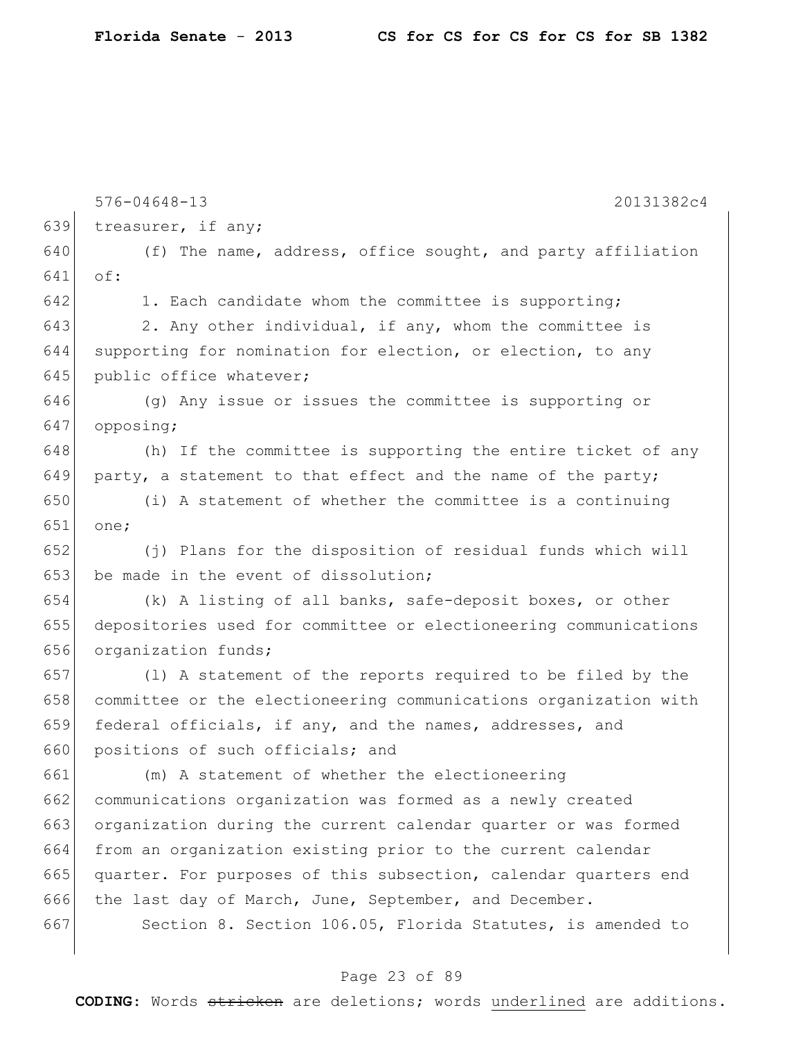576-04648-13 20131382c4

639 treasurer, if any;

640 (f) The name, address, office sought, and party affiliation
641 of:

642 1. Each candidate whom the committee is supporting;

643 2. Any other individual, if any, whom the committee is
644 supporting for nomination for election, or election, to any
645 public office whatever;

646 (g) Any issue or issues the committee is supporting or
647 opposing;

648 (h) If the committee is supporting the entire ticket of any
649 party, a statement to that effect and the name of the party;

650 (i) A statement of whether the committee is a continuing
651 one;

652 (j) Plans for the disposition of residual funds which will
653 be made in the event of dissolution;

654 (k) A listing of all banks, safe-deposit boxes, or other
655 depositories used for committee or electioneering communications
656 organization funds;

657 (l) A statement of the reports required to be filed by the
658 committee or the electioneering communications organization with
659 federal officials, if any, and the names, addresses, and
660 positions of such officials; and

661 (m) A statement of whether the electioneering
662 communications organization was formed as a newly created
663 organization during the current calendar quarter or was formed
664 from an organization existing prior to the current calendar
665 quarter. For purposes of this subsection, calendar quarters end
666 the last day of March, June, September, and December.

667 Section 8. Section 106.05, Florida Statutes, is amended to

**CODING:** Words ~~stricken~~ are deletions; words <u>underlined</u> are additions.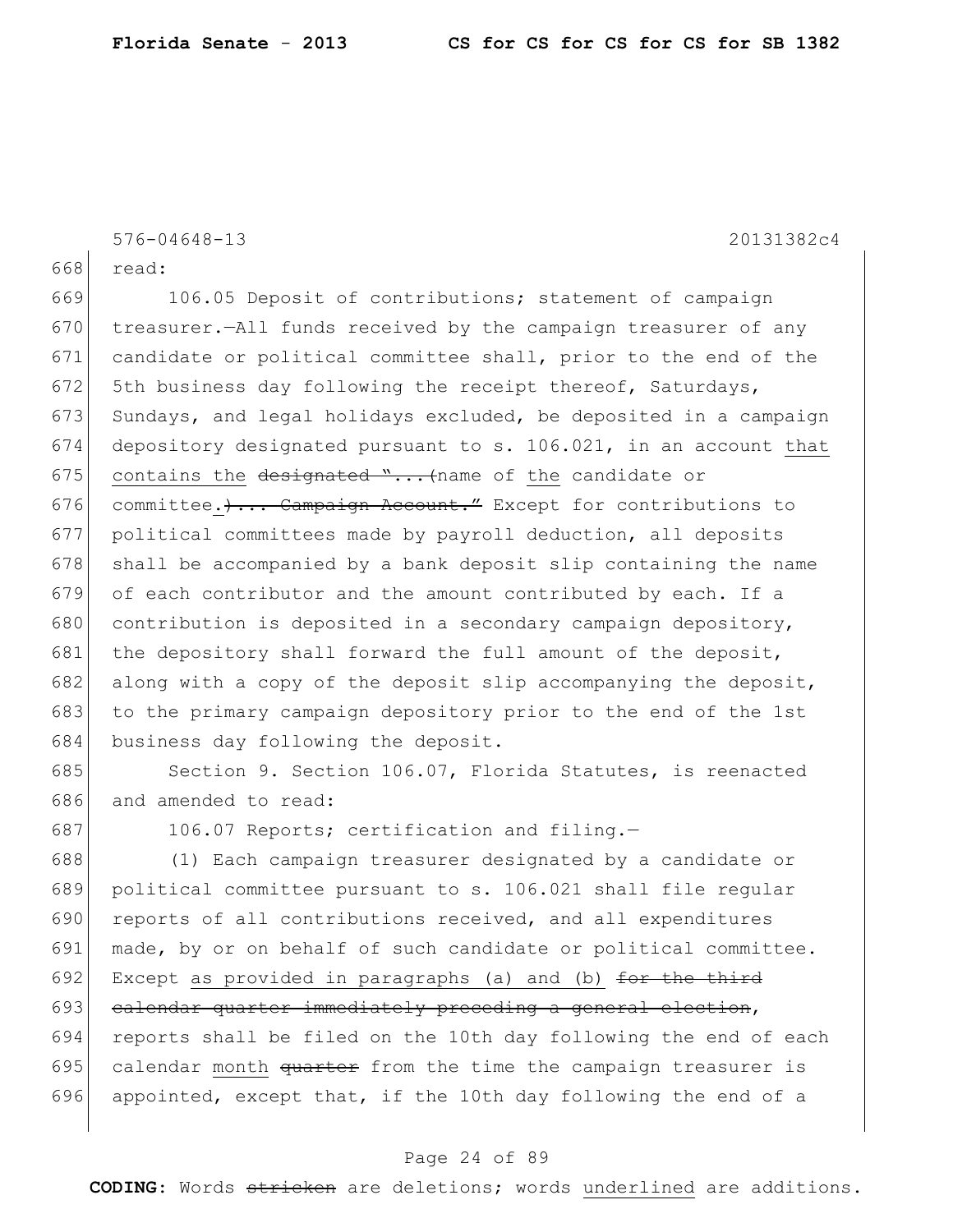read:

106.05 Deposit of contributions; statement of campaign treasurer.—All funds received by the campaign treasurer of any candidate or political committee shall, prior to the end of the 5th business day following the receipt thereof, Saturdays, Sundays, and legal holidays excluded, be deposited in a campaign depository designated pursuant to s. 106.021, in an account that contains the ~~designated "...(~~name of the candidate or committee.~~)... Campaign Account."~~ Except for contributions to political committees made by payroll deduction, all deposits shall be accompanied by a bank deposit slip containing the name of each contributor and the amount contributed by each. If a contribution is deposited in a secondary campaign depository, the depository shall forward the full amount of the deposit, along with a copy of the deposit slip accompanying the deposit, to the primary campaign depository prior to the end of the 1st business day following the deposit.

Section 9. Section 106.07, Florida Statutes, is reenacted and amended to read:

106.07 Reports; certification and filing.—

(1) Each campaign treasurer designated by a candidate or political committee pursuant to s. 106.021 shall file regular reports of all contributions received, and all expenditures made, by or on behalf of such candidate or political committee. Except as provided in paragraphs (a) and (b) ~~for the third calendar quarter immediately preceding a general election~~, reports shall be filed on the 10th day following the end of each calendar month ~~quarter~~ from the time the campaign treasurer is appointed, except that, if the 10th day following the end of a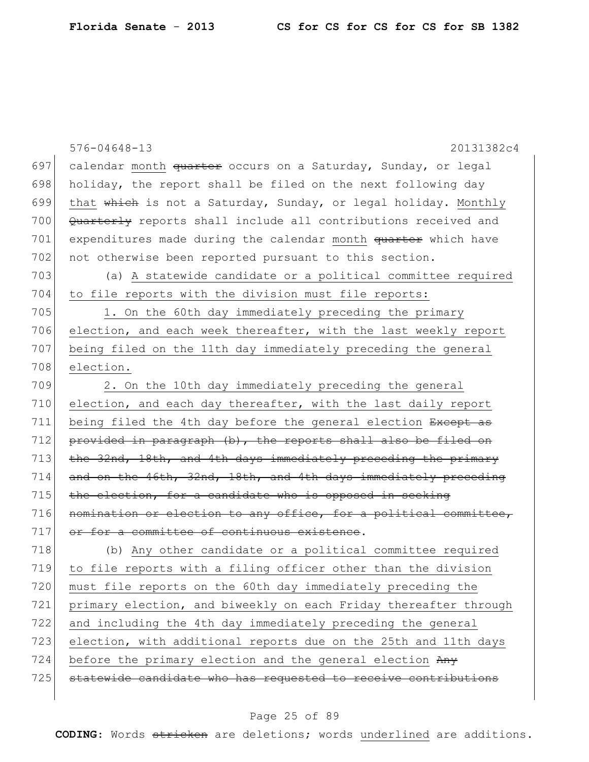576-04648-13 20131382c4

697 calendar month ~~quarter~~ occurs on a Saturday, Sunday, or legal
698 holiday, the report shall be filed on the next following day
699 that ~~which~~ is not a Saturday, Sunday, or legal holiday. Monthly
700 ~~Quarterly~~ reports shall include all contributions received and
701 expenditures made during the calendar month ~~quarter~~ which have
702 not otherwise been reported pursuant to this section.

703 (a) A statewide candidate or a political committee required
704 to file reports with the division must file reports:

705 1. On the 60th day immediately preceding the primary
706 election, and each week thereafter, with the last weekly report
707 being filed on the 11th day immediately preceding the general
708 election.

709 2. On the 10th day immediately preceding the general
710 election, and each day thereafter, with the last daily report
711 being filed the 4th day before the general election ~~Except as~~
712 ~~provided in paragraph (b), the reports shall also be filed on~~
713 ~~the 32nd, 18th, and 4th days immediately preceding the primary~~
714 ~~and on the 46th, 32nd, 18th, and 4th days immediately preceding~~
715 ~~the election, for a candidate who is opposed in seeking~~
716 ~~nomination or election to any office, for a political committee,~~
717 ~~or for a committee of continuous existence~~.

718 (b) Any other candidate or a political committee required
719 to file reports with a filing officer other than the division
720 must file reports on the 60th day immediately preceding the
721 primary election, and biweekly on each Friday thereafter through
722 and including the 4th day immediately preceding the general
723 election, with additional reports due on the 25th and 11th days
724 before the primary election and the general election ~~Any~~
725 ~~statewide candidate who has requested to receive contributions~~

**CODING:** Words ~~stricken~~ are deletions; words underlined are additions.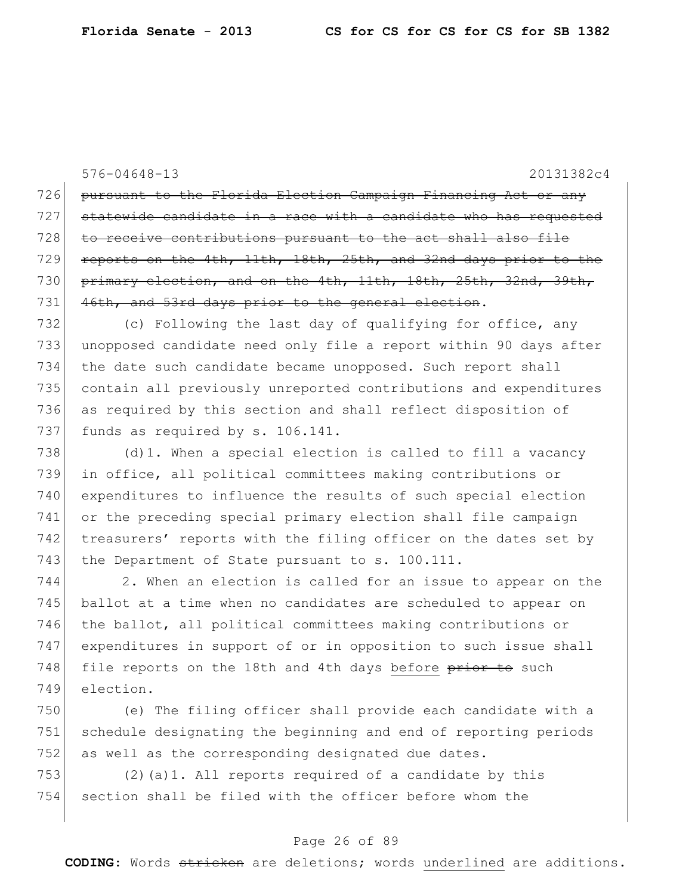576-04648-13 20131382c4

726 ~~pursuant to the Florida Election Campaign Financing Act or any~~
727 ~~statewide candidate in a race with a candidate who has requested~~
728 ~~to receive contributions pursuant to the act shall also file~~
729 ~~reports on the 4th, 11th, 18th, 25th, and 32nd days prior to the~~
730 ~~primary election, and on the 4th, 11th, 18th, 25th, 32nd, 39th,~~
731 ~~46th, and 53rd days prior to the general election~~.

732 (c) Following the last day of qualifying for office, any
733 unopposed candidate need only file a report within 90 days after
734 the date such candidate became unopposed. Such report shall
735 contain all previously unreported contributions and expenditures
736 as required by this section and shall reflect disposition of
737 funds as required by s. 106.141.

738 (d)1. When a special election is called to fill a vacancy
739 in office, all political committees making contributions or
740 expenditures to influence the results of such special election
741 or the preceding special primary election shall file campaign
742 treasurers' reports with the filing officer on the dates set by
743 the Department of State pursuant to s. 100.111.

744 2. When an election is called for an issue to appear on the
745 ballot at a time when no candidates are scheduled to appear on
746 the ballot, all political committees making contributions or
747 expenditures in support of or in opposition to such issue shall
748 file reports on the 18th and 4th days <u>before</u> ~~prior to~~ such
749 election.

750 (e) The filing officer shall provide each candidate with a
751 schedule designating the beginning and end of reporting periods
752 as well as the corresponding designated due dates.

753 (2)(a)1. All reports required of a candidate by this
754 section shall be filed with the officer before whom the

**CODING:** Words ~~stricken~~ are deletions; words <u>underlined</u> are additions.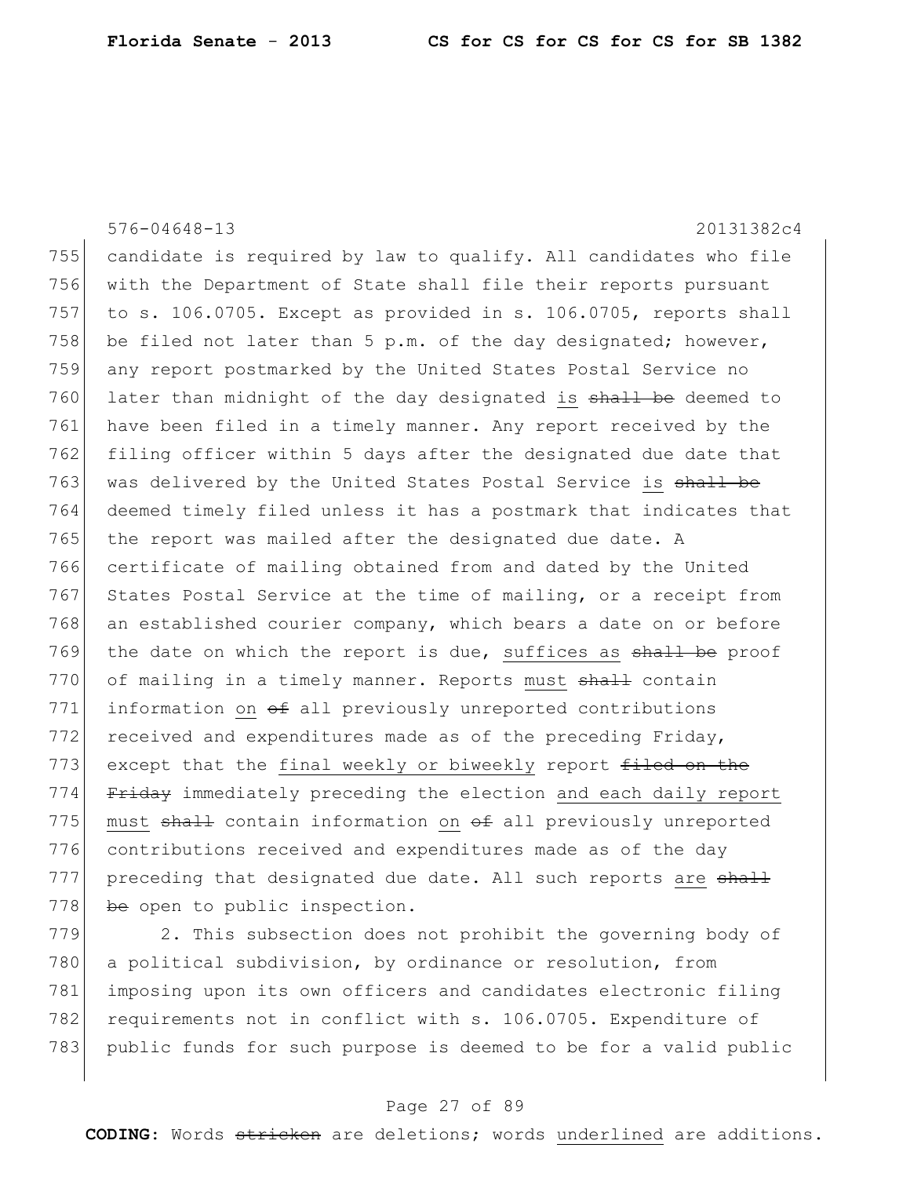576-04648-13 20131382c4

candidate is required by law to qualify. All candidates who file with the Department of State shall file their reports pursuant to s. 106.0705. Except as provided in s. 106.0705, reports shall be filed not later than 5 p.m. of the day designated; however, any report postmarked by the United States Postal Service no later than midnight of the day designated <u>is</u> ~~shall be~~ deemed to have been filed in a timely manner. Any report received by the filing officer within 5 days after the designated due date that was delivered by the United States Postal Service <u>is</u> ~~shall be~~ deemed timely filed unless it has a postmark that indicates that the report was mailed after the designated due date. A certificate of mailing obtained from and dated by the United States Postal Service at the time of mailing, or a receipt from an established courier company, which bears a date on or before the date on which the report is due, <u>suffices as</u> ~~shall be~~ proof of mailing in a timely manner. Reports <u>must</u> ~~shall~~ contain information <u>on</u> ~~of~~ all previously unreported contributions received and expenditures made as of the preceding Friday, except that the <u>final weekly or biweekly</u> report ~~filed on the Friday~~ immediately preceding the election <u>and each daily report must</u> ~~shall~~ contain information <u>on</u> ~~of~~ all previously unreported contributions received and expenditures made as of the day preceding that designated due date. All such reports <u>are</u> ~~shall be~~ open to public inspection.

2. This subsection does not prohibit the governing body of a political subdivision, by ordinance or resolution, from imposing upon its own officers and candidates electronic filing requirements not in conflict with s. 106.0705. Expenditure of public funds for such purpose is deemed to be for a valid public

**CODING:** Words ~~stricken~~ are deletions; words <u>underlined</u> are additions.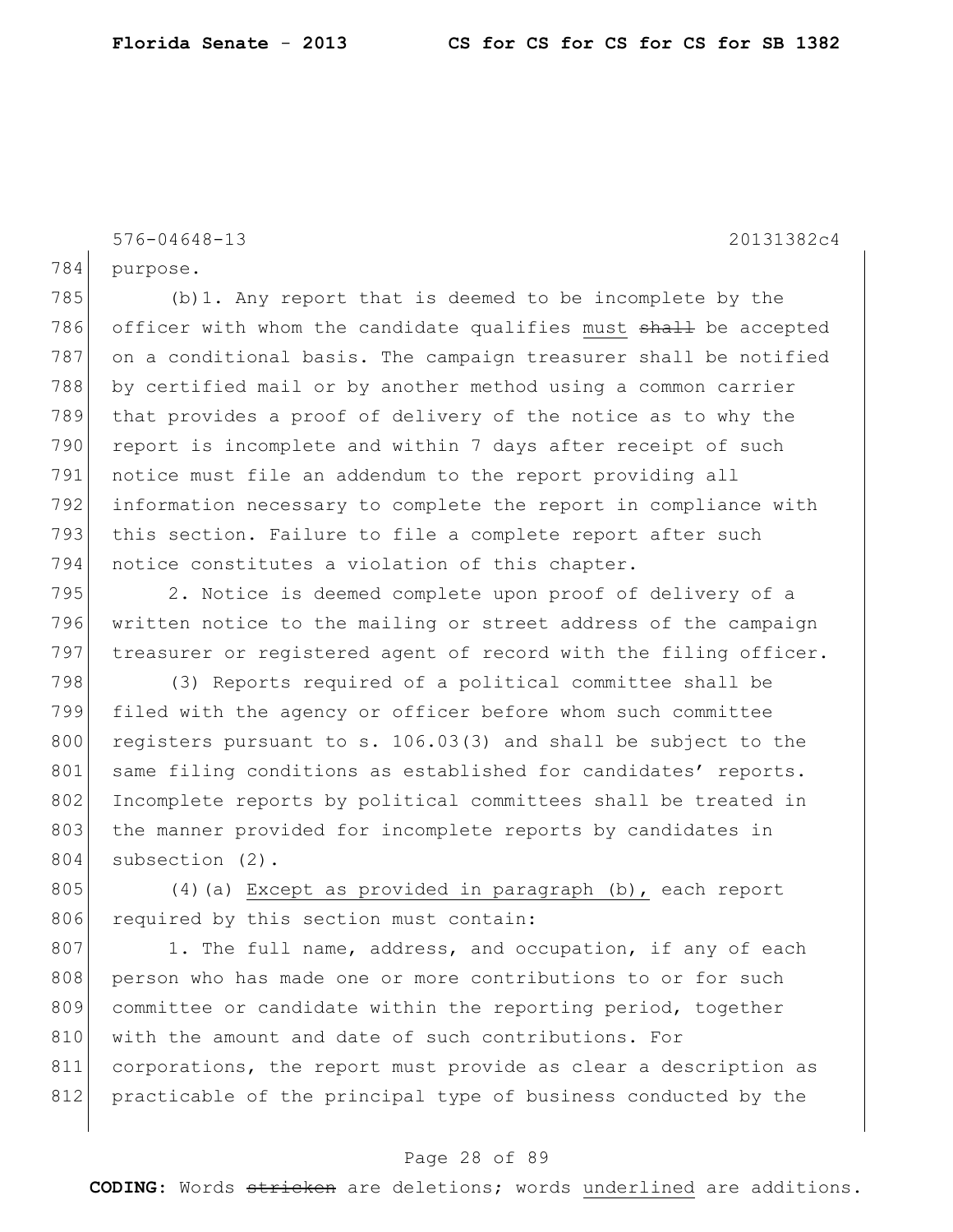576-04648-13 20131382c4

784 purpose.

785 (b)1. Any report that is deemed to be incomplete by the
786 officer with whom the candidate qualifies <u>must</u> ~~shall~~ be accepted
787 on a conditional basis. The campaign treasurer shall be notified
788 by certified mail or by another method using a common carrier
789 that provides a proof of delivery of the notice as to why the
790 report is incomplete and within 7 days after receipt of such
791 notice must file an addendum to the report providing all
792 information necessary to complete the report in compliance with
793 this section. Failure to file a complete report after such
794 notice constitutes a violation of this chapter.

795 2. Notice is deemed complete upon proof of delivery of a
796 written notice to the mailing or street address of the campaign
797 treasurer or registered agent of record with the filing officer.

798 (3) Reports required of a political committee shall be
799 filed with the agency or officer before whom such committee
800 registers pursuant to s. 106.03(3) and shall be subject to the
801 same filing conditions as established for candidates' reports.
802 Incomplete reports by political committees shall be treated in
803 the manner provided for incomplete reports by candidates in
804 subsection (2).

805 (4)(a) <u>Except as provided in paragraph (b),</u> each report
806 required by this section must contain:

807 1. The full name, address, and occupation, if any of each
808 person who has made one or more contributions to or for such
809 committee or candidate within the reporting period, together
810 with the amount and date of such contributions. For
811 corporations, the report must provide as clear a description as
812 practicable of the principal type of business conducted by the

**CODING:** Words ~~stricken~~ are deletions; words <u>underlined</u> are additions.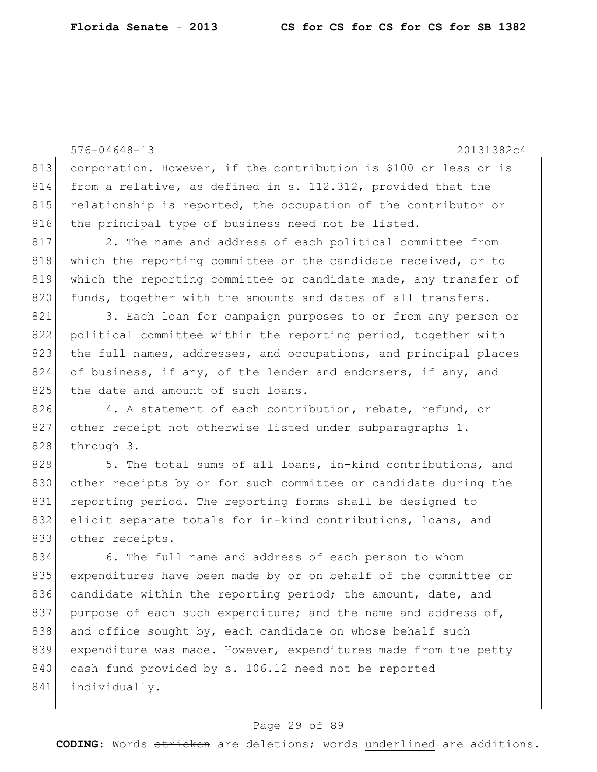corporation. However, if the contribution is $100 or less or is from a relative, as defined in s. 112.312, provided that the relationship is reported, the occupation of the contributor or the principal type of business need not be listed.

2. The name and address of each political committee from which the reporting committee or the candidate received, or to which the reporting committee or candidate made, any transfer of funds, together with the amounts and dates of all transfers.

3. Each loan for campaign purposes to or from any person or political committee within the reporting period, together with the full names, addresses, and occupations, and principal places of business, if any, of the lender and endorsers, if any, and the date and amount of such loans.

4. A statement of each contribution, rebate, refund, or other receipt not otherwise listed under subparagraphs 1. through 3.

5. The total sums of all loans, in-kind contributions, and other receipts by or for such committee or candidate during the reporting period. The reporting forms shall be designed to elicit separate totals for in-kind contributions, loans, and other receipts.

6. The full name and address of each person to whom expenditures have been made by or on behalf of the committee or candidate within the reporting period; the amount, date, and purpose of each such expenditure; and the name and address of, and office sought by, each candidate on whose behalf such expenditure was made. However, expenditures made from the petty cash fund provided by s. 106.12 need not be reported individually.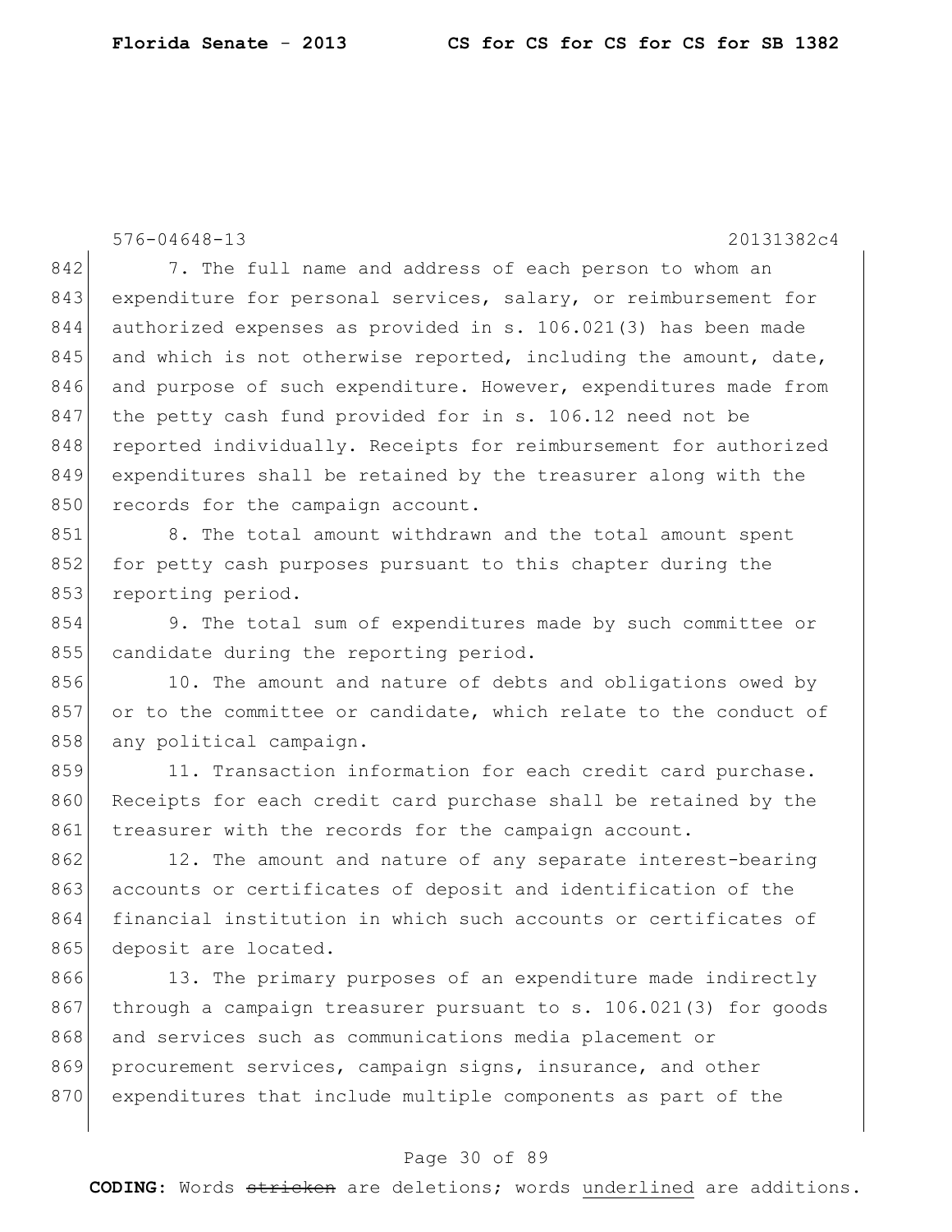7. The full name and address of each person to whom an expenditure for personal services, salary, or reimbursement for authorized expenses as provided in s. 106.021(3) has been made and which is not otherwise reported, including the amount, date, and purpose of such expenditure. However, expenditures made from the petty cash fund provided for in s. 106.12 need not be reported individually. Receipts for reimbursement for authorized expenditures shall be retained by the treasurer along with the records for the campaign account.

8. The total amount withdrawn and the total amount spent for petty cash purposes pursuant to this chapter during the reporting period.

9. The total sum of expenditures made by such committee or candidate during the reporting period.

10. The amount and nature of debts and obligations owed by or to the committee or candidate, which relate to the conduct of any political campaign.

11. Transaction information for each credit card purchase. Receipts for each credit card purchase shall be retained by the treasurer with the records for the campaign account.

12. The amount and nature of any separate interest-bearing accounts or certificates of deposit and identification of the financial institution in which such accounts or certificates of deposit are located.

13. The primary purposes of an expenditure made indirectly through a campaign treasurer pursuant to s. 106.021(3) for goods and services such as communications media placement or procurement services, campaign signs, insurance, and other expenditures that include multiple components as part of the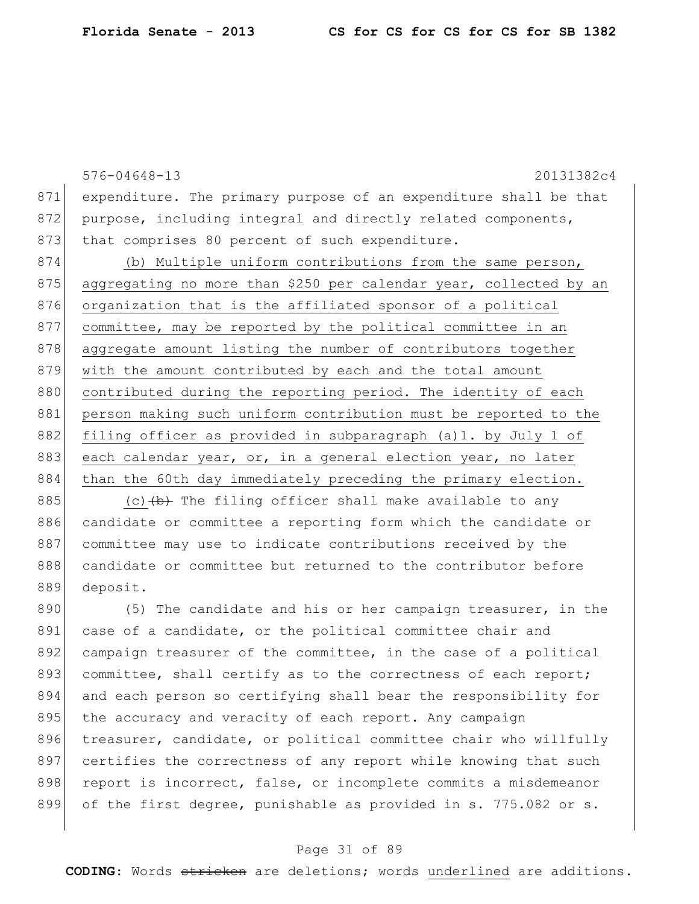expenditure. The primary purpose of an expenditure shall be that purpose, including integral and directly related components, that comprises 80 percent of such expenditure.

(b) Multiple uniform contributions from the same person, aggregating no more than $250 per calendar year, collected by an organization that is the affiliated sponsor of a political committee, may be reported by the political committee in an aggregate amount listing the number of contributors together with the amount contributed by each and the total amount contributed during the reporting period. The identity of each person making such uniform contribution must be reported to the filing officer as provided in subparagraph (a)1. by July 1 of each calendar year, or, in a general election year, no later than the 60th day immediately preceding the primary election.

(c) ~~(b)~~ The filing officer shall make available to any candidate or committee a reporting form which the candidate or committee may use to indicate contributions received by the candidate or committee but returned to the contributor before deposit.

(5) The candidate and his or her campaign treasurer, in the case of a candidate, or the political committee chair and campaign treasurer of the committee, in the case of a political committee, shall certify as to the correctness of each report; and each person so certifying shall bear the responsibility for the accuracy and veracity of each report. Any campaign treasurer, candidate, or political committee chair who willfully certifies the correctness of any report while knowing that such report is incorrect, false, or incomplete commits a misdemeanor of the first degree, punishable as provided in s. 775.082 or s.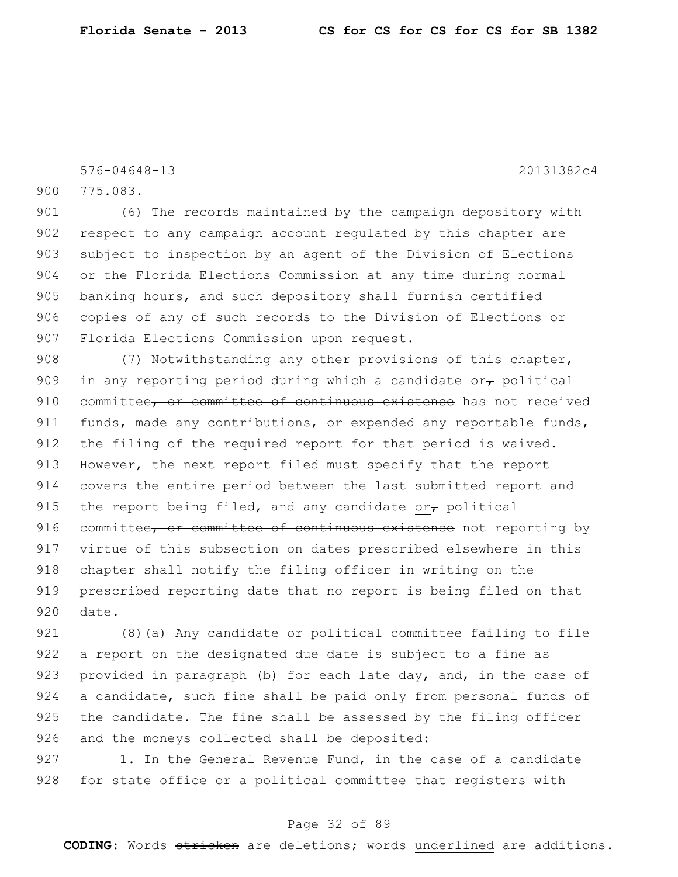775.083.

(6) The records maintained by the campaign depository with respect to any campaign account regulated by this chapter are subject to inspection by an agent of the Division of Elections or the Florida Elections Commission at any time during normal banking hours, and such depository shall furnish certified copies of any of such records to the Division of Elections or Florida Elections Commission upon request.

(7) Notwithstanding any other provisions of this chapter, in any reporting period during which a candidate <u>or</u>~~,~~ political committee~~, or committee of continuous existence~~ has not received funds, made any contributions, or expended any reportable funds, the filing of the required report for that period is waived. However, the next report filed must specify that the report covers the entire period between the last submitted report and the report being filed, and any candidate <u>or</u>~~,~~ political committee~~, or committee of continuous existence~~ not reporting by virtue of this subsection on dates prescribed elsewhere in this chapter shall notify the filing officer in writing on the prescribed reporting date that no report is being filed on that date.

(8)(a) Any candidate or political committee failing to file a report on the designated due date is subject to a fine as provided in paragraph (b) for each late day, and, in the case of a candidate, such fine shall be paid only from personal funds of the candidate. The fine shall be assessed by the filing officer and the moneys collected shall be deposited:

1. In the General Revenue Fund, in the case of a candidate for state office or a political committee that registers with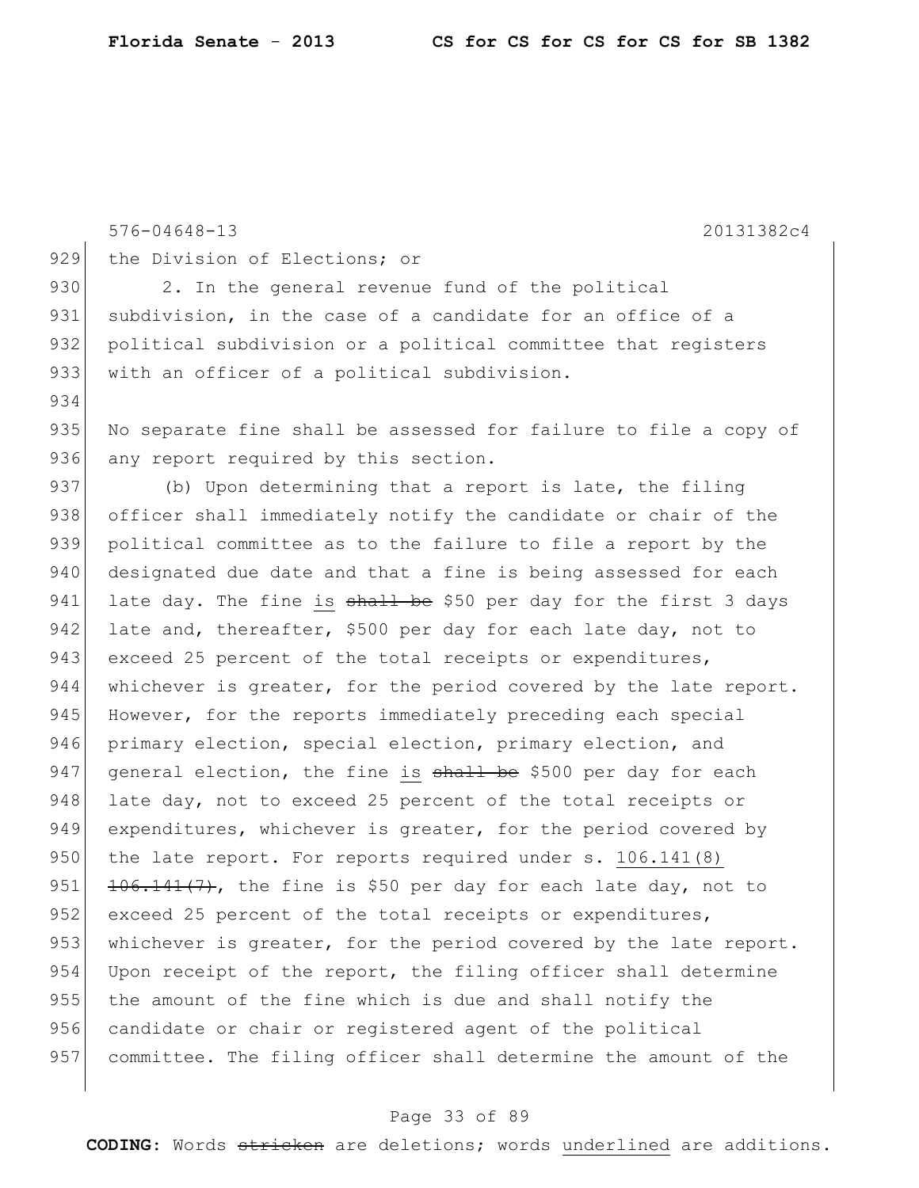the Division of Elections; or

2. In the general revenue fund of the political subdivision, in the case of a candidate for an office of a political subdivision or a political committee that registers with an officer of a political subdivision.

No separate fine shall be assessed for failure to file a copy of any report required by this section.

(b) Upon determining that a report is late, the filing officer shall immediately notify the candidate or chair of the political committee as to the failure to file a report by the designated due date and that a fine is being assessed for each late day. The fine is ~~shall be~~ $50 per day for the first 3 days late and, thereafter, $500 per day for each late day, not to exceed 25 percent of the total receipts or expenditures, whichever is greater, for the period covered by the late report. However, for the reports immediately preceding each special primary election, special election, primary election, and general election, the fine is ~~shall be~~ $500 per day for each late day, not to exceed 25 percent of the total receipts or expenditures, whichever is greater, for the period covered by the late report. For reports required under s. 106.141(8) ~~106.141(7)~~, the fine is $50 per day for each late day, not to exceed 25 percent of the total receipts or expenditures, whichever is greater, for the period covered by the late report. Upon receipt of the report, the filing officer shall determine the amount of the fine which is due and shall notify the candidate or chair or registered agent of the political committee. The filing officer shall determine the amount of the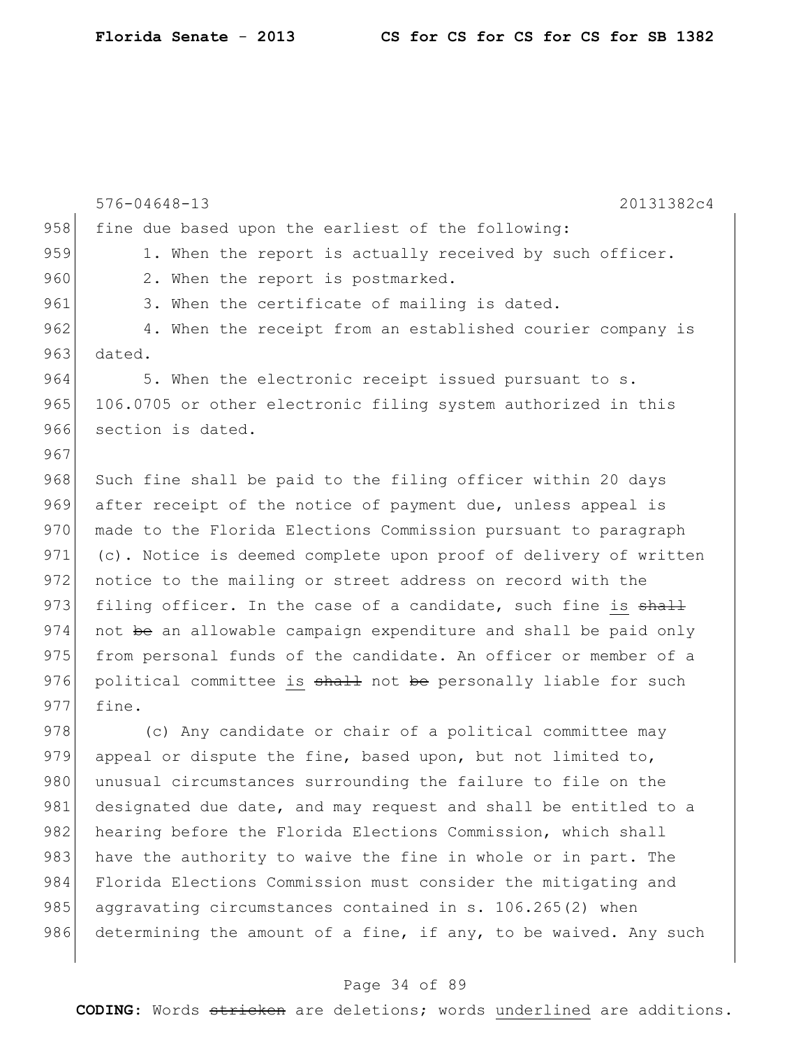fine due based upon the earliest of the following:

1. When the report is actually received by such officer.

2. When the report is postmarked.

3. When the certificate of mailing is dated.

4. When the receipt from an established courier company is dated.

5. When the electronic receipt issued pursuant to s. 106.0705 or other electronic filing system authorized in this section is dated.

Such fine shall be paid to the filing officer within 20 days after receipt of the notice of payment due, unless appeal is made to the Florida Elections Commission pursuant to paragraph (c). Notice is deemed complete upon proof of delivery of written notice to the mailing or street address on record with the filing officer. In the case of a candidate, such fine is ~~shall~~ not ~~be~~ an allowable campaign expenditure and shall be paid only from personal funds of the candidate. An officer or member of a political committee is ~~shall~~ not ~~be~~ personally liable for such fine.

(c) Any candidate or chair of a political committee may appeal or dispute the fine, based upon, but not limited to, unusual circumstances surrounding the failure to file on the designated due date, and may request and shall be entitled to a hearing before the Florida Elections Commission, which shall have the authority to waive the fine in whole or in part. The Florida Elections Commission must consider the mitigating and aggravating circumstances contained in s. 106.265(2) when determining the amount of a fine, if any, to be waived. Any such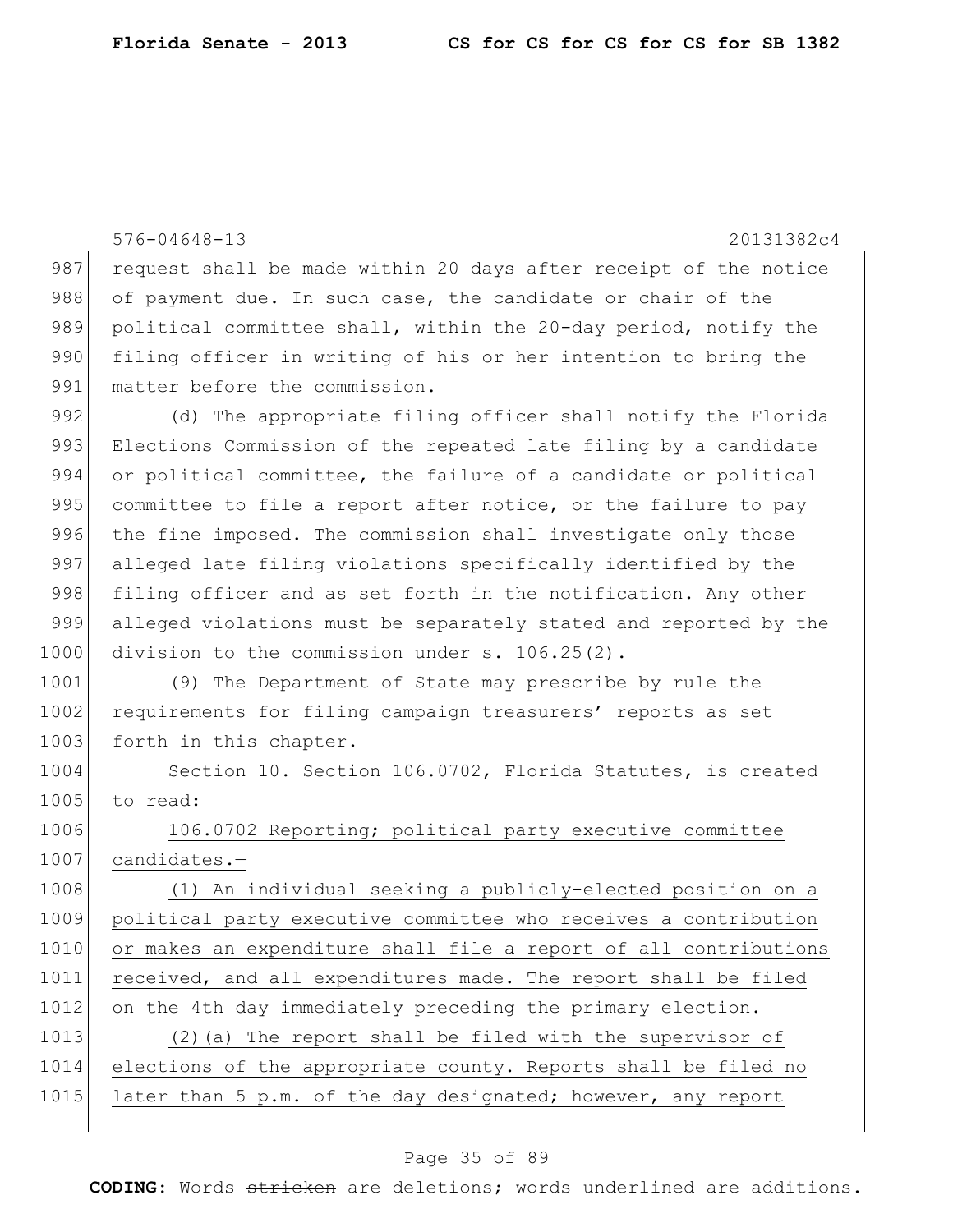576-04648-13 20131382c4

987 request shall be made within 20 days after receipt of the notice
988 of payment due. In such case, the candidate or chair of the
989 political committee shall, within the 20-day period, notify the
990 filing officer in writing of his or her intention to bring the
991 matter before the commission.

992 (d) The appropriate filing officer shall notify the Florida
993 Elections Commission of the repeated late filing by a candidate
994 or political committee, the failure of a candidate or political
995 committee to file a report after notice, or the failure to pay
996 the fine imposed. The commission shall investigate only those
997 alleged late filing violations specifically identified by the
998 filing officer and as set forth in the notification. Any other
999 alleged violations must be separately stated and reported by the
1000 division to the commission under s. 106.25(2).

1001 (9) The Department of State may prescribe by rule the
1002 requirements for filing campaign treasurers' reports as set
1003 forth in this chapter.

1004 Section 10. Section 106.0702, Florida Statutes, is created
1005 to read:

1006 <u>106.0702 Reporting; political party executive committee</u>
1007 <u>candidates.—</u>

1008 <u>(1) An individual seeking a publicly-elected position on a</u>
1009 <u>political party executive committee who receives a contribution</u>
1010 <u>or makes an expenditure shall file a report of all contributions</u>
1011 <u>received, and all expenditures made. The report shall be filed</u>
1012 <u>on the 4th day immediately preceding the primary election.</u>

1013 <u>(2)(a) The report shall be filed with the supervisor of</u>
1014 <u>elections of the appropriate county. Reports shall be filed no</u>
1015 <u>later than 5 p.m. of the day designated; however, any report</u>

**CODING:** Words ~~stricken~~ are deletions; words <u>underlined</u> are additions.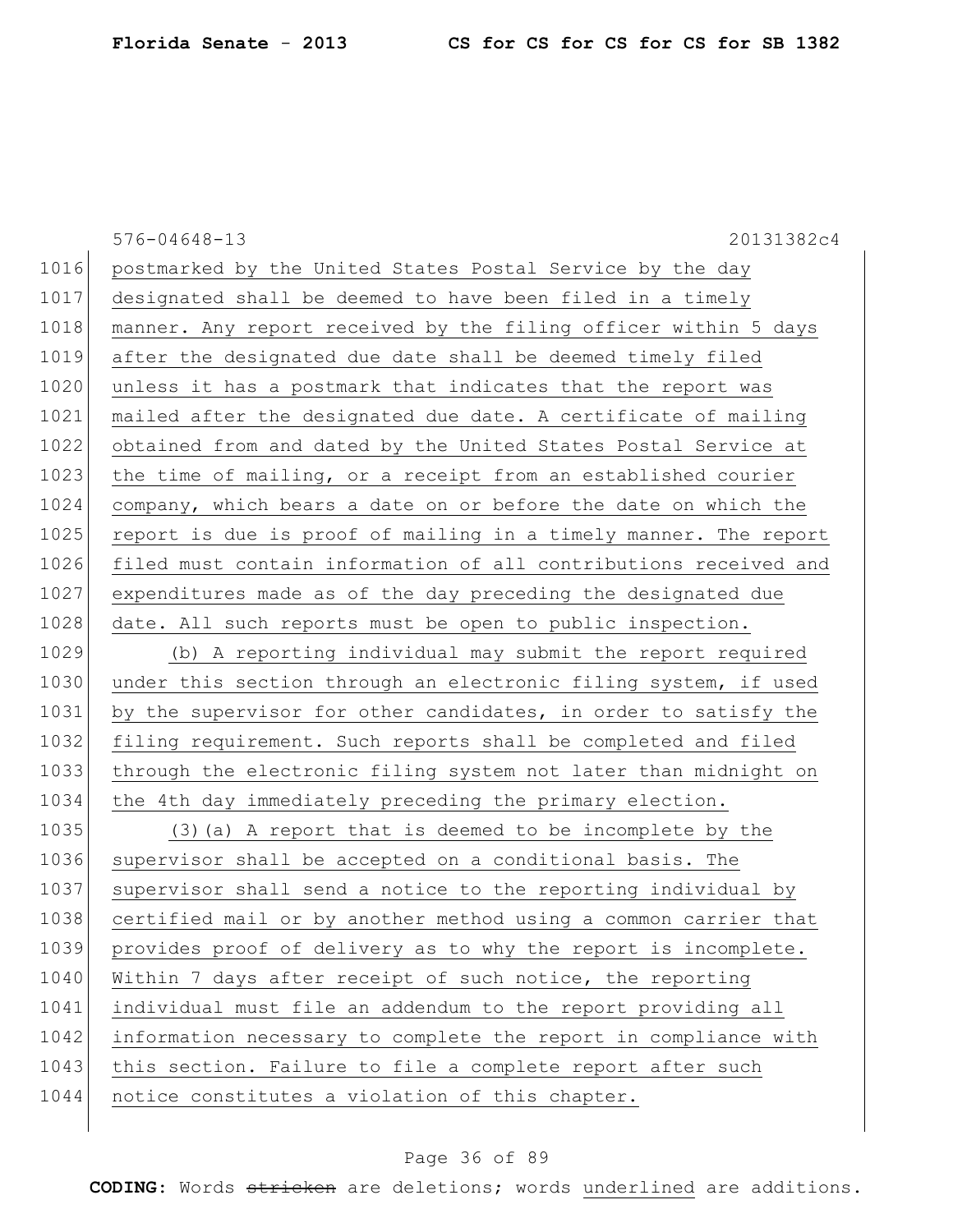postmarked by the United States Postal Service by the day designated shall be deemed to have been filed in a timely manner. Any report received by the filing officer within 5 days after the designated due date shall be deemed timely filed unless it has a postmark that indicates that the report was mailed after the designated due date. A certificate of mailing obtained from and dated by the United States Postal Service at the time of mailing, or a receipt from an established courier company, which bears a date on or before the date on which the report is due is proof of mailing in a timely manner. The report filed must contain information of all contributions received and expenditures made as of the day preceding the designated due date. All such reports must be open to public inspection.

(b) A reporting individual may submit the report required under this section through an electronic filing system, if used by the supervisor for other candidates, in order to satisfy the filing requirement. Such reports shall be completed and filed through the electronic filing system not later than midnight on the 4th day immediately preceding the primary election.

(3)(a) A report that is deemed to be incomplete by the supervisor shall be accepted on a conditional basis. The supervisor shall send a notice to the reporting individual by certified mail or by another method using a common carrier that provides proof of delivery as to why the report is incomplete. Within 7 days after receipt of such notice, the reporting individual must file an addendum to the report providing all information necessary to complete the report in compliance with this section. Failure to file a complete report after such notice constitutes a violation of this chapter.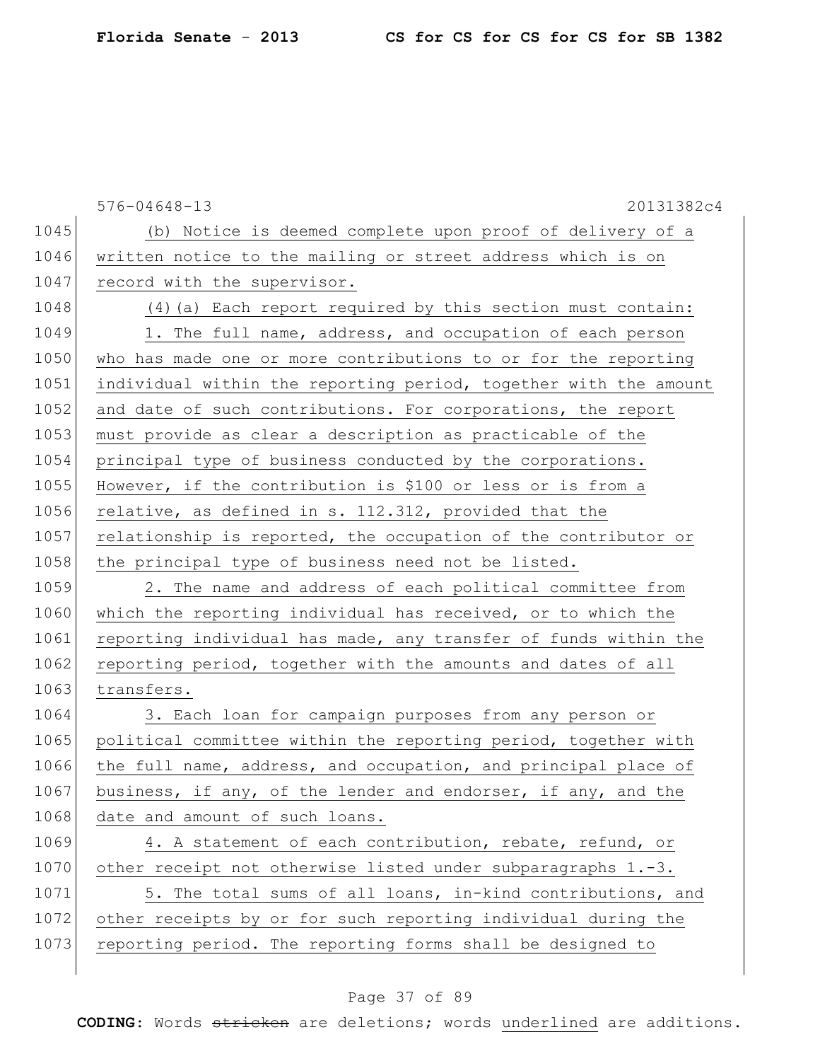(b) Notice is deemed complete upon proof of delivery of a written notice to the mailing or street address which is on record with the supervisor.

(4)(a) Each report required by this section must contain:

1. The full name, address, and occupation of each person who has made one or more contributions to or for the reporting individual within the reporting period, together with the amount and date of such contributions. For corporations, the report must provide as clear a description as practicable of the principal type of business conducted by the corporations. However, if the contribution is $100 or less or is from a relative, as defined in s. 112.312, provided that the relationship is reported, the occupation of the contributor or the principal type of business need not be listed.

2. The name and address of each political committee from which the reporting individual has received, or to which the reporting individual has made, any transfer of funds within the reporting period, together with the amounts and dates of all transfers.

3. Each loan for campaign purposes from any person or political committee within the reporting period, together with the full name, address, and occupation, and principal place of business, if any, of the lender and endorser, if any, and the date and amount of such loans.

4. A statement of each contribution, rebate, refund, or other receipt not otherwise listed under subparagraphs 1.-3.

5. The total sums of all loans, in-kind contributions, and other receipts by or for such reporting individual during the reporting period. The reporting forms shall be designed to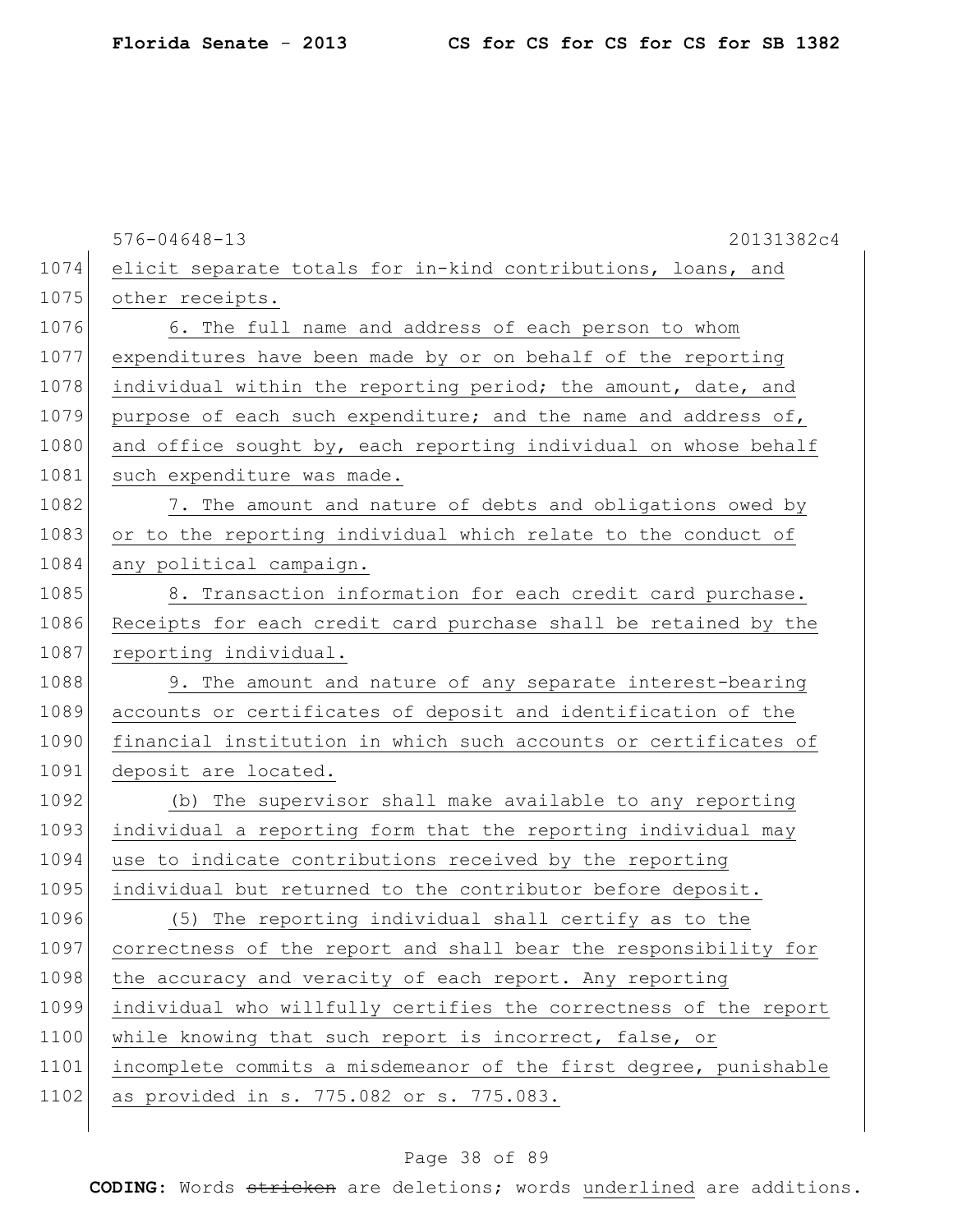elicit separate totals for in-kind contributions, loans, and other receipts.

6. The full name and address of each person to whom expenditures have been made by or on behalf of the reporting individual within the reporting period; the amount, date, and purpose of each such expenditure; and the name and address of, and office sought by, each reporting individual on whose behalf such expenditure was made.

7. The amount and nature of debts and obligations owed by or to the reporting individual which relate to the conduct of any political campaign.

8. Transaction information for each credit card purchase. Receipts for each credit card purchase shall be retained by the reporting individual.

9. The amount and nature of any separate interest-bearing accounts or certificates of deposit and identification of the financial institution in which such accounts or certificates of deposit are located.

(b) The supervisor shall make available to any reporting individual a reporting form that the reporting individual may use to indicate contributions received by the reporting individual but returned to the contributor before deposit.

(5) The reporting individual shall certify as to the correctness of the report and shall bear the responsibility for the accuracy and veracity of each report. Any reporting individual who willfully certifies the correctness of the report while knowing that such report is incorrect, false, or incomplete commits a misdemeanor of the first degree, punishable as provided in s. 775.082 or s. 775.083.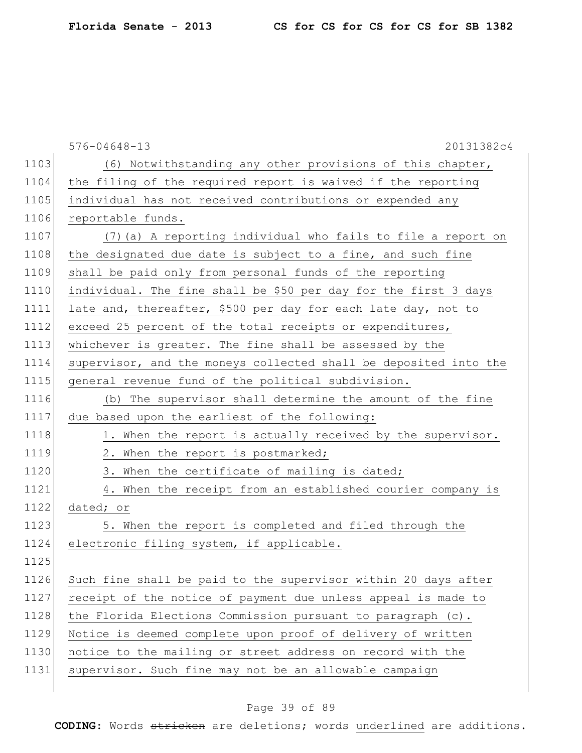(6) Notwithstanding any other provisions of this chapter, the filing of the required report is waived if the reporting individual has not received contributions or expended any reportable funds.

(7)(a) A reporting individual who fails to file a report on the designated due date is subject to a fine, and such fine shall be paid only from personal funds of the reporting individual. The fine shall be $50 per day for the first 3 days late and, thereafter, $500 per day for each late day, not to exceed 25 percent of the total receipts or expenditures, whichever is greater. The fine shall be assessed by the supervisor, and the moneys collected shall be deposited into the general revenue fund of the political subdivision.

(b) The supervisor shall determine the amount of the fine due based upon the earliest of the following:

1. When the report is actually received by the supervisor.

2. When the report is postmarked;

3. When the certificate of mailing is dated;

4. When the receipt from an established courier company is dated; or

5. When the report is completed and filed through the electronic filing system, if applicable.

Such fine shall be paid to the supervisor within 20 days after receipt of the notice of payment due unless appeal is made to the Florida Elections Commission pursuant to paragraph (c). Notice is deemed complete upon proof of delivery of written notice to the mailing or street address on record with the supervisor. Such fine may not be an allowable campaign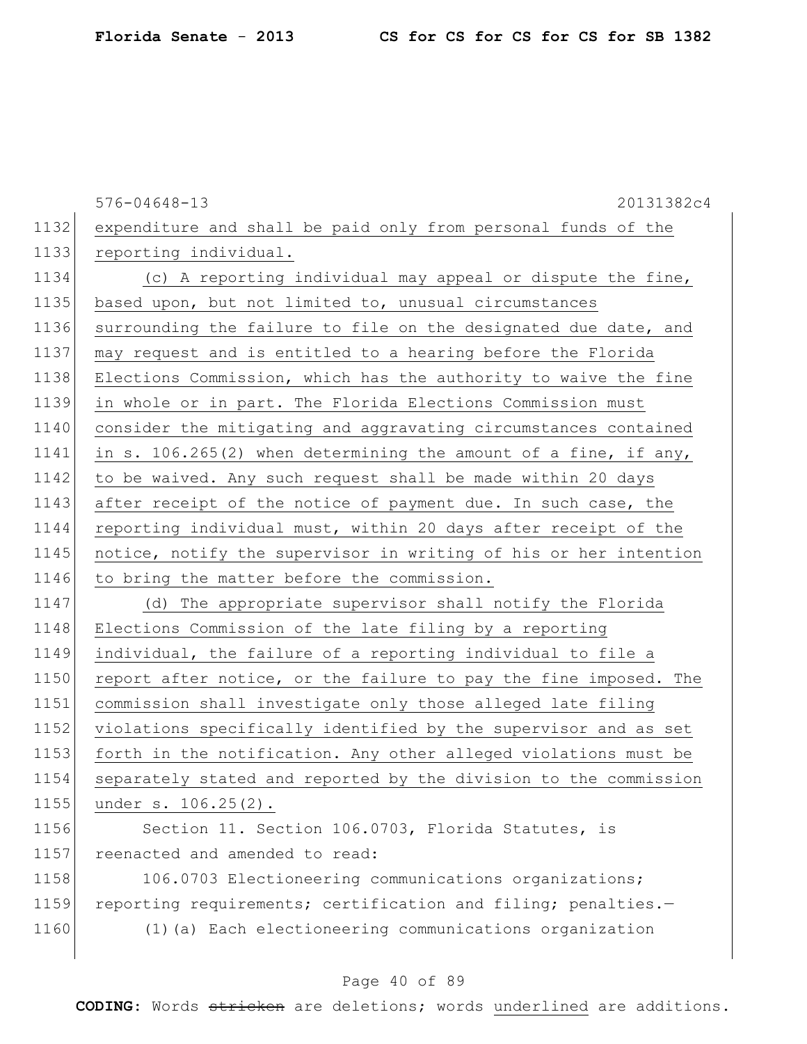expenditure and shall be paid only from personal funds of the reporting individual.

(c) A reporting individual may appeal or dispute the fine, based upon, but not limited to, unusual circumstances surrounding the failure to file on the designated due date, and may request and is entitled to a hearing before the Florida Elections Commission, which has the authority to waive the fine in whole or in part. The Florida Elections Commission must consider the mitigating and aggravating circumstances contained in s. 106.265(2) when determining the amount of a fine, if any, to be waived. Any such request shall be made within 20 days after receipt of the notice of payment due. In such case, the reporting individual must, within 20 days after receipt of the notice, notify the supervisor in writing of his or her intention to bring the matter before the commission.

(d) The appropriate supervisor shall notify the Florida Elections Commission of the late filing by a reporting individual, the failure of a reporting individual to file a report after notice, or the failure to pay the fine imposed. The commission shall investigate only those alleged late filing violations specifically identified by the supervisor and as set forth in the notification. Any other alleged violations must be separately stated and reported by the division to the commission under s. 106.25(2).

Section 11. Section 106.0703, Florida Statutes, is reenacted and amended to read:

106.0703 Electioneering communications organizations; reporting requirements; certification and filing; penalties.—

(1)(a) Each electioneering communications organization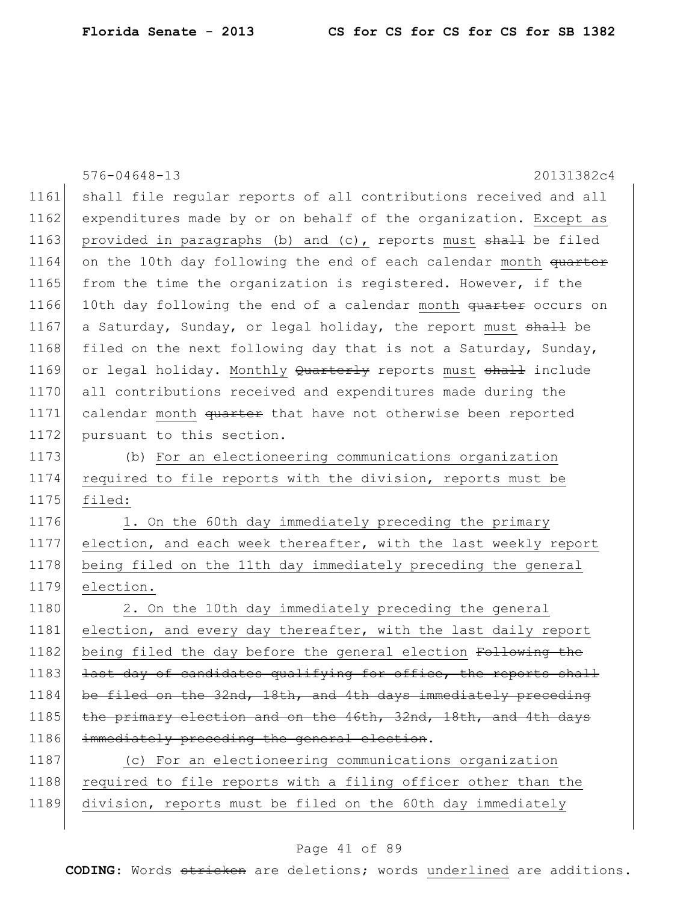shall file regular reports of all contributions received and all expenditures made by or on behalf of the organization. <u>Except as provided in paragraphs (b) and (c),</u> reports <u>must</u> ~~shall~~ be filed on the 10th day following the end of each calendar <u>month</u> ~~quarter~~ from the time the organization is registered. However, if the 10th day following the end of a calendar <u>month</u> ~~quarter~~ occurs on a Saturday, Sunday, or legal holiday, the report <u>must</u> ~~shall~~ be filed on the next following day that is not a Saturday, Sunday, or legal holiday. <u>Monthly</u> ~~Quarterly~~ reports <u>must</u> ~~shall~~ include all contributions received and expenditures made during the calendar <u>month</u> ~~quarter~~ that have not otherwise been reported pursuant to this section.

(b) <u>For an electioneering communications organization required to file reports with the division, reports must be filed:</u>

<u>1. On the 60th day immediately preceding the primary election, and each week thereafter, with the last weekly report being filed on the 11th day immediately preceding the general election.</u>

<u>2. On the 10th day immediately preceding the general election, and every day thereafter, with the last daily report being filed the day before the general election</u> ~~Following the last day of candidates qualifying for office, the reports shall be filed on the 32nd, 18th, and 4th days immediately preceding the primary election and on the 46th, 32nd, 18th, and 4th days immediately preceding the general election~~.

<u>(c) For an electioneering communications organization required to file reports with a filing officer other than the division, reports must be filed on the 60th day immediately</u>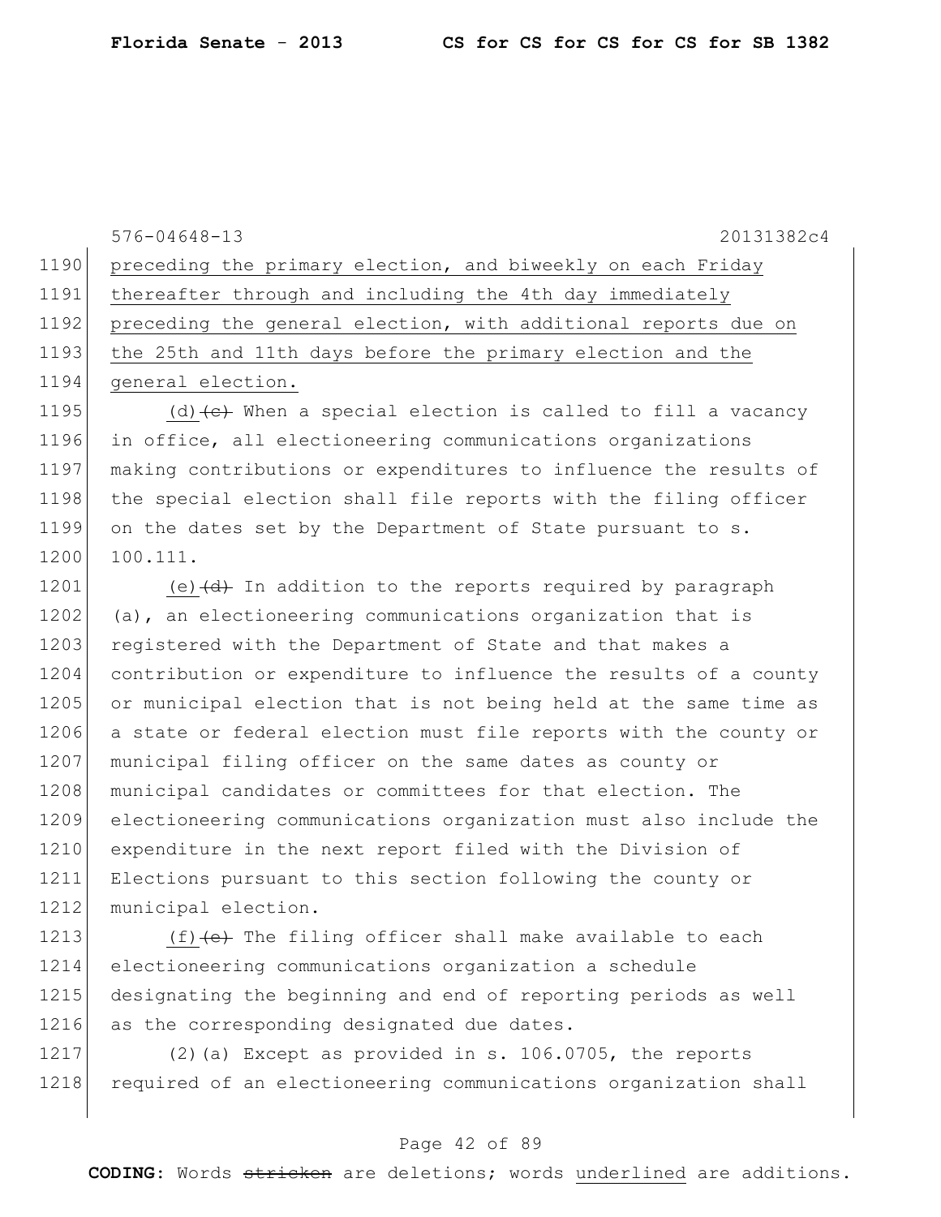preceding the primary election, and biweekly on each Friday thereafter through and including the 4th day immediately preceding the general election, with additional reports due on the 25th and 11th days before the primary election and the general election.

(d) ~~(c)~~ When a special election is called to fill a vacancy in office, all electioneering communications organizations making contributions or expenditures to influence the results of the special election shall file reports with the filing officer on the dates set by the Department of State pursuant to s. 100.111.

(e) ~~(d)~~ In addition to the reports required by paragraph (a), an electioneering communications organization that is registered with the Department of State and that makes a contribution or expenditure to influence the results of a county or municipal election that is not being held at the same time as a state or federal election must file reports with the county or municipal filing officer on the same dates as county or municipal candidates or committees for that election. The electioneering communications organization must also include the expenditure in the next report filed with the Division of Elections pursuant to this section following the county or municipal election.

(f) ~~(e)~~ The filing officer shall make available to each electioneering communications organization a schedule designating the beginning and end of reporting periods as well as the corresponding designated due dates.

(2)(a) Except as provided in s. 106.0705, the reports required of an electioneering communications organization shall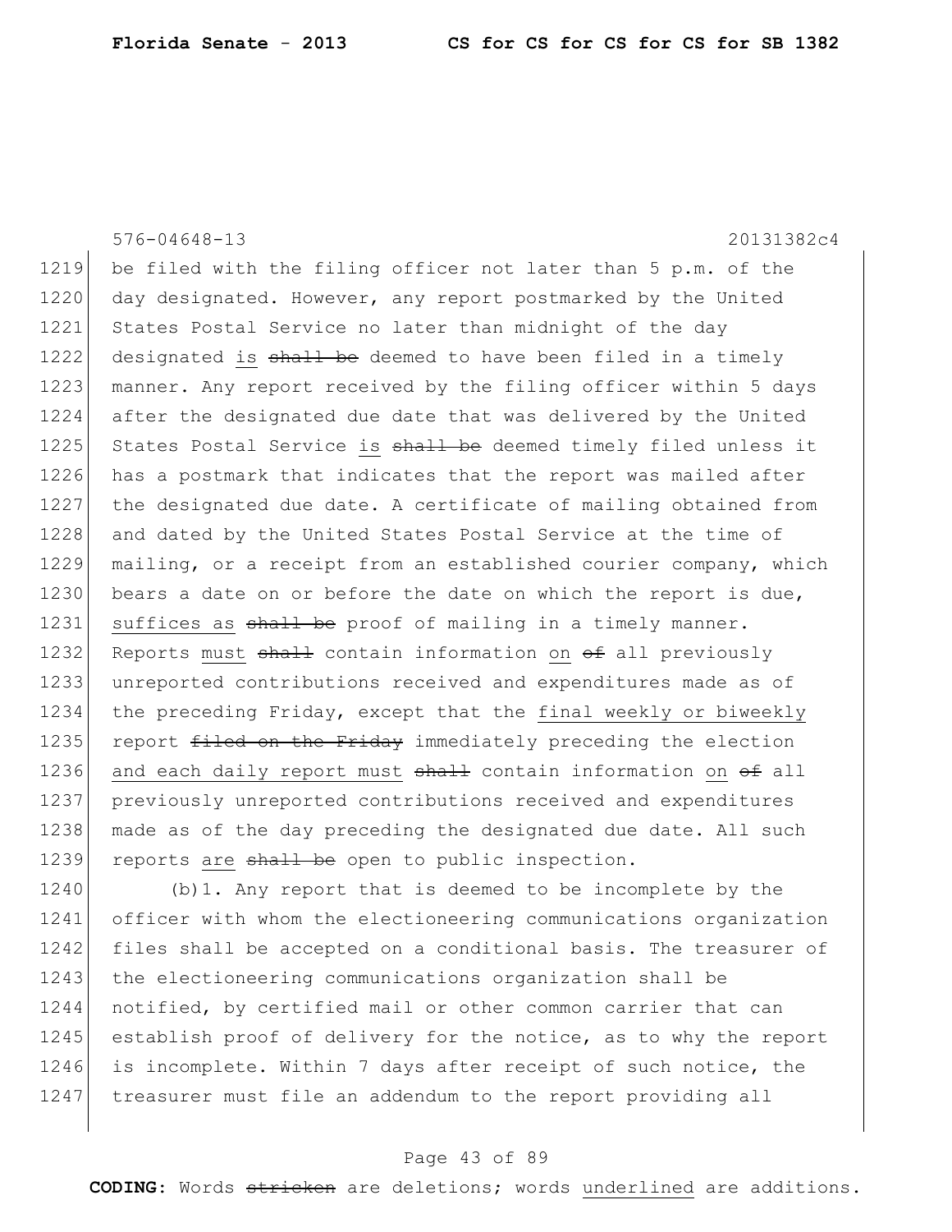576-04648-13 20131382c4

1219 be filed with the filing officer not later than 5 p.m. of the
1220 day designated. However, any report postmarked by the United
1221 States Postal Service no later than midnight of the day
1222 designated is ~~shall be~~ deemed to have been filed in a timely
1223 manner. Any report received by the filing officer within 5 days
1224 after the designated due date that was delivered by the United
1225 States Postal Service is ~~shall be~~ deemed timely filed unless it
1226 has a postmark that indicates that the report was mailed after
1227 the designated due date. A certificate of mailing obtained from
1228 and dated by the United States Postal Service at the time of
1229 mailing, or a receipt from an established courier company, which
1230 bears a date on or before the date on which the report is due,
1231 suffices as ~~shall be~~ proof of mailing in a timely manner.
1232 Reports must ~~shall~~ contain information on ~~of~~ all previously
1233 unreported contributions received and expenditures made as of
1234 the preceding Friday, except that the final weekly or biweekly
1235 report ~~filed on the Friday~~ immediately preceding the election
1236 and each daily report must ~~shall~~ contain information on ~~of~~ all
1237 previously unreported contributions received and expenditures
1238 made as of the day preceding the designated due date. All such
1239 reports are ~~shall be~~ open to public inspection.

1240 (b)1. Any report that is deemed to be incomplete by the
1241 officer with whom the electioneering communications organization
1242 files shall be accepted on a conditional basis. The treasurer of
1243 the electioneering communications organization shall be
1244 notified, by certified mail or other common carrier that can
1245 establish proof of delivery for the notice, as to why the report
1246 is incomplete. Within 7 days after receipt of such notice, the
1247 treasurer must file an addendum to the report providing all

**CODING:** Words ~~stricken~~ are deletions; words underlined are additions.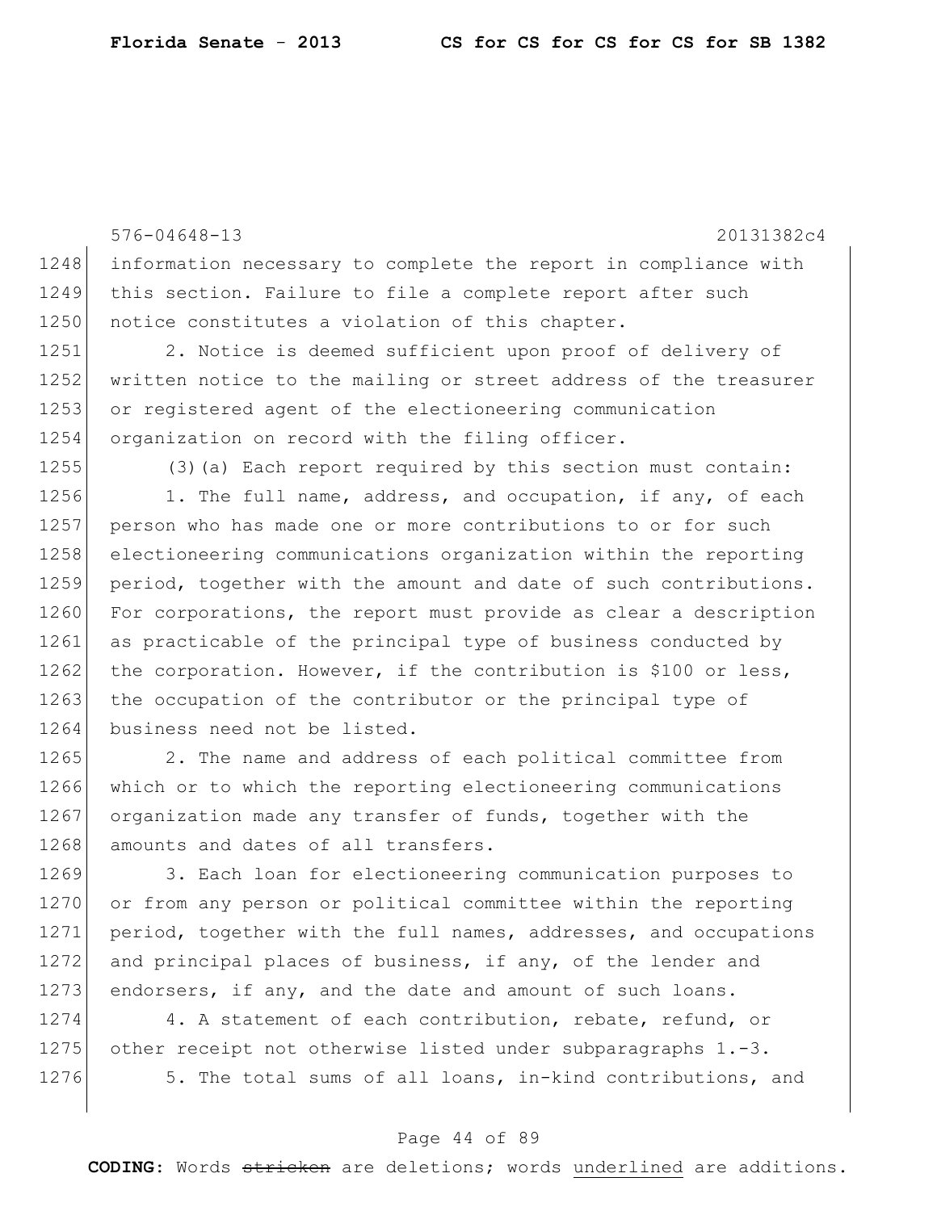information necessary to complete the report in compliance with this section. Failure to file a complete report after such notice constitutes a violation of this chapter.

2. Notice is deemed sufficient upon proof of delivery of written notice to the mailing or street address of the treasurer or registered agent of the electioneering communication organization on record with the filing officer.

(3)(a) Each report required by this section must contain:

1. The full name, address, and occupation, if any, of each person who has made one or more contributions to or for such electioneering communications organization within the reporting period, together with the amount and date of such contributions. For corporations, the report must provide as clear a description as practicable of the principal type of business conducted by the corporation. However, if the contribution is $100 or less, the occupation of the contributor or the principal type of business need not be listed.

2. The name and address of each political committee from which or to which the reporting electioneering communications organization made any transfer of funds, together with the amounts and dates of all transfers.

3. Each loan for electioneering communication purposes to or from any person or political committee within the reporting period, together with the full names, addresses, and occupations and principal places of business, if any, of the lender and endorsers, if any, and the date and amount of such loans.

4. A statement of each contribution, rebate, refund, or other receipt not otherwise listed under subparagraphs 1.-3.

5. The total sums of all loans, in-kind contributions, and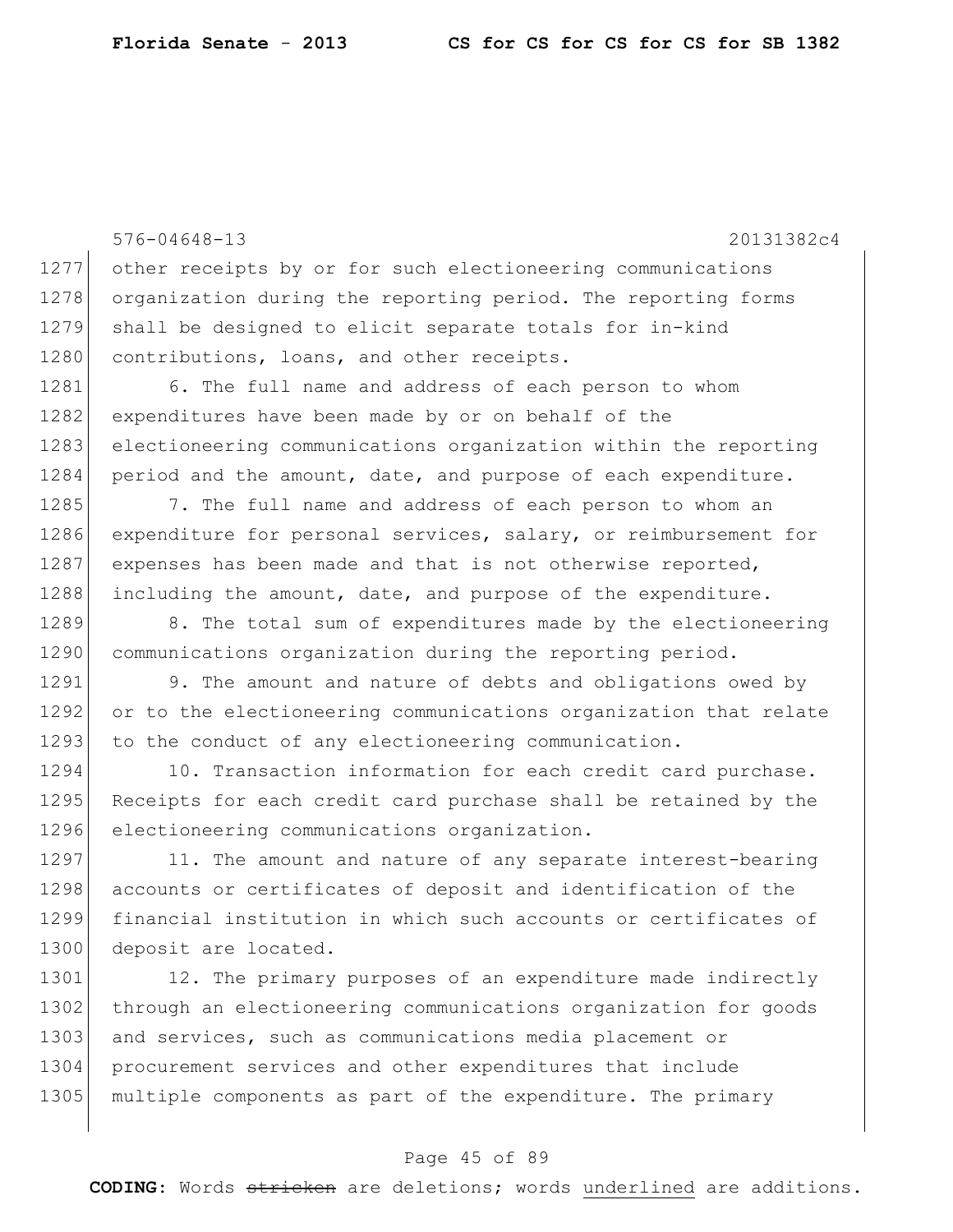other receipts by or for such electioneering communications organization during the reporting period. The reporting forms shall be designed to elicit separate totals for in-kind contributions, loans, and other receipts.

6. The full name and address of each person to whom expenditures have been made by or on behalf of the electioneering communications organization within the reporting period and the amount, date, and purpose of each expenditure.

7. The full name and address of each person to whom an expenditure for personal services, salary, or reimbursement for expenses has been made and that is not otherwise reported, including the amount, date, and purpose of the expenditure.

8. The total sum of expenditures made by the electioneering communications organization during the reporting period.

9. The amount and nature of debts and obligations owed by or to the electioneering communications organization that relate to the conduct of any electioneering communication.

10. Transaction information for each credit card purchase. Receipts for each credit card purchase shall be retained by the electioneering communications organization.

11. The amount and nature of any separate interest-bearing accounts or certificates of deposit and identification of the financial institution in which such accounts or certificates of deposit are located.

12. The primary purposes of an expenditure made indirectly through an electioneering communications organization for goods and services, such as communications media placement or procurement services and other expenditures that include multiple components as part of the expenditure. The primary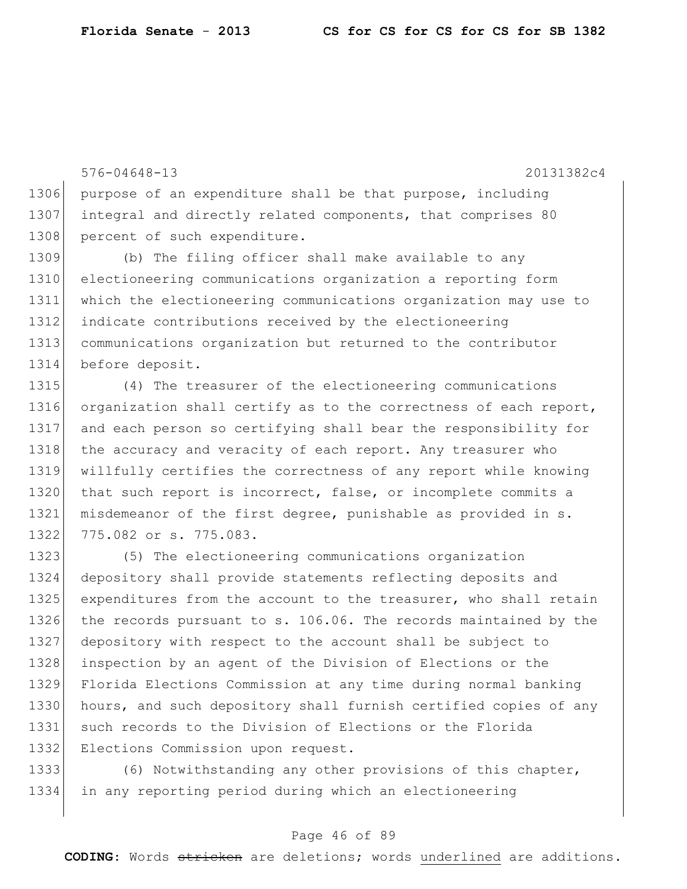purpose of an expenditure shall be that purpose, including integral and directly related components, that comprises 80 percent of such expenditure.

(b) The filing officer shall make available to any electioneering communications organization a reporting form which the electioneering communications organization may use to indicate contributions received by the electioneering communications organization but returned to the contributor before deposit.

(4) The treasurer of the electioneering communications organization shall certify as to the correctness of each report, and each person so certifying shall bear the responsibility for the accuracy and veracity of each report. Any treasurer who willfully certifies the correctness of any report while knowing that such report is incorrect, false, or incomplete commits a misdemeanor of the first degree, punishable as provided in s. 775.082 or s. 775.083.

(5) The electioneering communications organization depository shall provide statements reflecting deposits and expenditures from the account to the treasurer, who shall retain the records pursuant to s. 106.06. The records maintained by the depository with respect to the account shall be subject to inspection by an agent of the Division of Elections or the Florida Elections Commission at any time during normal banking hours, and such depository shall furnish certified copies of any such records to the Division of Elections or the Florida Elections Commission upon request.

(6) Notwithstanding any other provisions of this chapter, in any reporting period during which an electioneering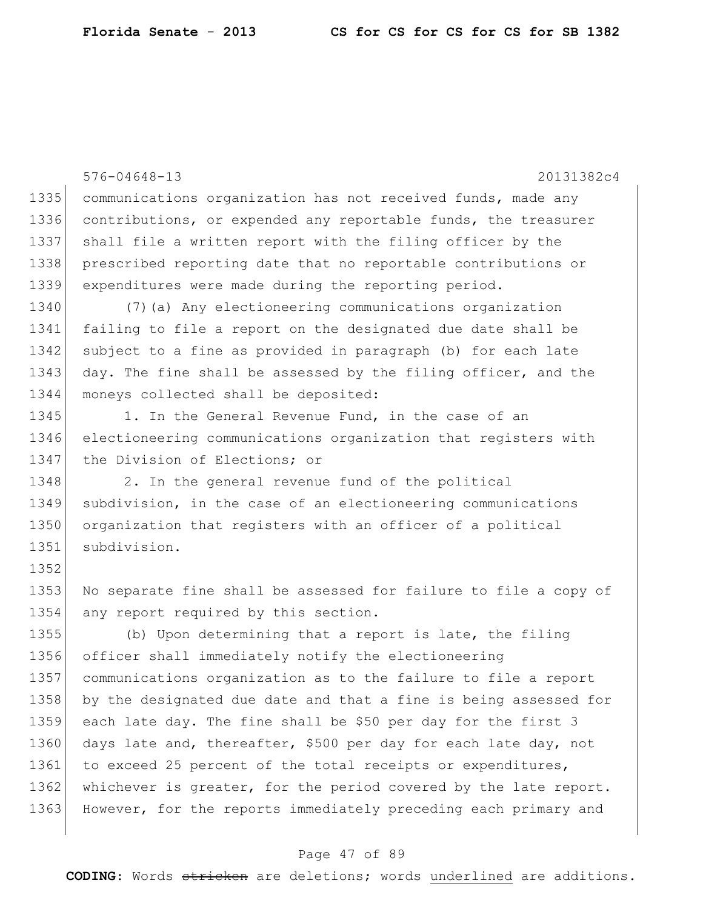communications organization has not received funds, made any contributions, or expended any reportable funds, the treasurer shall file a written report with the filing officer by the prescribed reporting date that no reportable contributions or expenditures were made during the reporting period.

(7)(a) Any electioneering communications organization failing to file a report on the designated due date shall be subject to a fine as provided in paragraph (b) for each late day. The fine shall be assessed by the filing officer, and the moneys collected shall be deposited:

1. In the General Revenue Fund, in the case of an electioneering communications organization that registers with the Division of Elections; or

2. In the general revenue fund of the political subdivision, in the case of an electioneering communications organization that registers with an officer of a political subdivision.

No separate fine shall be assessed for failure to file a copy of any report required by this section.

(b) Upon determining that a report is late, the filing officer shall immediately notify the electioneering communications organization as to the failure to file a report by the designated due date and that a fine is being assessed for each late day. The fine shall be $50 per day for the first 3 days late and, thereafter, $500 per day for each late day, not to exceed 25 percent of the total receipts or expenditures, whichever is greater, for the period covered by the late report. However, for the reports immediately preceding each primary and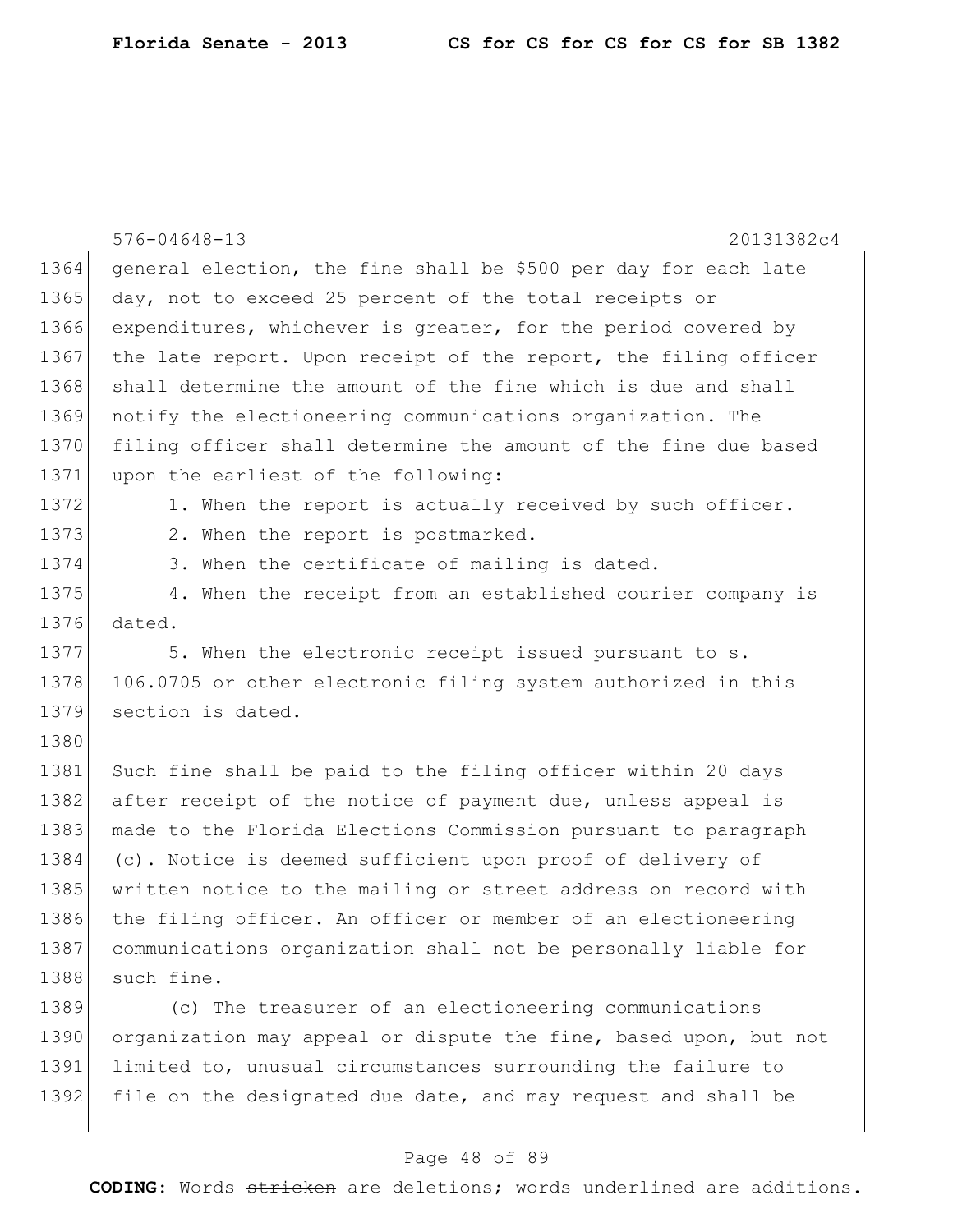general election, the fine shall be $500 per day for each late day, not to exceed 25 percent of the total receipts or expenditures, whichever is greater, for the period covered by the late report. Upon receipt of the report, the filing officer shall determine the amount of the fine which is due and shall notify the electioneering communications organization. The filing officer shall determine the amount of the fine due based upon the earliest of the following:

1. When the report is actually received by such officer.
2. When the report is postmarked.
3. When the certificate of mailing is dated.
4. When the receipt from an established courier company is dated.
5. When the electronic receipt issued pursuant to s. 106.0705 or other electronic filing system authorized in this section is dated.

Such fine shall be paid to the filing officer within 20 days after receipt of the notice of payment due, unless appeal is made to the Florida Elections Commission pursuant to paragraph (c). Notice is deemed sufficient upon proof of delivery of written notice to the mailing or street address on record with the filing officer. An officer or member of an electioneering communications organization shall not be personally liable for such fine.

(c) The treasurer of an electioneering communications organization may appeal or dispute the fine, based upon, but not limited to, unusual circumstances surrounding the failure to file on the designated due date, and may request and shall be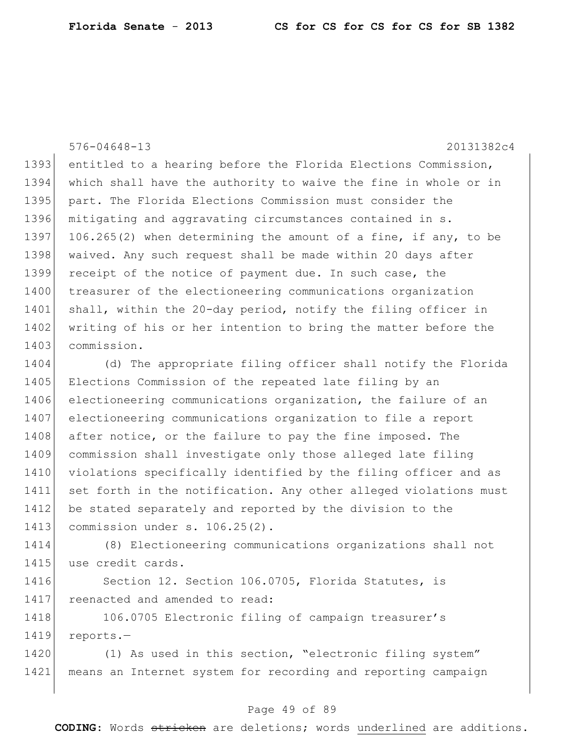entitled to a hearing before the Florida Elections Commission, which shall have the authority to waive the fine in whole or in part. The Florida Elections Commission must consider the mitigating and aggravating circumstances contained in s. 106.265(2) when determining the amount of a fine, if any, to be waived. Any such request shall be made within 20 days after receipt of the notice of payment due. In such case, the treasurer of the electioneering communications organization shall, within the 20-day period, notify the filing officer in writing of his or her intention to bring the matter before the commission.

(d) The appropriate filing officer shall notify the Florida Elections Commission of the repeated late filing by an electioneering communications organization, the failure of an electioneering communications organization to file a report after notice, or the failure to pay the fine imposed. The commission shall investigate only those alleged late filing violations specifically identified by the filing officer and as set forth in the notification. Any other alleged violations must be stated separately and reported by the division to the commission under s. 106.25(2).

(8) Electioneering communications organizations shall not use credit cards.

Section 12. Section 106.0705, Florida Statutes, is reenacted and amended to read:

106.0705 Electronic filing of campaign treasurer's reports.—

(1) As used in this section, "electronic filing system" means an Internet system for recording and reporting campaign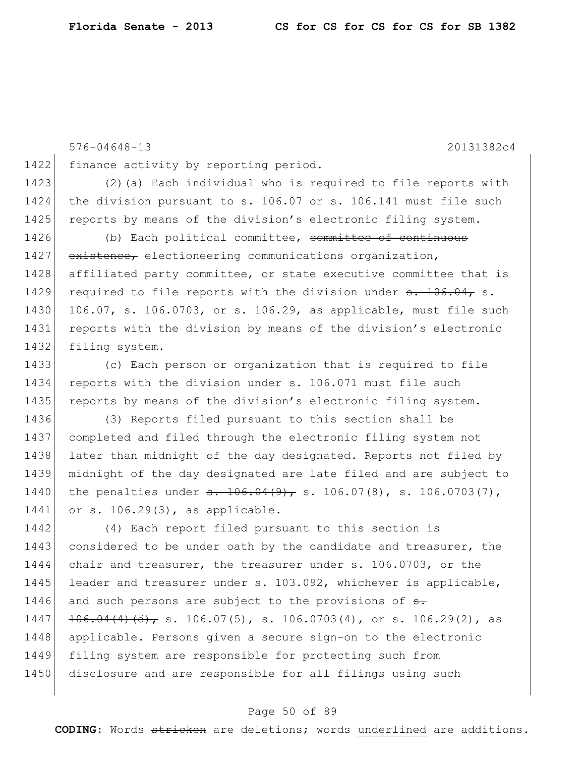576-04648-13 20131382c4

1422 finance activity by reporting period.

1423 (2)(a) Each individual who is required to file reports with
1424 the division pursuant to s. 106.07 or s. 106.141 must file such
1425 reports by means of the division's electronic filing system.

1426 (b) Each political committee, ~~committee of continuous~~
1427 ~~existence,~~ electioneering communications organization,
1428 affiliated party committee, or state executive committee that is
1429 required to file reports with the division under ~~s. 106.04,~~ s.
1430 106.07, s. 106.0703, or s. 106.29, as applicable, must file such
1431 reports with the division by means of the division's electronic
1432 filing system.

1433 (c) Each person or organization that is required to file
1434 reports with the division under s. 106.071 must file such
1435 reports by means of the division's electronic filing system.

1436 (3) Reports filed pursuant to this section shall be
1437 completed and filed through the electronic filing system not
1438 later than midnight of the day designated. Reports not filed by
1439 midnight of the day designated are late filed and are subject to
1440 the penalties under ~~s. 106.04(9),~~ s. 106.07(8), s. 106.0703(7),
1441 or s. 106.29(3), as applicable.

1442 (4) Each report filed pursuant to this section is
1443 considered to be under oath by the candidate and treasurer, the
1444 chair and treasurer, the treasurer under s. 106.0703, or the
1445 leader and treasurer under s. 103.092, whichever is applicable,
1446 and such persons are subject to the provisions of ~~s.~~
1447 ~~106.04(4)(d),~~ s. 106.07(5), s. 106.0703(4), or s. 106.29(2), as
1448 applicable. Persons given a secure sign-on to the electronic
1449 filing system are responsible for protecting such from
1450 disclosure and are responsible for all filings using such

**CODING:** Words ~~stricken~~ are deletions; words <u>underlined</u> are additions.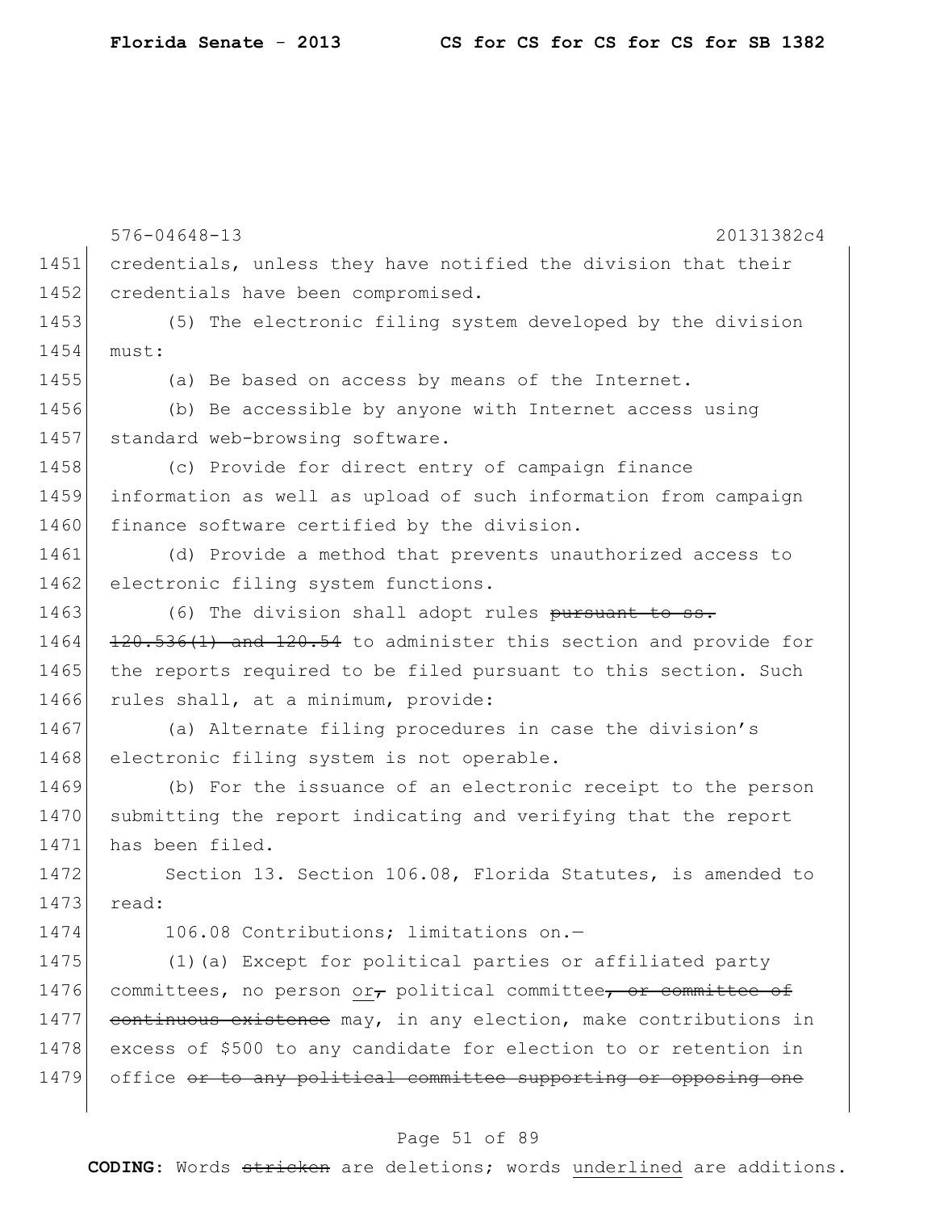576-04648-13 20131382c4

1451 credentials, unless they have notified the division that their
1452 credentials have been compromised.

1453 (5) The electronic filing system developed by the division
1454 must:

1455 (a) Be based on access by means of the Internet.

1456 (b) Be accessible by anyone with Internet access using
1457 standard web-browsing software.

1458 (c) Provide for direct entry of campaign finance
1459 information as well as upload of such information from campaign
1460 finance software certified by the division.

1461 (d) Provide a method that prevents unauthorized access to
1462 electronic filing system functions.

1463 (6) The division shall adopt rules ~~pursuant to ss.~~
1464 ~~120.536(1) and 120.54~~ to administer this section and provide for
1465 the reports required to be filed pursuant to this section. Such
1466 rules shall, at a minimum, provide:

1467 (a) Alternate filing procedures in case the division's
1468 electronic filing system is not operable.

1469 (b) For the issuance of an electronic receipt to the person
1470 submitting the report indicating and verifying that the report
1471 has been filed.

1472 Section 13. Section 106.08, Florida Statutes, is amended to
1473 read:

1474 106.08 Contributions; limitations on.—

1475 (1)(a) Except for political parties or affiliated party
1476 committees, no person <u>or</u>~~,~~ political committee~~, or committee of~~
1477 ~~continuous existence~~ may, in any election, make contributions in
1478 excess of $500 to any candidate for election to or retention in
1479 office ~~or to any political committee supporting or opposing one~~

**CODING:** Words ~~stricken~~ are deletions; words <u>underlined</u> are additions.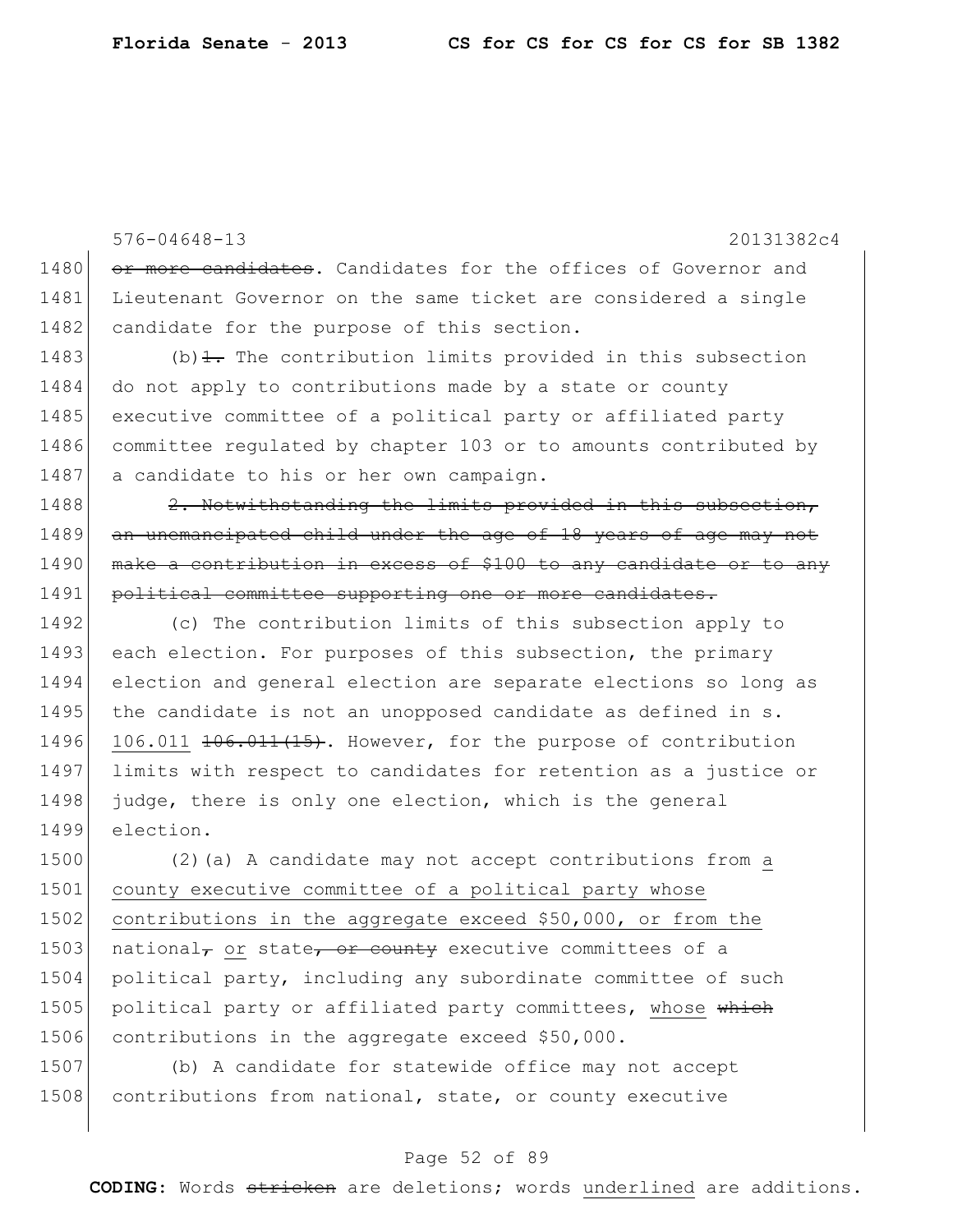576-04648-13 20131382c4

1480 ~~or more candidates~~. Candidates for the offices of Governor and
1481 Lieutenant Governor on the same ticket are considered a single
1482 candidate for the purpose of this section.

1483 (b)~~1.~~ The contribution limits provided in this subsection
1484 do not apply to contributions made by a state or county
1485 executive committee of a political party or affiliated party
1486 committee regulated by chapter 103 or to amounts contributed by
1487 a candidate to his or her own campaign.

1488 ~~2. Notwithstanding the limits provided in this subsection,~~
1489 ~~an unemancipated child under the age of 18 years of age may not~~
1490 ~~make a contribution in excess of $100 to any candidate or to any~~
1491 ~~political committee supporting one or more candidates.~~

1492 (c) The contribution limits of this subsection apply to
1493 each election. For purposes of this subsection, the primary
1494 election and general election are separate elections so long as
1495 the candidate is not an unopposed candidate as defined in s.
1496 <u>106.011</u> ~~106.011(15)~~. However, for the purpose of contribution
1497 limits with respect to candidates for retention as a justice or
1498 judge, there is only one election, which is the general
1499 election.

1500 (2)(a) A candidate may not accept contributions from <u>a</u>
1501 <u>county executive committee of a political party whose</u>
1502 <u>contributions in the aggregate exceed $50,000, or from the</u>
1503 national~~,~~ <u>or</u> state~~, or county~~ executive committees of a
1504 political party, including any subordinate committee of such
1505 political party or affiliated party committees, <u>whose</u> ~~which~~
1506 contributions in the aggregate exceed $50,000.

1507 (b) A candidate for statewide office may not accept
1508 contributions from national, state, or county executive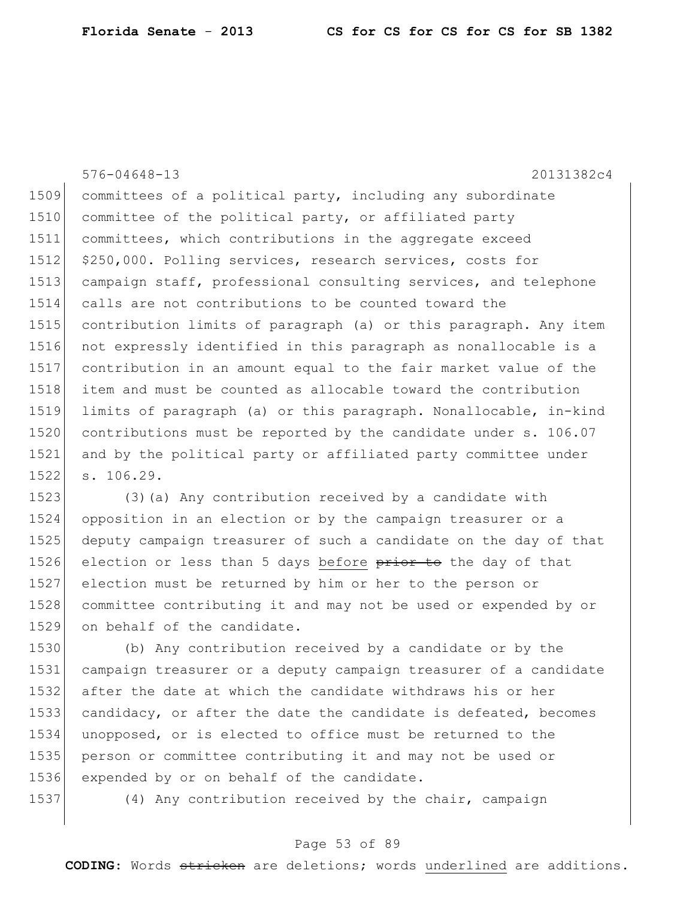576-04648-13 20131382c4

committees of a political party, including any subordinate committee of the political party, or affiliated party committees, which contributions in the aggregate exceed $250,000. Polling services, research services, costs for campaign staff, professional consulting services, and telephone calls are not contributions to be counted toward the contribution limits of paragraph (a) or this paragraph. Any item not expressly identified in this paragraph as nonallocable is a contribution in an amount equal to the fair market value of the item and must be counted as allocable toward the contribution limits of paragraph (a) or this paragraph. Nonallocable, in-kind contributions must be reported by the candidate under s. 106.07 and by the political party or affiliated party committee under s. 106.29.

(3)(a) Any contribution received by a candidate with opposition in an election or by the campaign treasurer or a deputy campaign treasurer of such a candidate on the day of that election or less than 5 days <u>before</u> ~~prior to~~ the day of that election must be returned by him or her to the person or committee contributing it and may not be used or expended by or on behalf of the candidate.

(b) Any contribution received by a candidate or by the campaign treasurer or a deputy campaign treasurer of a candidate after the date at which the candidate withdraws his or her candidacy, or after the date the candidate is defeated, becomes unopposed, or is elected to office must be returned to the person or committee contributing it and may not be used or expended by or on behalf of the candidate.

(4) Any contribution received by the chair, campaign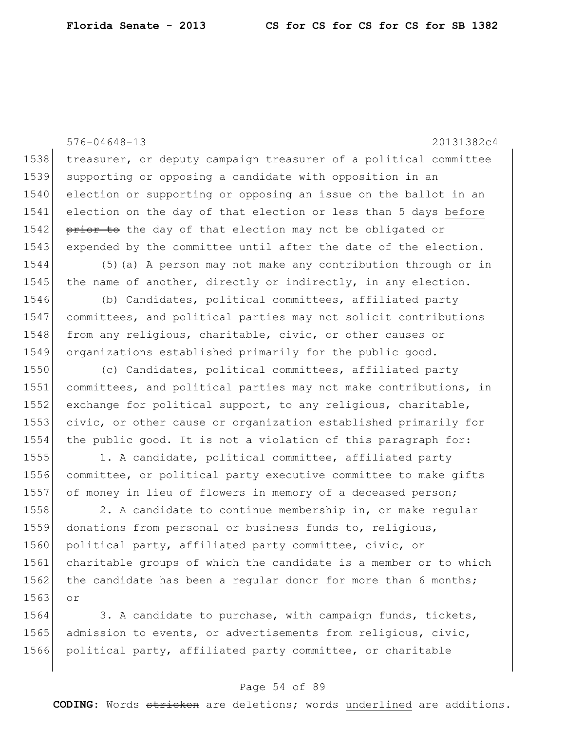treasurer, or deputy campaign treasurer of a political committee supporting or opposing a candidate with opposition in an election or supporting or opposing an issue on the ballot in an election on the day of that election or less than 5 days before ~~prior to~~ the day of that election may not be obligated or expended by the committee until after the date of the election.

(5)(a) A person may not make any contribution through or in the name of another, directly or indirectly, in any election.

(b) Candidates, political committees, affiliated party committees, and political parties may not solicit contributions from any religious, charitable, civic, or other causes or organizations established primarily for the public good.

(c) Candidates, political committees, affiliated party committees, and political parties may not make contributions, in exchange for political support, to any religious, charitable, civic, or other cause or organization established primarily for the public good. It is not a violation of this paragraph for:

1. A candidate, political committee, affiliated party committee, or political party executive committee to make gifts of money in lieu of flowers in memory of a deceased person;

2. A candidate to continue membership in, or make regular donations from personal or business funds to, religious, political party, affiliated party committee, civic, or charitable groups of which the candidate is a member or to which the candidate has been a regular donor for more than 6 months; or

3. A candidate to purchase, with campaign funds, tickets, admission to events, or advertisements from religious, civic, political party, affiliated party committee, or charitable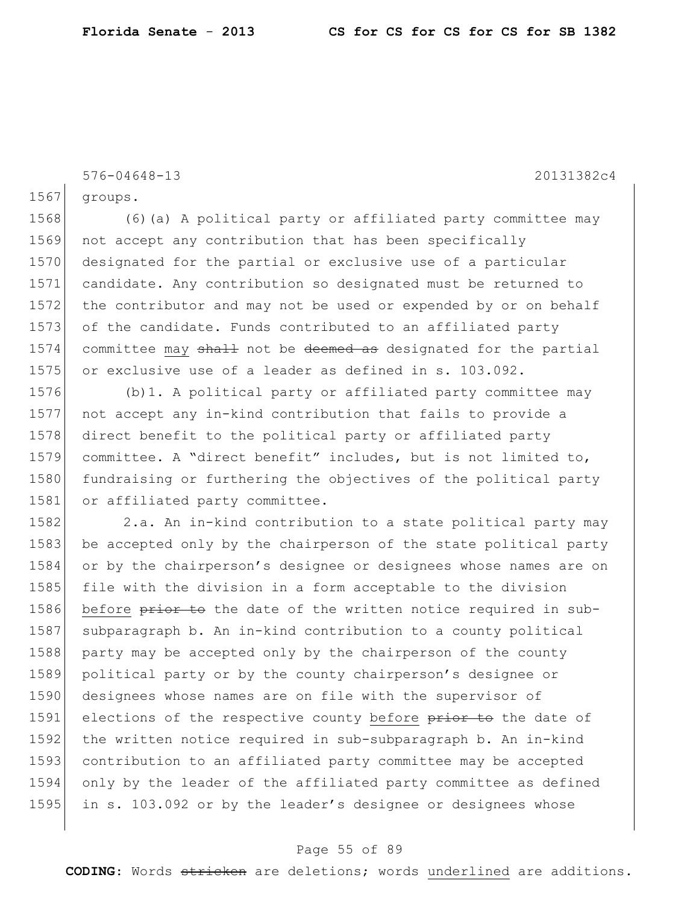groups.

(6)(a) A political party or affiliated party committee may not accept any contribution that has been specifically designated for the partial or exclusive use of a particular candidate. Any contribution so designated must be returned to the contributor and may not be used or expended by or on behalf of the candidate. Funds contributed to an affiliated party committee may ~~shall~~ not be ~~deemed as~~ designated for the partial or exclusive use of a leader as defined in s. 103.092.

(b)1. A political party or affiliated party committee may not accept any in-kind contribution that fails to provide a direct benefit to the political party or affiliated party committee. A "direct benefit" includes, but is not limited to, fundraising or furthering the objectives of the political party or affiliated party committee.

2.a. An in-kind contribution to a state political party may be accepted only by the chairperson of the state political party or by the chairperson's designee or designees whose names are on file with the division in a form acceptable to the division before ~~prior to~~ the date of the written notice required in sub-subparagraph b. An in-kind contribution to a county political party may be accepted only by the chairperson of the county political party or by the county chairperson's designee or designees whose names are on file with the supervisor of elections of the respective county before ~~prior to~~ the date of the written notice required in sub-subparagraph b. An in-kind contribution to an affiliated party committee may be accepted only by the leader of the affiliated party committee as defined in s. 103.092 or by the leader's designee or designees whose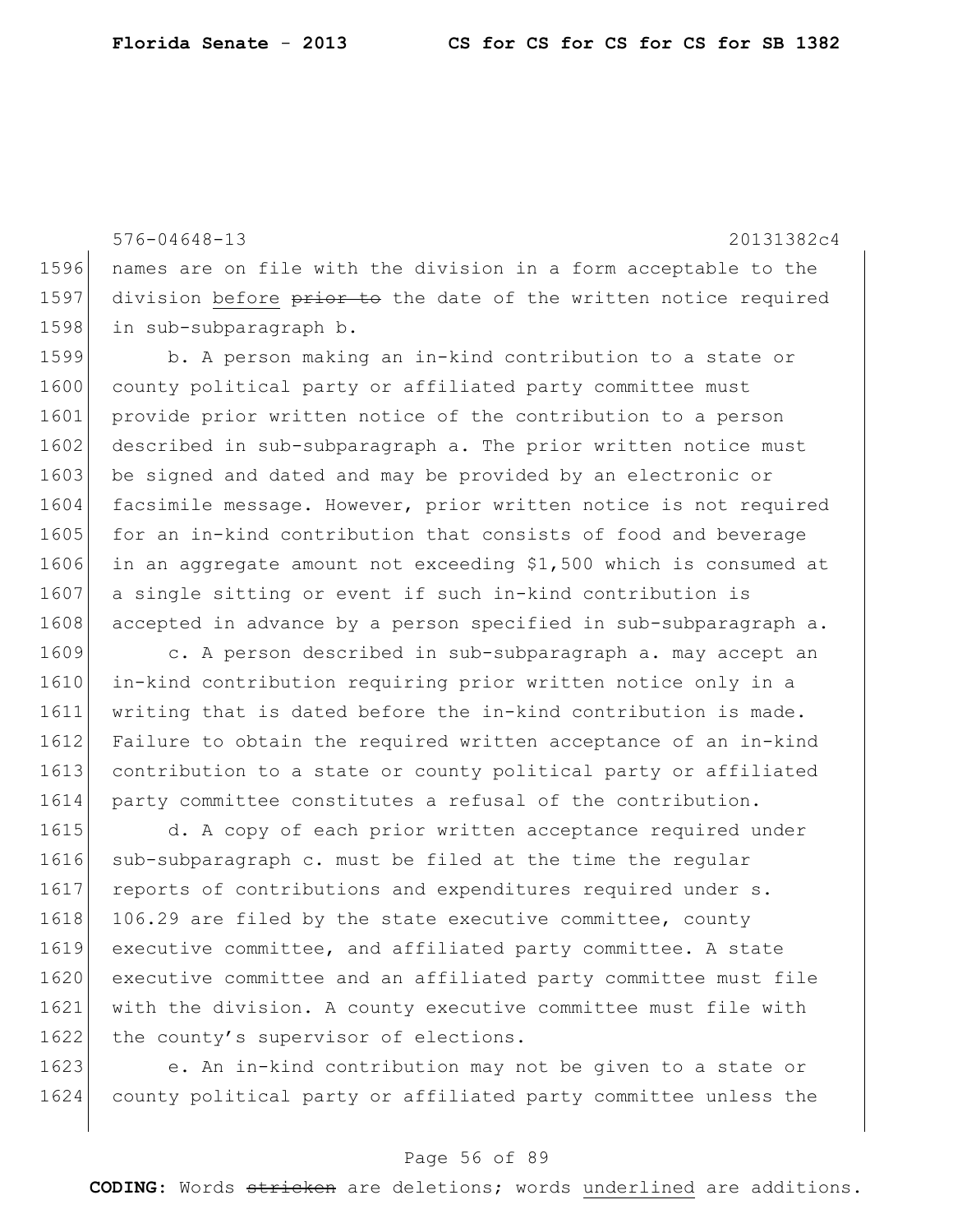names are on file with the division in a form acceptable to the division before ~~prior to~~ the date of the written notice required in sub-subparagraph b.

b. A person making an in-kind contribution to a state or county political party or affiliated party committee must provide prior written notice of the contribution to a person described in sub-subparagraph a. The prior written notice must be signed and dated and may be provided by an electronic or facsimile message. However, prior written notice is not required for an in-kind contribution that consists of food and beverage in an aggregate amount not exceeding $1,500 which is consumed at a single sitting or event if such in-kind contribution is accepted in advance by a person specified in sub-subparagraph a.

c. A person described in sub-subparagraph a. may accept an in-kind contribution requiring prior written notice only in a writing that is dated before the in-kind contribution is made. Failure to obtain the required written acceptance of an in-kind contribution to a state or county political party or affiliated party committee constitutes a refusal of the contribution.

d. A copy of each prior written acceptance required under sub-subparagraph c. must be filed at the time the regular reports of contributions and expenditures required under s. 106.29 are filed by the state executive committee, county executive committee, and affiliated party committee. A state executive committee and an affiliated party committee must file with the division. A county executive committee must file with the county's supervisor of elections.

e. An in-kind contribution may not be given to a state or county political party or affiliated party committee unless the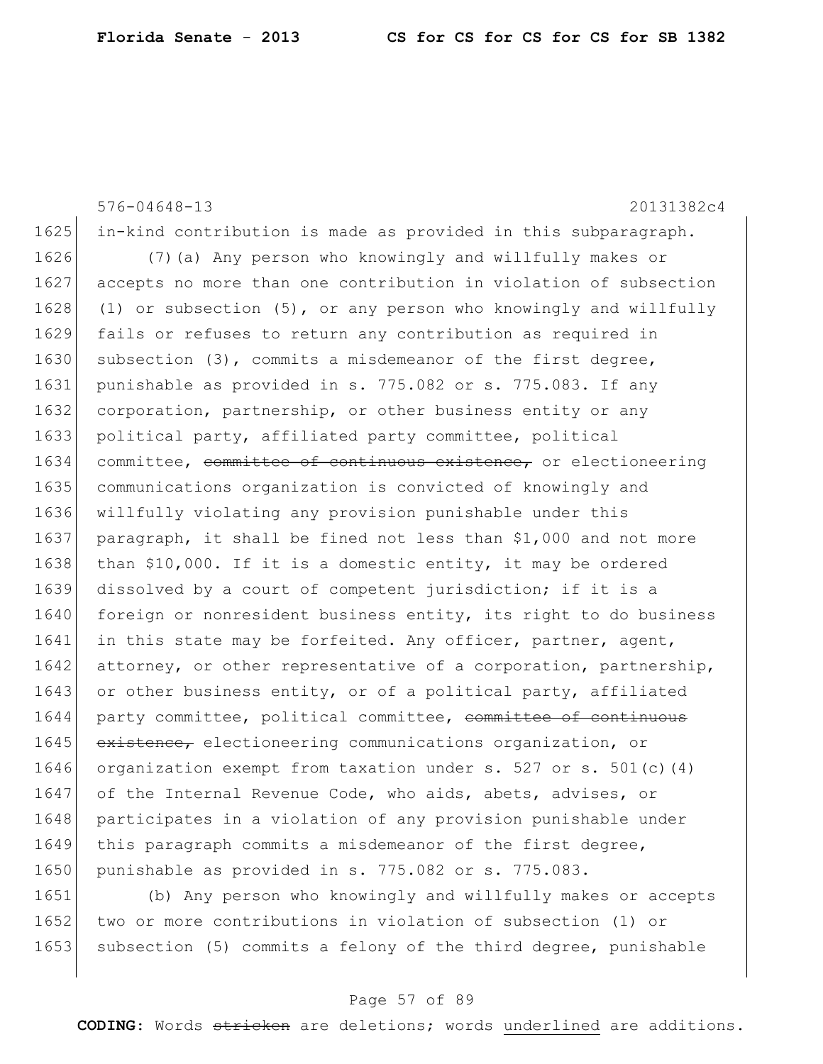in-kind contribution is made as provided in this subparagraph.

(7)(a) Any person who knowingly and willfully makes or accepts no more than one contribution in violation of subsection (1) or subsection (5), or any person who knowingly and willfully fails or refuses to return any contribution as required in subsection (3), commits a misdemeanor of the first degree, punishable as provided in s. 775.082 or s. 775.083. If any corporation, partnership, or other business entity or any political party, affiliated party committee, political committee, ~~committee of continuous existence,~~ or electioneering communications organization is convicted of knowingly and willfully violating any provision punishable under this paragraph, it shall be fined not less than $1,000 and not more than $10,000. If it is a domestic entity, it may be ordered dissolved by a court of competent jurisdiction; if it is a foreign or nonresident business entity, its right to do business in this state may be forfeited. Any officer, partner, agent, attorney, or other representative of a corporation, partnership, or other business entity, or of a political party, affiliated party committee, political committee, ~~committee of continuous existence,~~ electioneering communications organization, or organization exempt from taxation under s. 527 or s. 501(c)(4) of the Internal Revenue Code, who aids, abets, advises, or participates in a violation of any provision punishable under this paragraph commits a misdemeanor of the first degree, punishable as provided in s. 775.082 or s. 775.083.

(b) Any person who knowingly and willfully makes or accepts two or more contributions in violation of subsection (1) or subsection (5) commits a felony of the third degree, punishable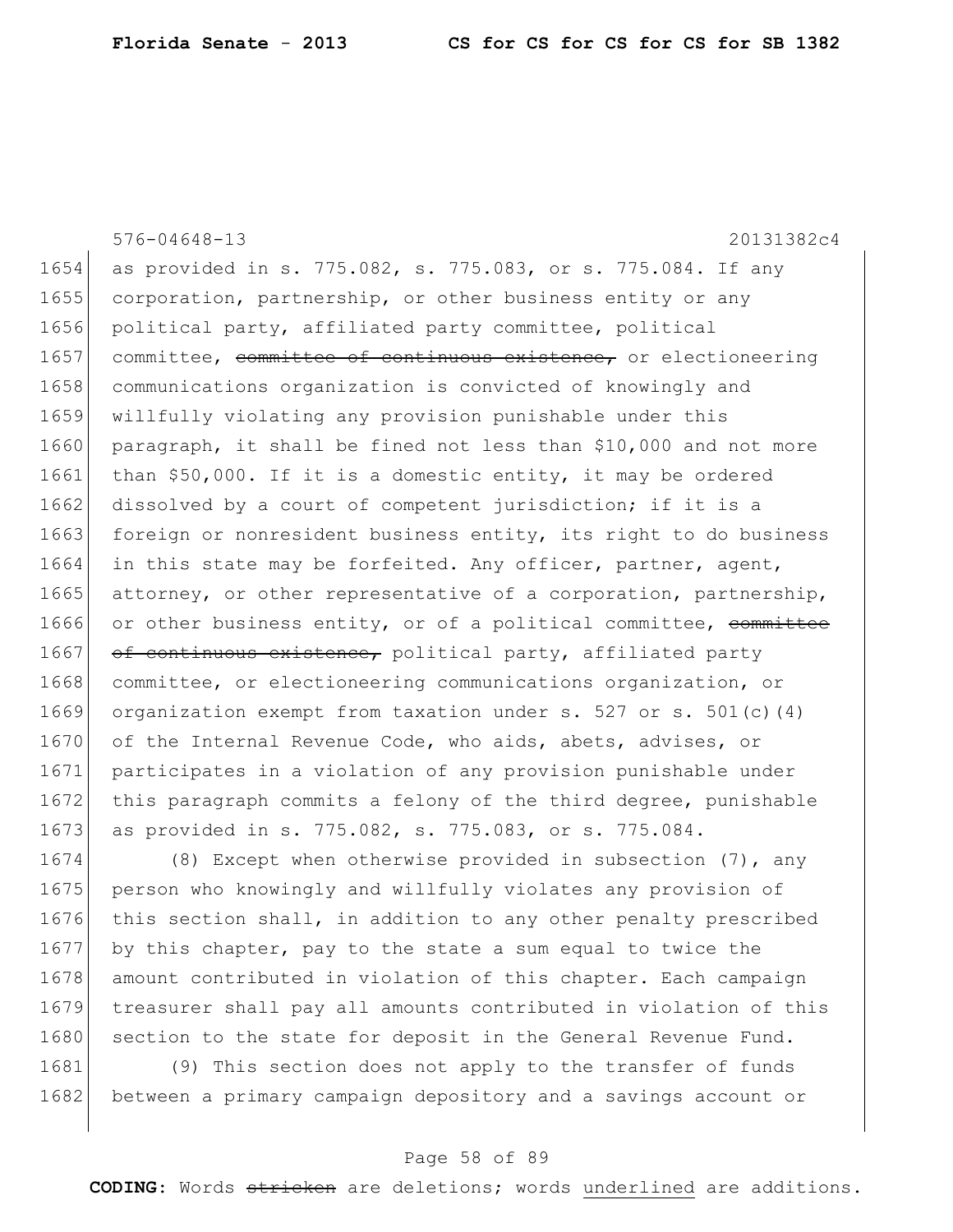as provided in s. 775.082, s. 775.083, or s. 775.084. If any corporation, partnership, or other business entity or any political party, affiliated party committee, political committee, ~~committee of continuous existence,~~ or electioneering communications organization is convicted of knowingly and willfully violating any provision punishable under this paragraph, it shall be fined not less than $10,000 and not more than $50,000. If it is a domestic entity, it may be ordered dissolved by a court of competent jurisdiction; if it is a foreign or nonresident business entity, its right to do business in this state may be forfeited. Any officer, partner, agent, attorney, or other representative of a corporation, partnership, or other business entity, or of a political committee, ~~committee of continuous existence,~~ political party, affiliated party committee, or electioneering communications organization, or organization exempt from taxation under s. 527 or s. 501(c)(4) of the Internal Revenue Code, who aids, abets, advises, or participates in a violation of any provision punishable under this paragraph commits a felony of the third degree, punishable as provided in s. 775.082, s. 775.083, or s. 775.084.

(8) Except when otherwise provided in subsection (7), any person who knowingly and willfully violates any provision of this section shall, in addition to any other penalty prescribed by this chapter, pay to the state a sum equal to twice the amount contributed in violation of this chapter. Each campaign treasurer shall pay all amounts contributed in violation of this section to the state for deposit in the General Revenue Fund.

(9) This section does not apply to the transfer of funds between a primary campaign depository and a savings account or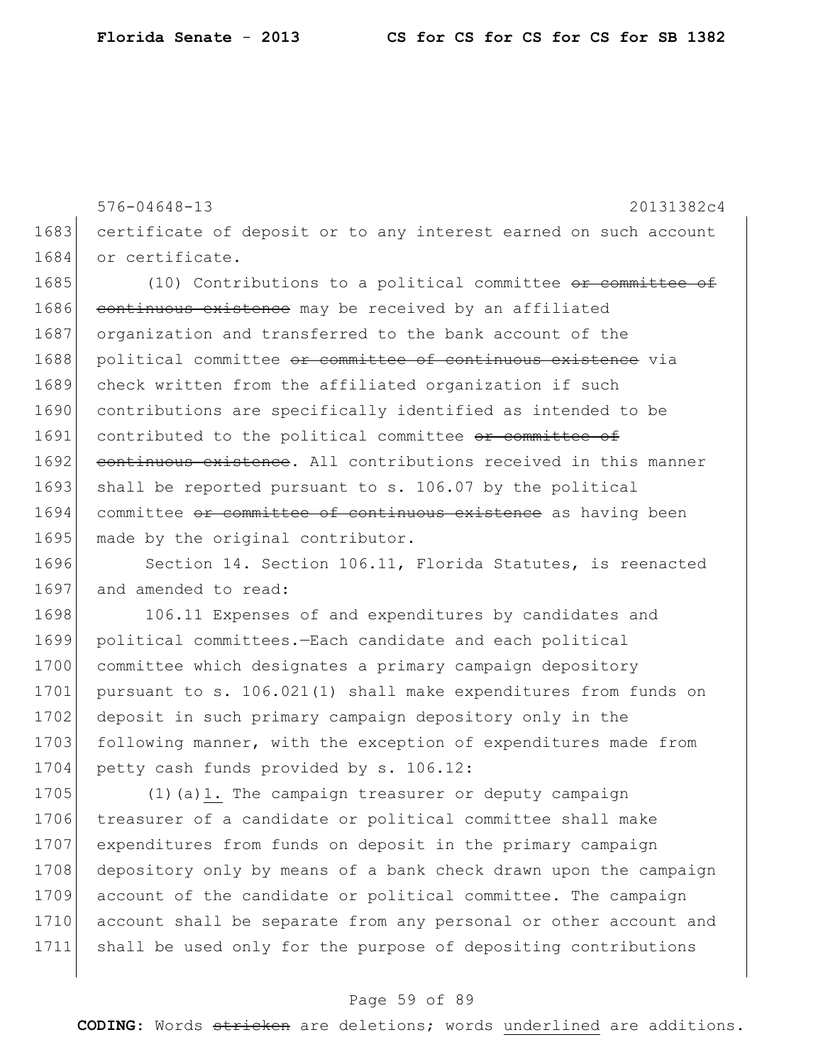576-04648-13 20131382c4

1683 certificate of deposit or to any interest earned on such account
1684 or certificate.

1685 (10) Contributions to a political committee ~~or committee of~~
1686 ~~continuous existence~~ may be received by an affiliated
1687 organization and transferred to the bank account of the
1688 political committee ~~or committee of continuous existence~~ via
1689 check written from the affiliated organization if such
1690 contributions are specifically identified as intended to be
1691 contributed to the political committee ~~or committee of~~
1692 ~~continuous existence~~. All contributions received in this manner
1693 shall be reported pursuant to s. 106.07 by the political
1694 committee ~~or committee of continuous existence~~ as having been
1695 made by the original contributor.

1696 Section 14. Section 106.11, Florida Statutes, is reenacted
1697 and amended to read:

1698 106.11 Expenses of and expenditures by candidates and
1699 political committees.—Each candidate and each political
1700 committee which designates a primary campaign depository
1701 pursuant to s. 106.021(1) shall make expenditures from funds on
1702 deposit in such primary campaign depository only in the
1703 following manner, with the exception of expenditures made from
1704 petty cash funds provided by s. 106.12:

1705 (1)(a)<u>1.</u> The campaign treasurer or deputy campaign
1706 treasurer of a candidate or political committee shall make
1707 expenditures from funds on deposit in the primary campaign
1708 depository only by means of a bank check drawn upon the campaign
1709 account of the candidate or political committee. The campaign
1710 account shall be separate from any personal or other account and
1711 shall be used only for the purpose of depositing contributions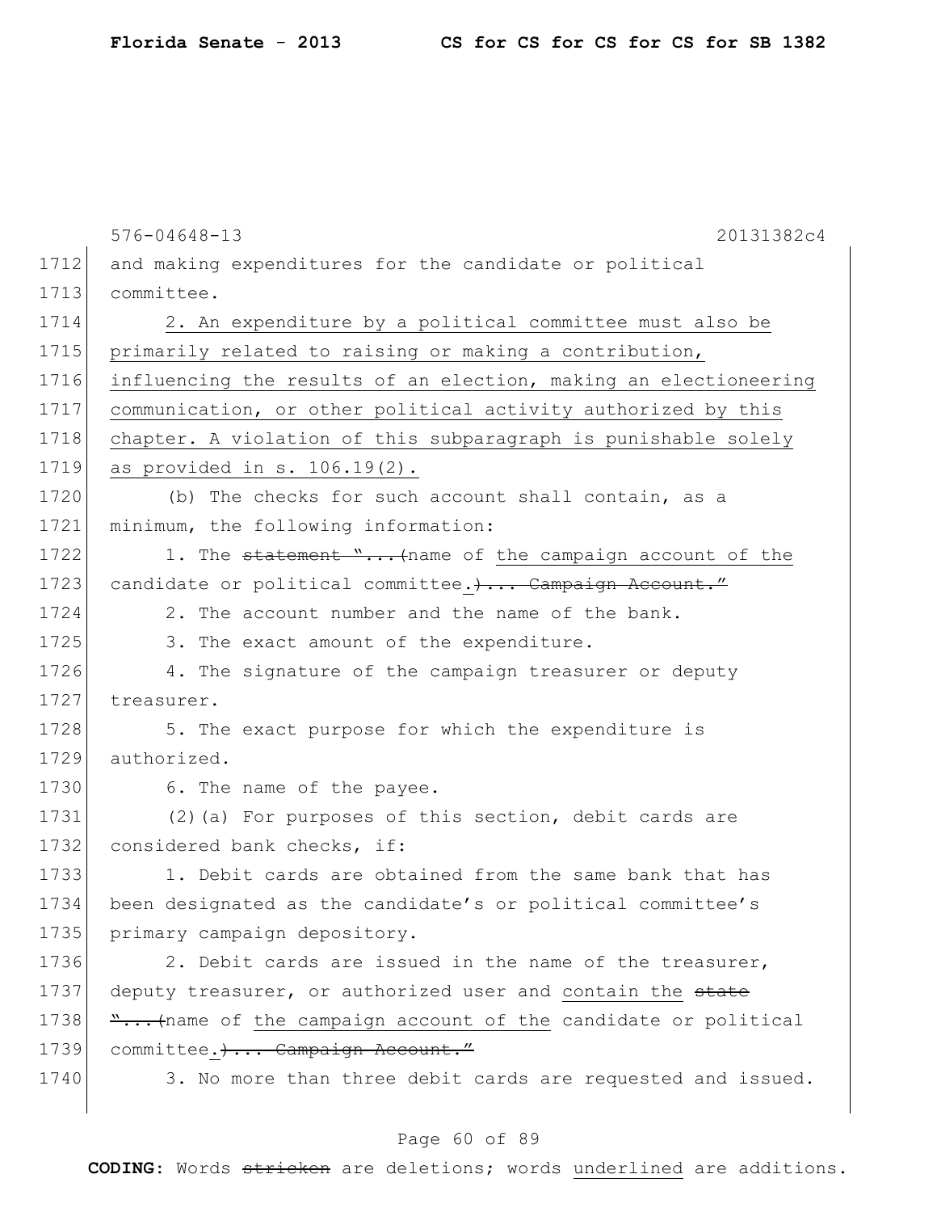576-04648-13 20131382c4

and making expenditures for the candidate or political committee.

2. An expenditure by a political committee must also be primarily related to raising or making a contribution, influencing the results of an election, making an electioneering communication, or other political activity authorized by this chapter. A violation of this subparagraph is punishable solely as provided in s. 106.19(2).

(b) The checks for such account shall contain, as a minimum, the following information:

1. The ~~statement "...(~~name of the campaign account of the candidate or political committee.~~)... Campaign Account."~~

2. The account number and the name of the bank.

3. The exact amount of the expenditure.

4. The signature of the campaign treasurer or deputy treasurer.

5. The exact purpose for which the expenditure is authorized.

6. The name of the payee.

(2)(a) For purposes of this section, debit cards are considered bank checks, if:

1. Debit cards are obtained from the same bank that has been designated as the candidate's or political committee's primary campaign depository.

2. Debit cards are issued in the name of the treasurer, deputy treasurer, or authorized user and contain the ~~state "...(~~name of the campaign account of the candidate or political committee.~~)... Campaign Account."~~

3. No more than three debit cards are requested and issued.

**CODING:** Words ~~stricken~~ are deletions; words underlined are additions.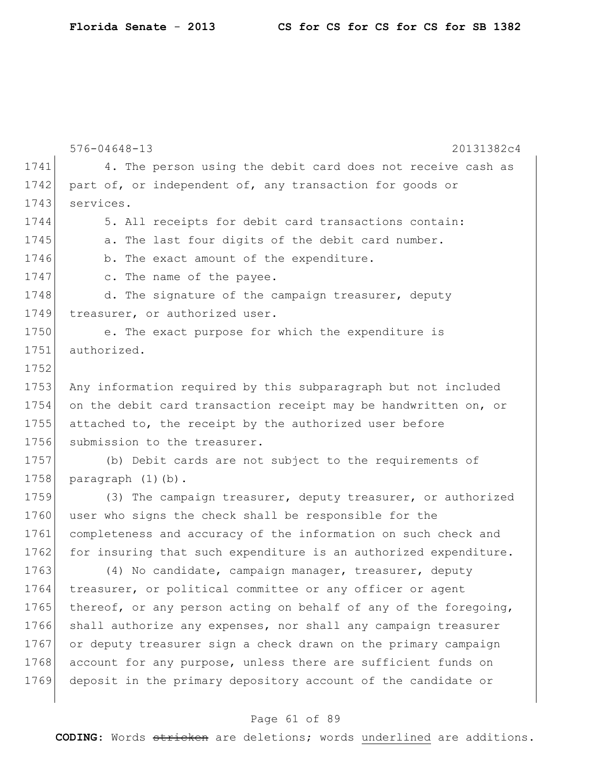4. The person using the debit card does not receive cash as part of, or independent of, any transaction for goods or services.

5. All receipts for debit card transactions contain:

a. The last four digits of the debit card number.

b. The exact amount of the expenditure.

c. The name of the payee.

d. The signature of the campaign treasurer, deputy treasurer, or authorized user.

e. The exact purpose for which the expenditure is authorized.

Any information required by this subparagraph but not included on the debit card transaction receipt may be handwritten on, or attached to, the receipt by the authorized user before submission to the treasurer.

(b) Debit cards are not subject to the requirements of paragraph (1)(b).

(3) The campaign treasurer, deputy treasurer, or authorized user who signs the check shall be responsible for the completeness and accuracy of the information on such check and for insuring that such expenditure is an authorized expenditure.

(4) No candidate, campaign manager, treasurer, deputy treasurer, or political committee or any officer or agent thereof, or any person acting on behalf of any of the foregoing, shall authorize any expenses, nor shall any campaign treasurer or deputy treasurer sign a check drawn on the primary campaign account for any purpose, unless there are sufficient funds on deposit in the primary depository account of the candidate or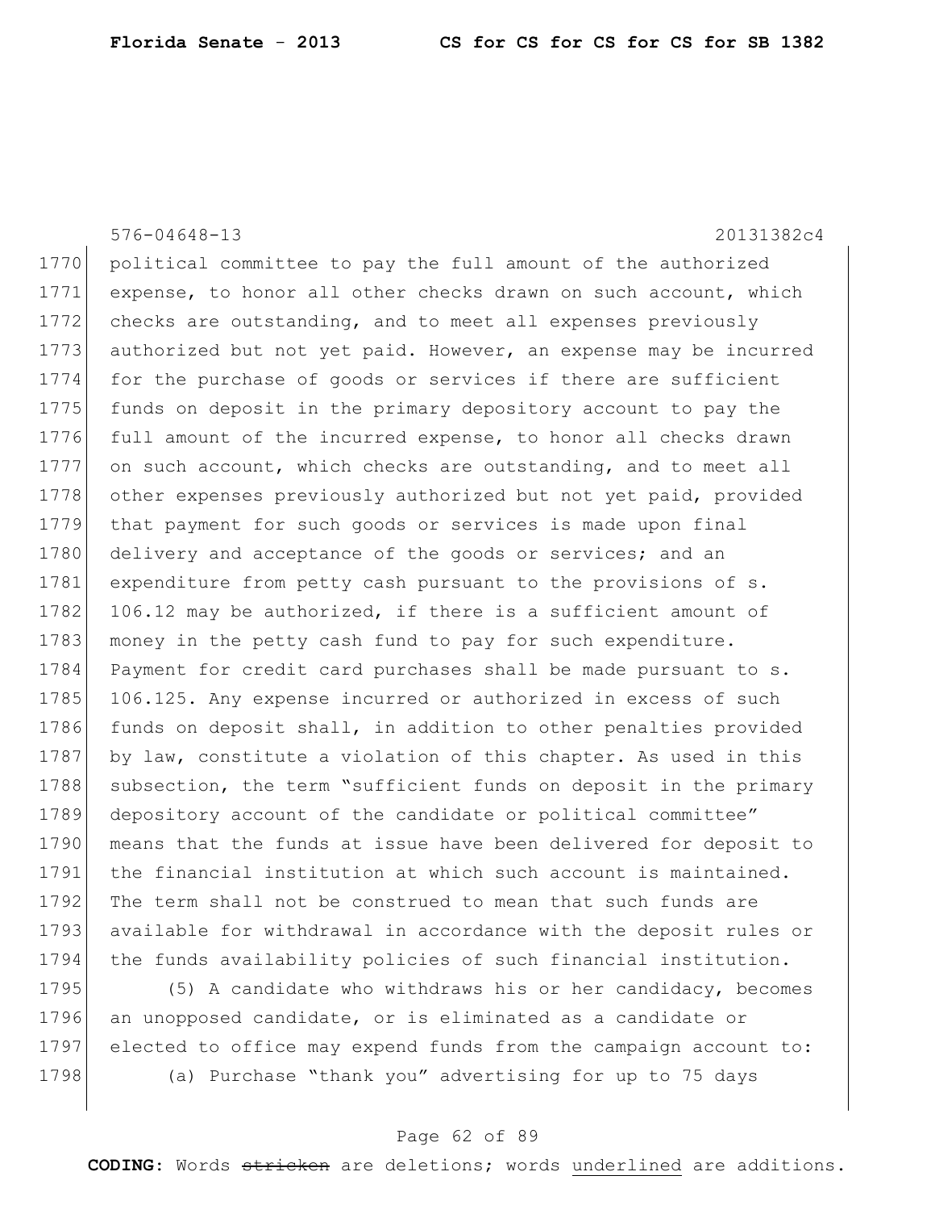political committee to pay the full amount of the authorized expense, to honor all other checks drawn on such account, which checks are outstanding, and to meet all expenses previously authorized but not yet paid. However, an expense may be incurred for the purchase of goods or services if there are sufficient funds on deposit in the primary depository account to pay the full amount of the incurred expense, to honor all checks drawn on such account, which checks are outstanding, and to meet all other expenses previously authorized but not yet paid, provided that payment for such goods or services is made upon final delivery and acceptance of the goods or services; and an expenditure from petty cash pursuant to the provisions of s. 106.12 may be authorized, if there is a sufficient amount of money in the petty cash fund to pay for such expenditure. Payment for credit card purchases shall be made pursuant to s. 106.125. Any expense incurred or authorized in excess of such funds on deposit shall, in addition to other penalties provided by law, constitute a violation of this chapter. As used in this subsection, the term "sufficient funds on deposit in the primary depository account of the candidate or political committee" means that the funds at issue have been delivered for deposit to the financial institution at which such account is maintained. The term shall not be construed to mean that such funds are available for withdrawal in accordance with the deposit rules or the funds availability policies of such financial institution.

(5) A candidate who withdraws his or her candidacy, becomes an unopposed candidate, or is eliminated as a candidate or elected to office may expend funds from the campaign account to:

(a) Purchase "thank you" advertising for up to 75 days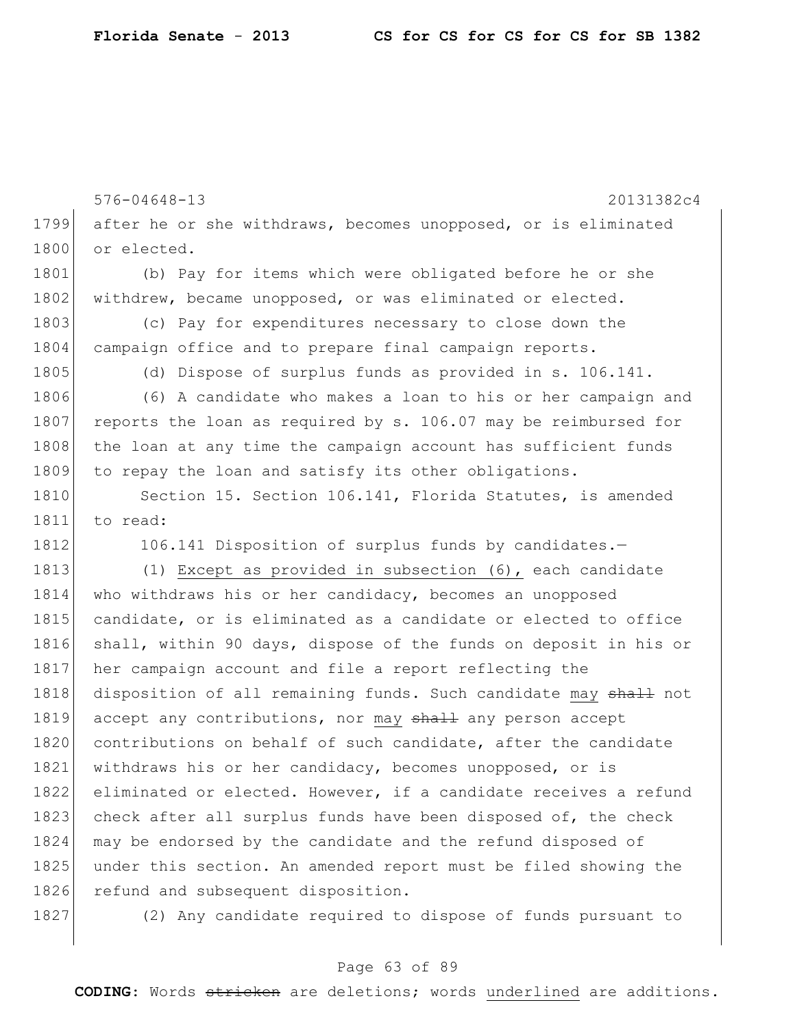after he or she withdraws, becomes unopposed, or is eliminated or elected.

(b) Pay for items which were obligated before he or she withdrew, became unopposed, or was eliminated or elected.

(c) Pay for expenditures necessary to close down the campaign office and to prepare final campaign reports.

(d) Dispose of surplus funds as provided in s. 106.141.

(6) A candidate who makes a loan to his or her campaign and reports the loan as required by s. 106.07 may be reimbursed for the loan at any time the campaign account has sufficient funds to repay the loan and satisfy its other obligations.

Section 15. Section 106.141, Florida Statutes, is amended to read:

106.141 Disposition of surplus funds by candidates.—

(1) <u>Except as provided in subsection (6),</u> each candidate who withdraws his or her candidacy, becomes an unopposed candidate, or is eliminated as a candidate or elected to office shall, within 90 days, dispose of the funds on deposit in his or her campaign account and file a report reflecting the disposition of all remaining funds. Such candidate <u>may</u> ~~shall~~ not accept any contributions, nor <u>may</u> ~~shall~~ any person accept contributions on behalf of such candidate, after the candidate withdraws his or her candidacy, becomes unopposed, or is eliminated or elected. However, if a candidate receives a refund check after all surplus funds have been disposed of, the check may be endorsed by the candidate and the refund disposed of under this section. An amended report must be filed showing the refund and subsequent disposition.

(2) Any candidate required to dispose of funds pursuant to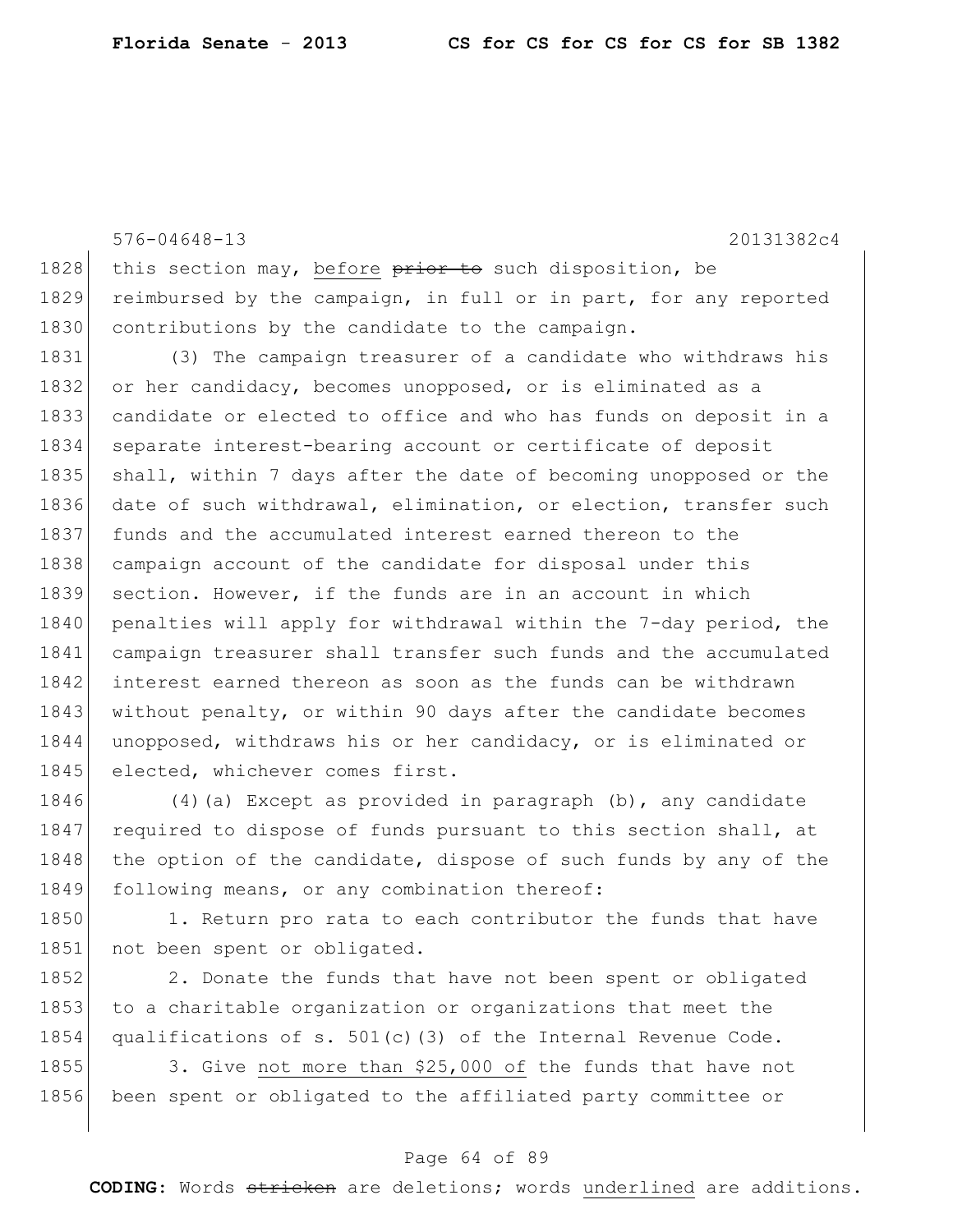this section may, before ~~prior to~~ such disposition, be reimbursed by the campaign, in full or in part, for any reported contributions by the candidate to the campaign.

(3) The campaign treasurer of a candidate who withdraws his or her candidacy, becomes unopposed, or is eliminated as a candidate or elected to office and who has funds on deposit in a separate interest-bearing account or certificate of deposit shall, within 7 days after the date of becoming unopposed or the date of such withdrawal, elimination, or election, transfer such funds and the accumulated interest earned thereon to the campaign account of the candidate for disposal under this section. However, if the funds are in an account in which penalties will apply for withdrawal within the 7-day period, the campaign treasurer shall transfer such funds and the accumulated interest earned thereon as soon as the funds can be withdrawn without penalty, or within 90 days after the candidate becomes unopposed, withdraws his or her candidacy, or is eliminated or elected, whichever comes first.

(4)(a) Except as provided in paragraph (b), any candidate required to dispose of funds pursuant to this section shall, at the option of the candidate, dispose of such funds by any of the following means, or any combination thereof:

1. Return pro rata to each contributor the funds that have not been spent or obligated.

2. Donate the funds that have not been spent or obligated to a charitable organization or organizations that meet the qualifications of s. 501(c)(3) of the Internal Revenue Code.

3. Give <u>not more than $25,000 of</u> the funds that have not been spent or obligated to the affiliated party committee or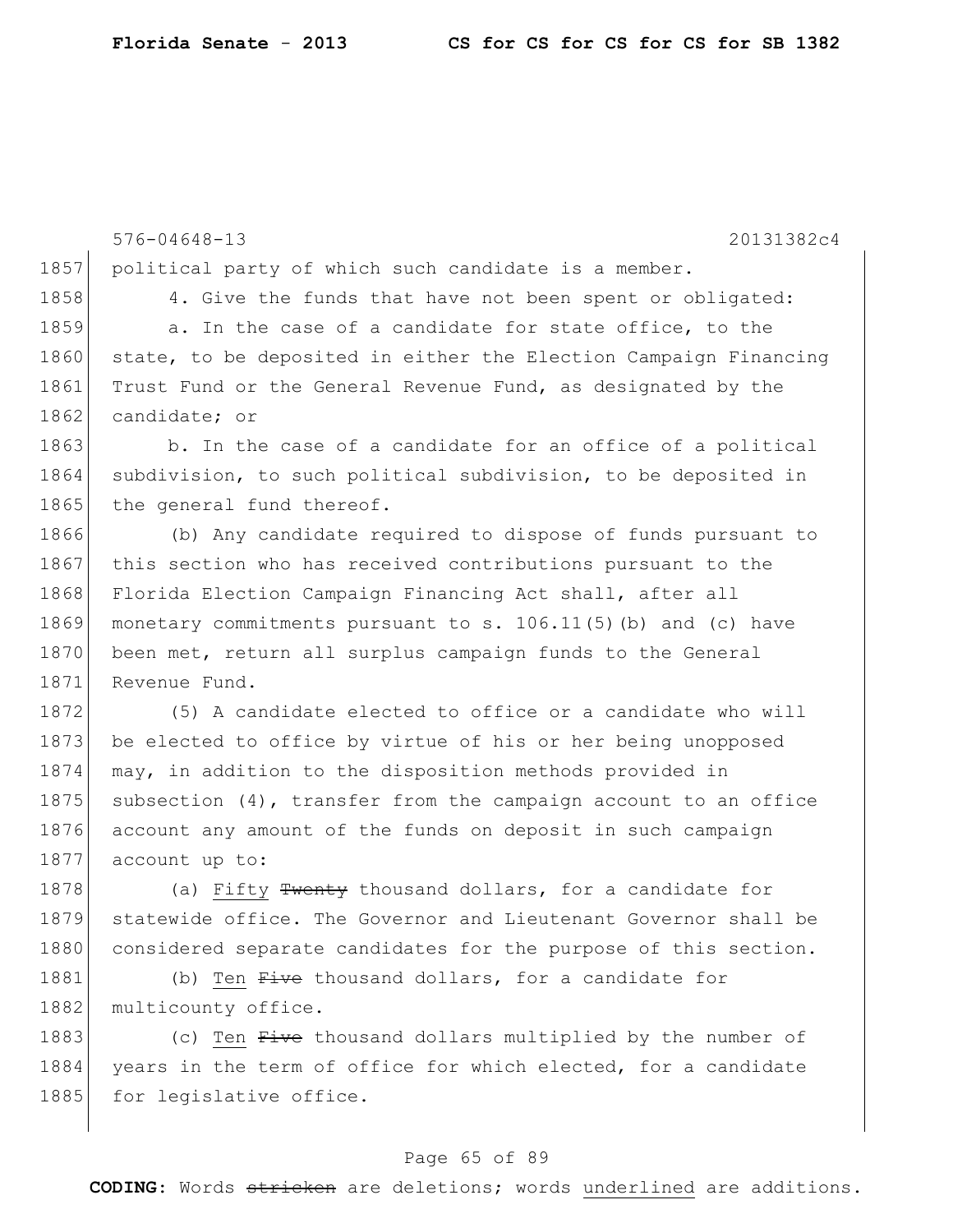political party of which such candidate is a member.

4. Give the funds that have not been spent or obligated:

a. In the case of a candidate for state office, to the state, to be deposited in either the Election Campaign Financing Trust Fund or the General Revenue Fund, as designated by the candidate; or

b. In the case of a candidate for an office of a political subdivision, to such political subdivision, to be deposited in the general fund thereof.

(b) Any candidate required to dispose of funds pursuant to this section who has received contributions pursuant to the Florida Election Campaign Financing Act shall, after all monetary commitments pursuant to s. 106.11(5)(b) and (c) have been met, return all surplus campaign funds to the General Revenue Fund.

(5) A candidate elected to office or a candidate who will be elected to office by virtue of his or her being unopposed may, in addition to the disposition methods provided in subsection (4), transfer from the campaign account to an office account any amount of the funds on deposit in such campaign account up to:

(a) <u>Fifty</u> ~~Twenty~~ thousand dollars, for a candidate for statewide office. The Governor and Lieutenant Governor shall be considered separate candidates for the purpose of this section.

(b) <u>Ten</u> ~~Five~~ thousand dollars, for a candidate for multicounty office.

(c) <u>Ten</u> ~~Five~~ thousand dollars multiplied by the number of years in the term of office for which elected, for a candidate for legislative office.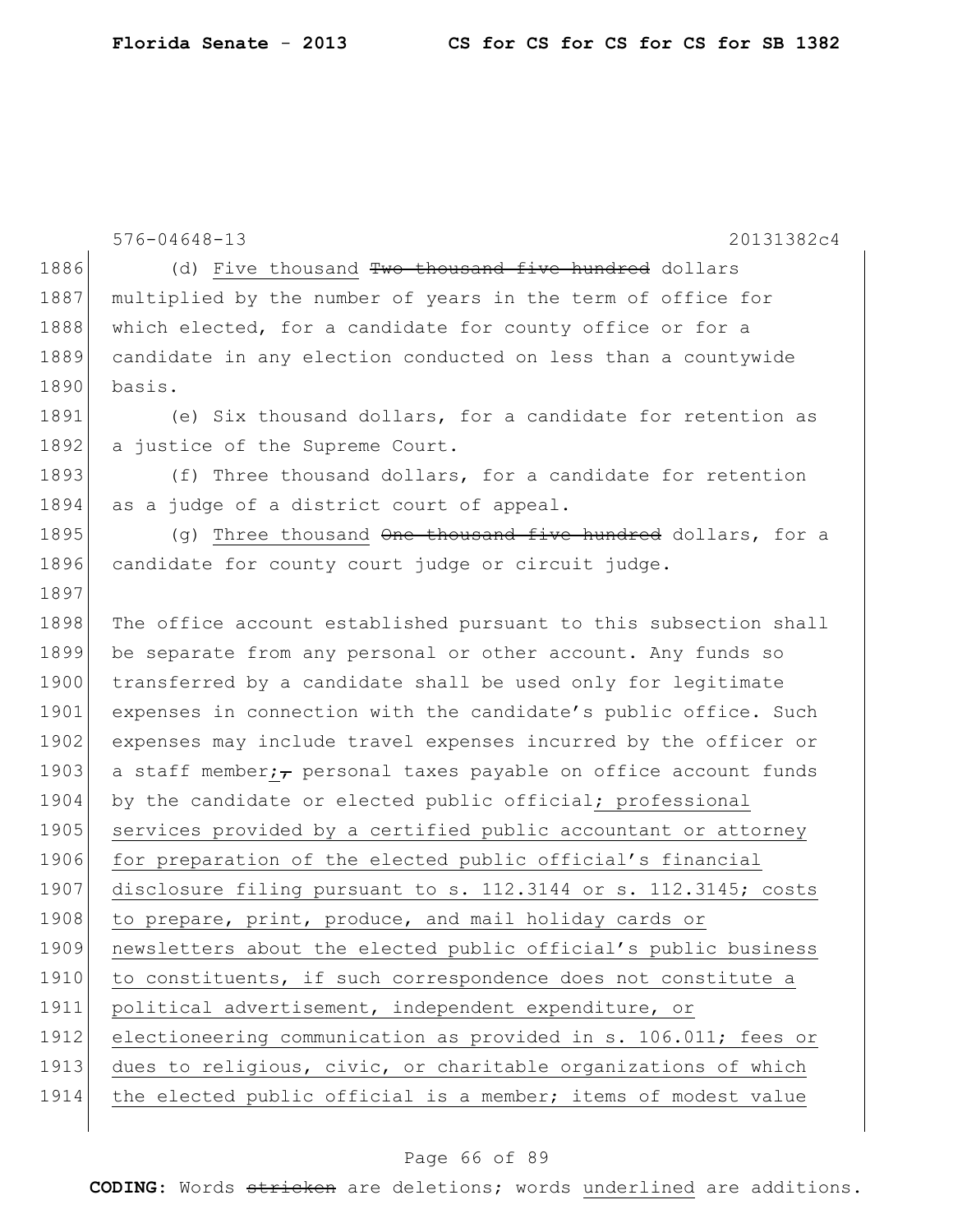(d) <u>Five thousand</u> ~~Two thousand five hundred~~ dollars multiplied by the number of years in the term of office for which elected, for a candidate for county office or for a candidate in any election conducted on less than a countywide basis.

(e) Six thousand dollars, for a candidate for retention as a justice of the Supreme Court.

(f) Three thousand dollars, for a candidate for retention as a judge of a district court of appeal.

(g) <u>Three thousand</u> ~~One thousand five hundred~~ dollars, for a candidate for county court judge or circuit judge.

The office account established pursuant to this subsection shall be separate from any personal or other account. Any funds so transferred by a candidate shall be used only for legitimate expenses in connection with the candidate's public office. Such expenses may include travel expenses incurred by the officer or a staff member<u>;</u>~~,~~ personal taxes payable on office account funds by the candidate or elected public official<u>; professional services provided by a certified public accountant or attorney for preparation of the elected public official's financial disclosure filing pursuant to s. 112.3144 or s. 112.3145; costs to prepare, print, produce, and mail holiday cards or newsletters about the elected public official's public business to constituents, if such correspondence does not constitute a political advertisement, independent expenditure, or electioneering communication as provided in s. 106.011; fees or dues to religious, civic, or charitable organizations of which the elected public official is a member; items of modest value</u>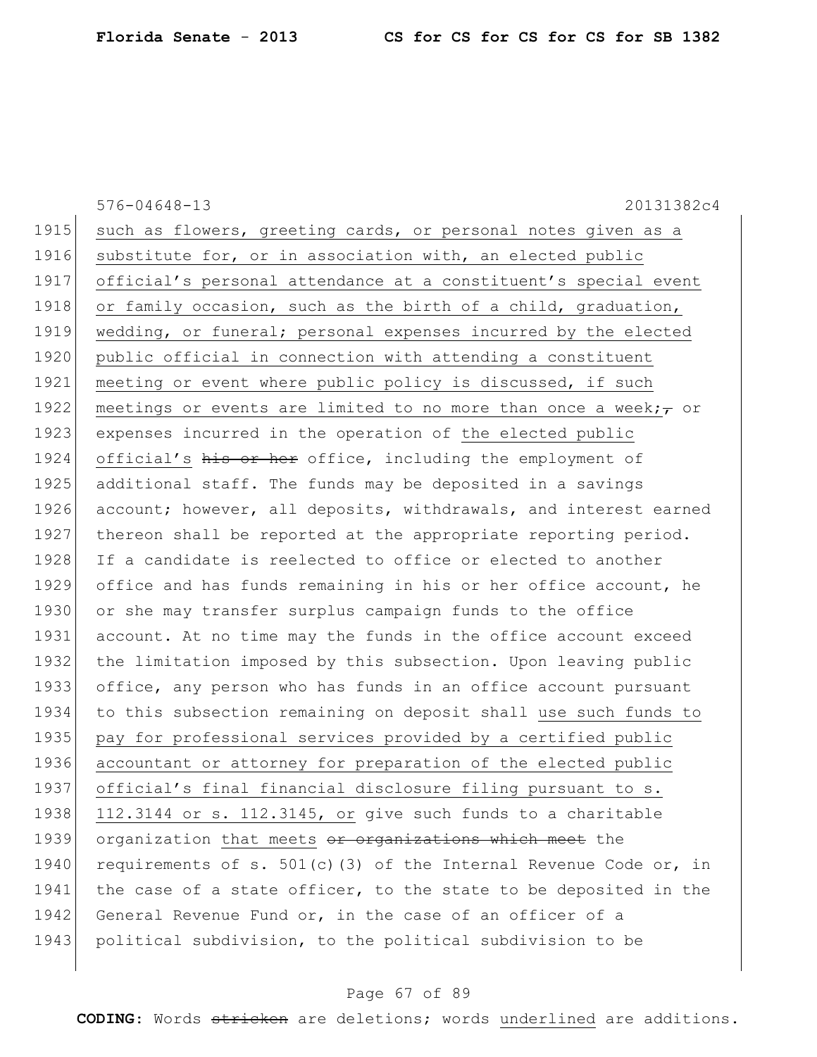576-04648-13 20131382c4

1915 such as flowers, greeting cards, or personal notes given as a
1916 substitute for, or in association with, an elected public
1917 official's personal attendance at a constituent's special event
1918 or family occasion, such as the birth of a child, graduation,
1919 wedding, or funeral; personal expenses incurred by the elected
1920 public official in connection with attending a constituent
1921 meeting or event where public policy is discussed, if such
1922 meetings or events are limited to no more than once a week;~~,~~ or
1923 expenses incurred in the operation of the elected public
1924 official's ~~his or her~~ office, including the employment of
1925 additional staff. The funds may be deposited in a savings
1926 account; however, all deposits, withdrawals, and interest earned
1927 thereon shall be reported at the appropriate reporting period.
1928 If a candidate is reelected to office or elected to another
1929 office and has funds remaining in his or her office account, he
1930 or she may transfer surplus campaign funds to the office
1931 account. At no time may the funds in the office account exceed
1932 the limitation imposed by this subsection. Upon leaving public
1933 office, any person who has funds in an office account pursuant
1934 to this subsection remaining on deposit shall use such funds to
1935 pay for professional services provided by a certified public
1936 accountant or attorney for preparation of the elected public
1937 official's final financial disclosure filing pursuant to s.
1938 112.3144 or s. 112.3145, or give such funds to a charitable
1939 organization that meets ~~or organizations which meet~~ the
1940 requirements of s. 501(c)(3) of the Internal Revenue Code or, in
1941 the case of a state officer, to the state to be deposited in the
1942 General Revenue Fund or, in the case of an officer of a
1943 political subdivision, to the political subdivision to be

**CODING:** Words ~~stricken~~ are deletions; words underlined are additions.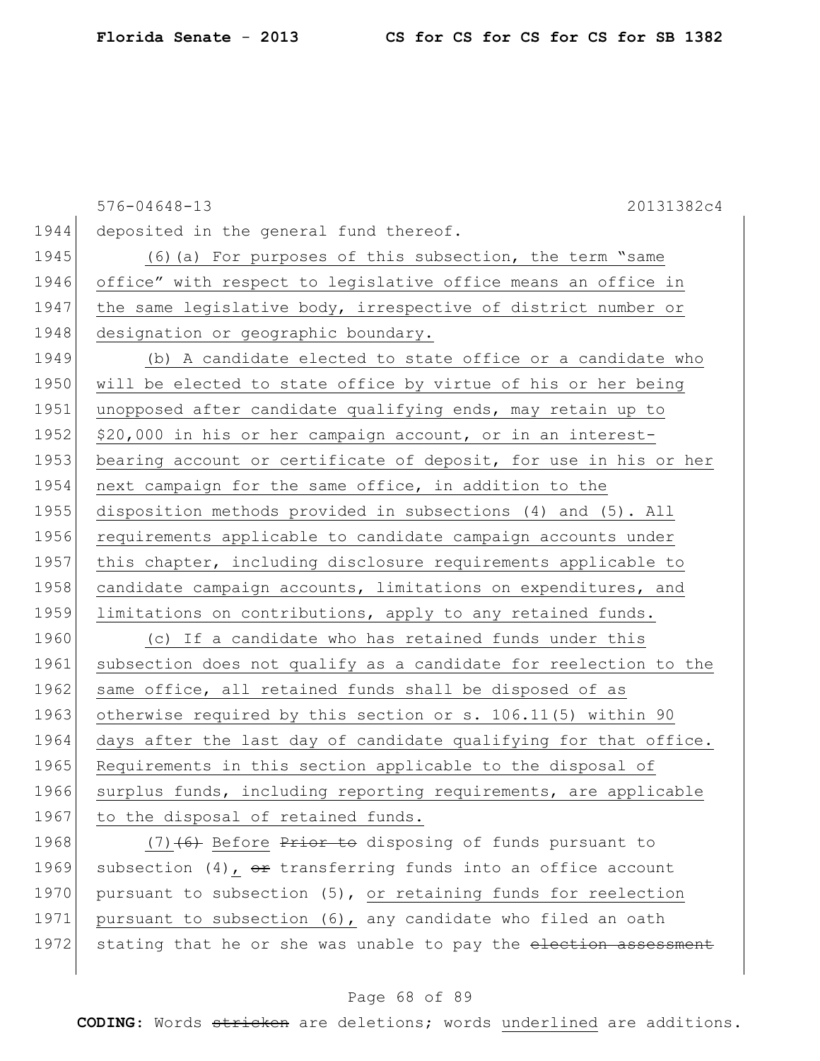576-04648-13 20131382c4

1944 deposited in the general fund thereof.

1945 (6)(a) For purposes of this subsection, the term "same
1946 office" with respect to legislative office means an office in
1947 the same legislative body, irrespective of district number or
1948 designation or geographic boundary.

1949 (b) A candidate elected to state office or a candidate who
1950 will be elected to state office by virtue of his or her being
1951 unopposed after candidate qualifying ends, may retain up to
1952 $20,000 in his or her campaign account, or in an interest-
1953 bearing account or certificate of deposit, for use in his or her
1954 next campaign for the same office, in addition to the
1955 disposition methods provided in subsections (4) and (5). All
1956 requirements applicable to candidate campaign accounts under
1957 this chapter, including disclosure requirements applicable to
1958 candidate campaign accounts, limitations on expenditures, and
1959 limitations on contributions, apply to any retained funds.

1960 (c) If a candidate who has retained funds under this
1961 subsection does not qualify as a candidate for reelection to the
1962 same office, all retained funds shall be disposed of as
1963 otherwise required by this section or s. 106.11(5) within 90
1964 days after the last day of candidate qualifying for that office.
1965 Requirements in this section applicable to the disposal of
1966 surplus funds, including reporting requirements, are applicable
1967 to the disposal of retained funds.

1968 (7)~~(6)~~ Before ~~Prior to~~ disposing of funds pursuant to
1969 subsection (4), ~~or~~ transferring funds into an office account
1970 pursuant to subsection (5), or retaining funds for reelection
1971 pursuant to subsection (6), any candidate who filed an oath
1972 stating that he or she was unable to pay the ~~election assessment~~

**CODING:** Words ~~stricken~~ are deletions; words underlined are additions.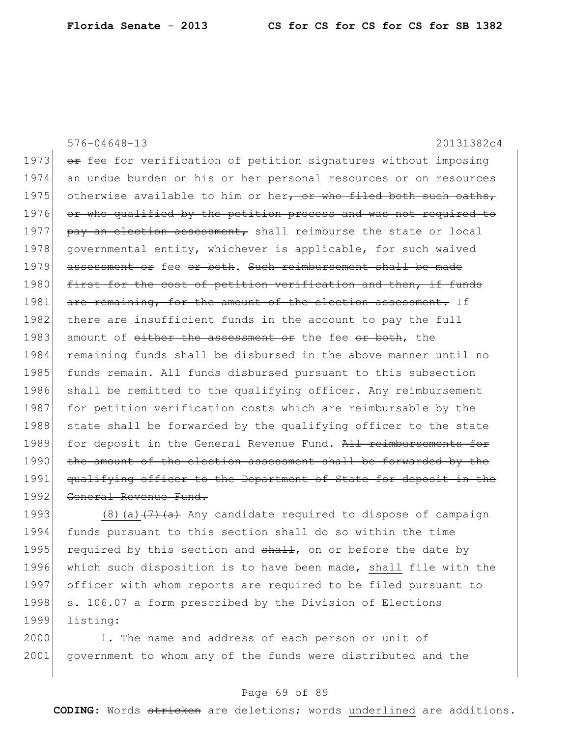576-04648-13 20131382c4

1973 ~~or~~ fee for verification of petition signatures without imposing
1974 an undue burden on his or her personal resources or on resources
1975 otherwise available to him or her~~, or who filed both such oaths,~~
1976 ~~or who qualified by the petition process and was not required to~~
1977 ~~pay an election assessment,~~ shall reimburse the state or local
1978 governmental entity, whichever is applicable, for such waived
1979 ~~assessment or~~ fee ~~or both~~. ~~Such reimbursement shall be made~~
1980 ~~first for the cost of petition verification and then, if funds~~
1981 ~~are remaining, for the amount of the election assessment.~~ If
1982 there are insufficient funds in the account to pay the full
1983 amount of ~~either the assessment or~~ the fee ~~or both~~, the
1984 remaining funds shall be disbursed in the above manner until no
1985 funds remain. All funds disbursed pursuant to this subsection
1986 shall be remitted to the qualifying officer. Any reimbursement
1987 for petition verification costs which are reimbursable by the
1988 state shall be forwarded by the qualifying officer to the state
1989 for deposit in the General Revenue Fund. ~~All reimbursements for~~
1990 ~~the amount of the election assessment shall be forwarded by the~~
1991 ~~qualifying officer to the Department of State for deposit in the~~
1992 ~~General Revenue Fund.~~

1993 <u>(8)(a)</u>~~(7)(a)~~ Any candidate required to dispose of campaign
1994 funds pursuant to this section shall do so within the time
1995 required by this section and ~~shall~~, on or before the date by
1996 which such disposition is to have been made, <u>shall</u> file with the
1997 officer with whom reports are required to be filed pursuant to
1998 s. 106.07 a form prescribed by the Division of Elections
1999 listing:

2000 1. The name and address of each person or unit of
2001 government to whom any of the funds were distributed and the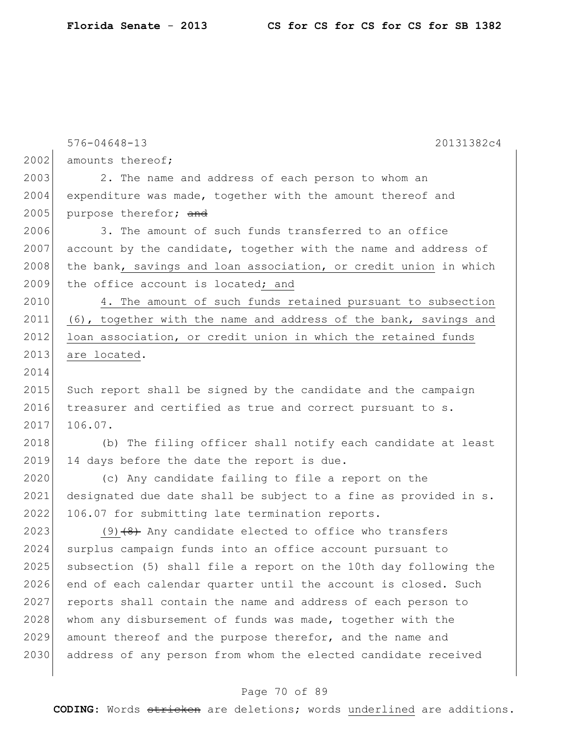amounts thereof;

2. The name and address of each person to whom an expenditure was made, together with the amount thereof and purpose therefor; ~~and~~

3. The amount of such funds transferred to an office account by the candidate, together with the name and address of the bank, savings and loan association, or credit union in which the office account is located; and

4. The amount of such funds retained pursuant to subsection (6), together with the name and address of the bank, savings and loan association, or credit union in which the retained funds are located.

Such report shall be signed by the candidate and the campaign treasurer and certified as true and correct pursuant to s. 106.07.

(b) The filing officer shall notify each candidate at least 14 days before the date the report is due.

(c) Any candidate failing to file a report on the designated due date shall be subject to a fine as provided in s. 106.07 for submitting late termination reports.

(9) ~~(8)~~ Any candidate elected to office who transfers surplus campaign funds into an office account pursuant to subsection (5) shall file a report on the 10th day following the end of each calendar quarter until the account is closed. Such reports shall contain the name and address of each person to whom any disbursement of funds was made, together with the amount thereof and the purpose therefor, and the name and address of any person from whom the elected candidate received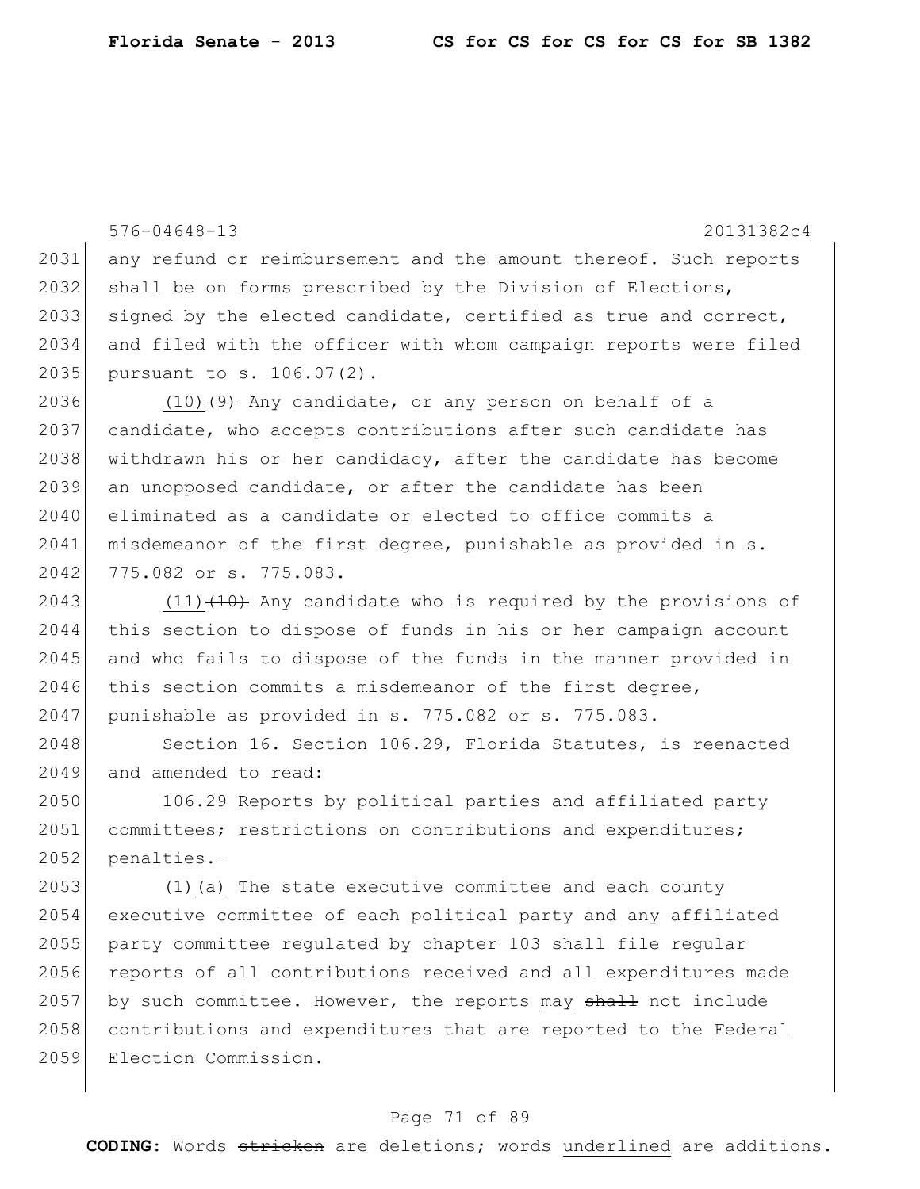576-04648-13 20131382c4

2031 any refund or reimbursement and the amount thereof. Such reports
2032 shall be on forms prescribed by the Division of Elections,
2033 signed by the elected candidate, certified as true and correct,
2034 and filed with the officer with whom campaign reports were filed
2035 pursuant to s. 106.07(2).

2036 <u>(10)</u>~~(9)~~ Any candidate, or any person on behalf of a
2037 candidate, who accepts contributions after such candidate has
2038 withdrawn his or her candidacy, after the candidate has become
2039 an unopposed candidate, or after the candidate has been
2040 eliminated as a candidate or elected to office commits a
2041 misdemeanor of the first degree, punishable as provided in s.
2042 775.082 or s. 775.083.

2043 <u>(11)</u>~~(10)~~ Any candidate who is required by the provisions of
2044 this section to dispose of funds in his or her campaign account
2045 and who fails to dispose of the funds in the manner provided in
2046 this section commits a misdemeanor of the first degree,
2047 punishable as provided in s. 775.082 or s. 775.083.

2048 Section 16. Section 106.29, Florida Statutes, is reenacted
2049 and amended to read:

2050 106.29 Reports by political parties and affiliated party
2051 committees; restrictions on contributions and expenditures;
2052 penalties.—

2053 (1)<u>(a)</u> The state executive committee and each county
2054 executive committee of each political party and any affiliated
2055 party committee regulated by chapter 103 shall file regular
2056 reports of all contributions received and all expenditures made
2057 by such committee. However, the reports <u>may</u> ~~shall~~ not include
2058 contributions and expenditures that are reported to the Federal
2059 Election Commission.

**CODING:** Words ~~stricken~~ are deletions; words <u>underlined</u> are additions.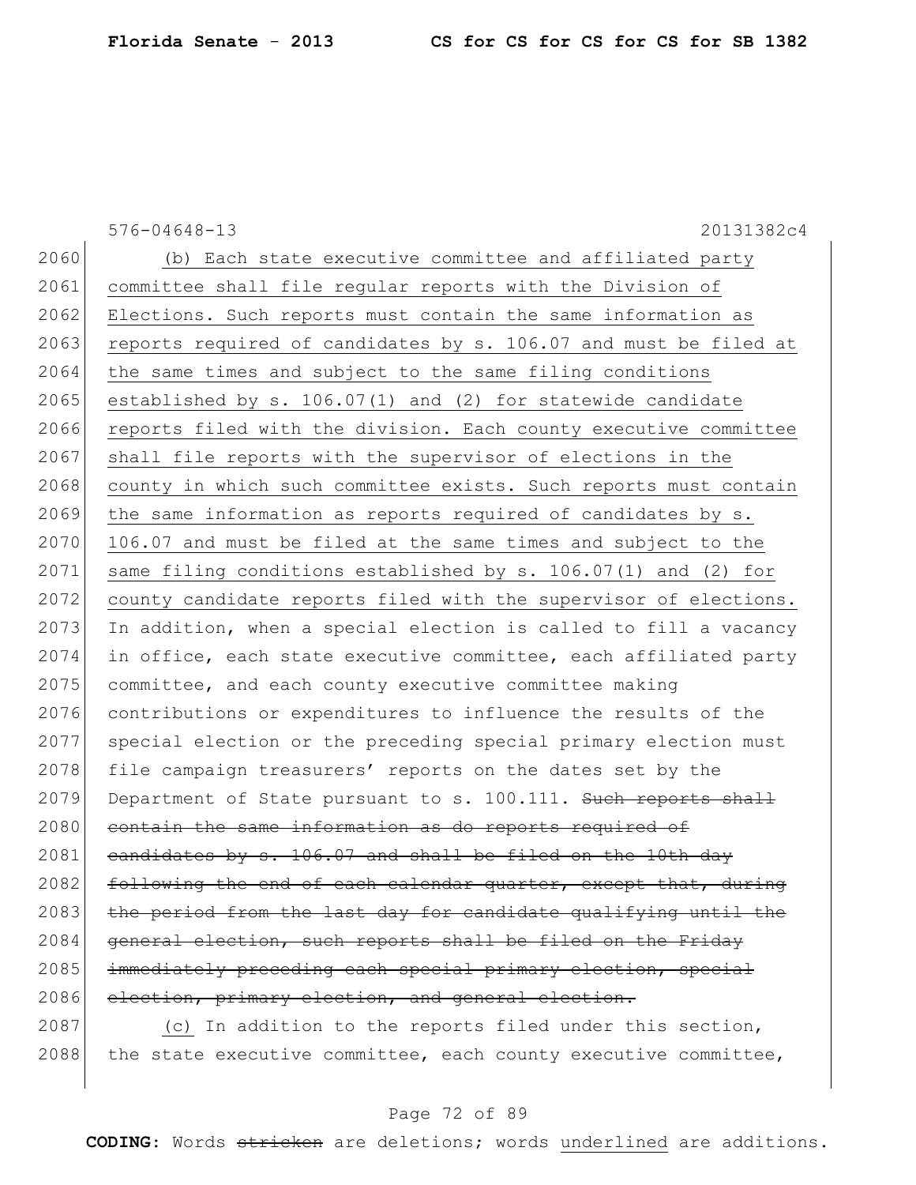(b) Each state executive committee and affiliated party committee shall file regular reports with the Division of Elections. Such reports must contain the same information as reports required of candidates by s. 106.07 and must be filed at the same times and subject to the same filing conditions established by s. 106.07(1) and (2) for statewide candidate reports filed with the division. Each county executive committee shall file reports with the supervisor of elections in the county in which such committee exists. Such reports must contain the same information as reports required of candidates by s. 106.07 and must be filed at the same times and subject to the same filing conditions established by s. 106.07(1) and (2) for county candidate reports filed with the supervisor of elections. In addition, when a special election is called to fill a vacancy in office, each state executive committee, each affiliated party committee, and each county executive committee making contributions or expenditures to influence the results of the special election or the preceding special primary election must file campaign treasurers' reports on the dates set by the Department of State pursuant to s. 100.111. ~~Such reports shall contain the same information as do reports required of candidates by s. 106.07 and shall be filed on the 10th day following the end of each calendar quarter, except that, during the period from the last day for candidate qualifying until the general election, such reports shall be filed on the Friday immediately preceding each special primary election, special election, primary election, and general election.~~

(c) In addition to the reports filed under this section, the state executive committee, each county executive committee,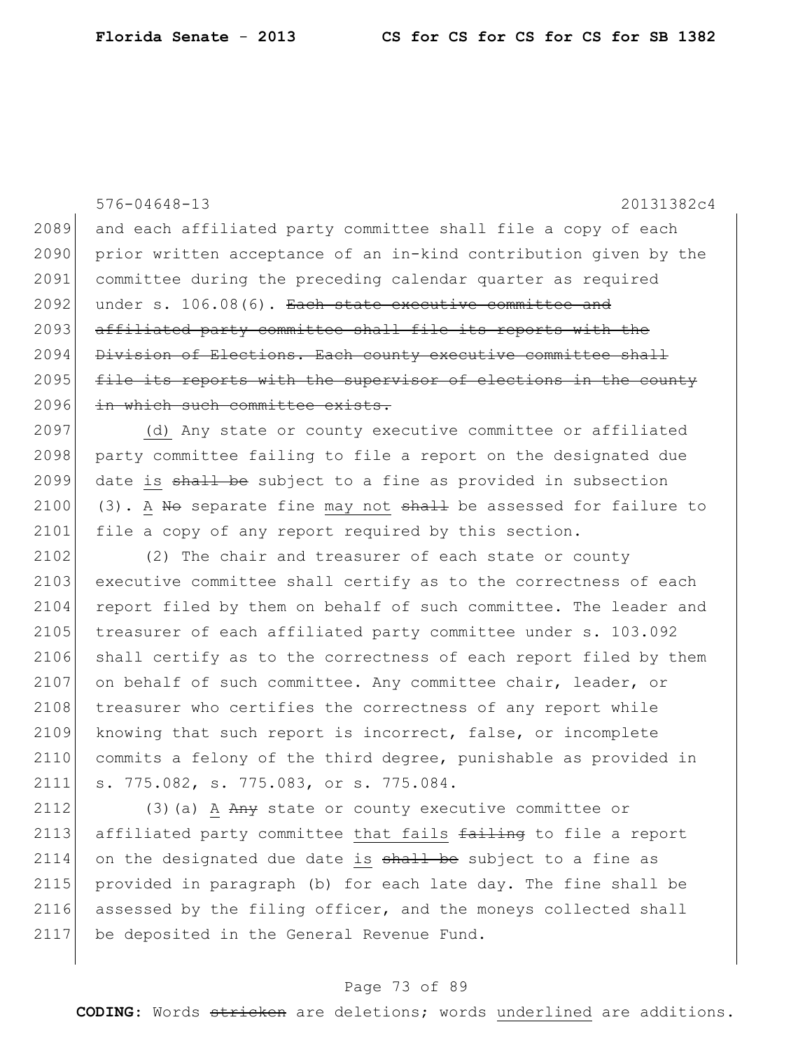and each affiliated party committee shall file a copy of each prior written acceptance of an in-kind contribution given by the committee during the preceding calendar quarter as required under s. 106.08(6). ~~Each state executive committee and affiliated party committee shall file its reports with the Division of Elections. Each county executive committee shall file its reports with the supervisor of elections in the county in which such committee exists.~~

(d) Any state or county executive committee or affiliated party committee failing to file a report on the designated due date is ~~shall be~~ subject to a fine as provided in subsection (3). A ~~No~~ separate fine may not ~~shall~~ be assessed for failure to file a copy of any report required by this section.

(2) The chair and treasurer of each state or county executive committee shall certify as to the correctness of each report filed by them on behalf of such committee. The leader and treasurer of each affiliated party committee under s. 103.092 shall certify as to the correctness of each report filed by them on behalf of such committee. Any committee chair, leader, or treasurer who certifies the correctness of any report while knowing that such report is incorrect, false, or incomplete commits a felony of the third degree, punishable as provided in s. 775.082, s. 775.083, or s. 775.084.

(3)(a) A ~~Any~~ state or county executive committee or affiliated party committee that fails ~~failing~~ to file a report on the designated due date is ~~shall be~~ subject to a fine as provided in paragraph (b) for each late day. The fine shall be assessed by the filing officer, and the moneys collected shall be deposited in the General Revenue Fund.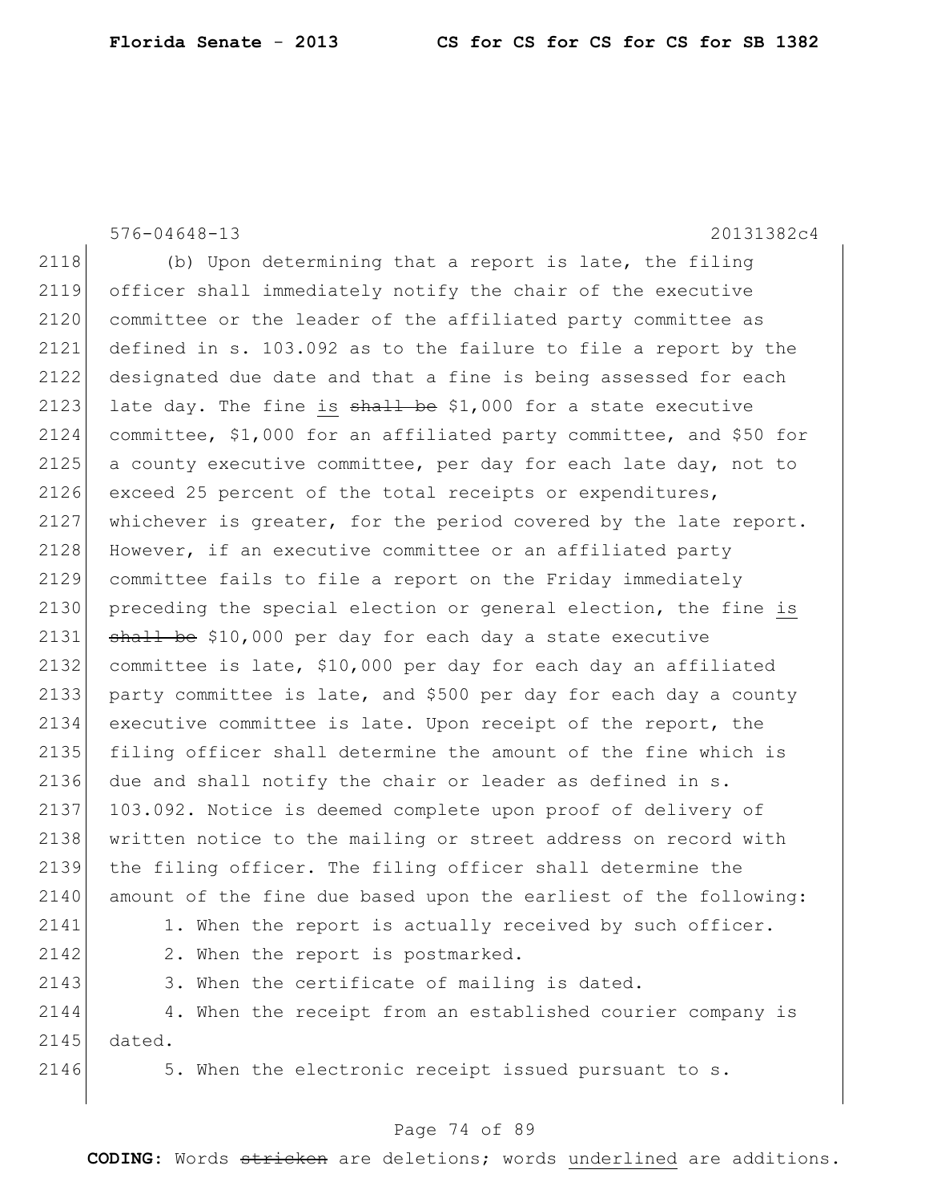576-04648-13 20131382c4

(b) Upon determining that a report is late, the filing officer shall immediately notify the chair of the executive committee or the leader of the affiliated party committee as defined in s. 103.092 as to the failure to file a report by the designated due date and that a fine is being assessed for each late day. The fine is ~~shall be~~ $1,000 for a state executive committee, $1,000 for an affiliated party committee, and $50 for a county executive committee, per day for each late day, not to exceed 25 percent of the total receipts or expenditures, whichever is greater, for the period covered by the late report. However, if an executive committee or an affiliated party committee fails to file a report on the Friday immediately preceding the special election or general election, the fine is ~~shall be~~ $10,000 per day for each day a state executive committee is late, $10,000 per day for each day an affiliated party committee is late, and $500 per day for each day a county executive committee is late. Upon receipt of the report, the filing officer shall determine the amount of the fine which is due and shall notify the chair or leader as defined in s. 103.092. Notice is deemed complete upon proof of delivery of written notice to the mailing or street address on record with the filing officer. The filing officer shall determine the amount of the fine due based upon the earliest of the following:

1. When the report is actually received by such officer.
2. When the report is postmarked.
3. When the certificate of mailing is dated.
4. When the receipt from an established courier company is dated.
5. When the electronic receipt issued pursuant to s.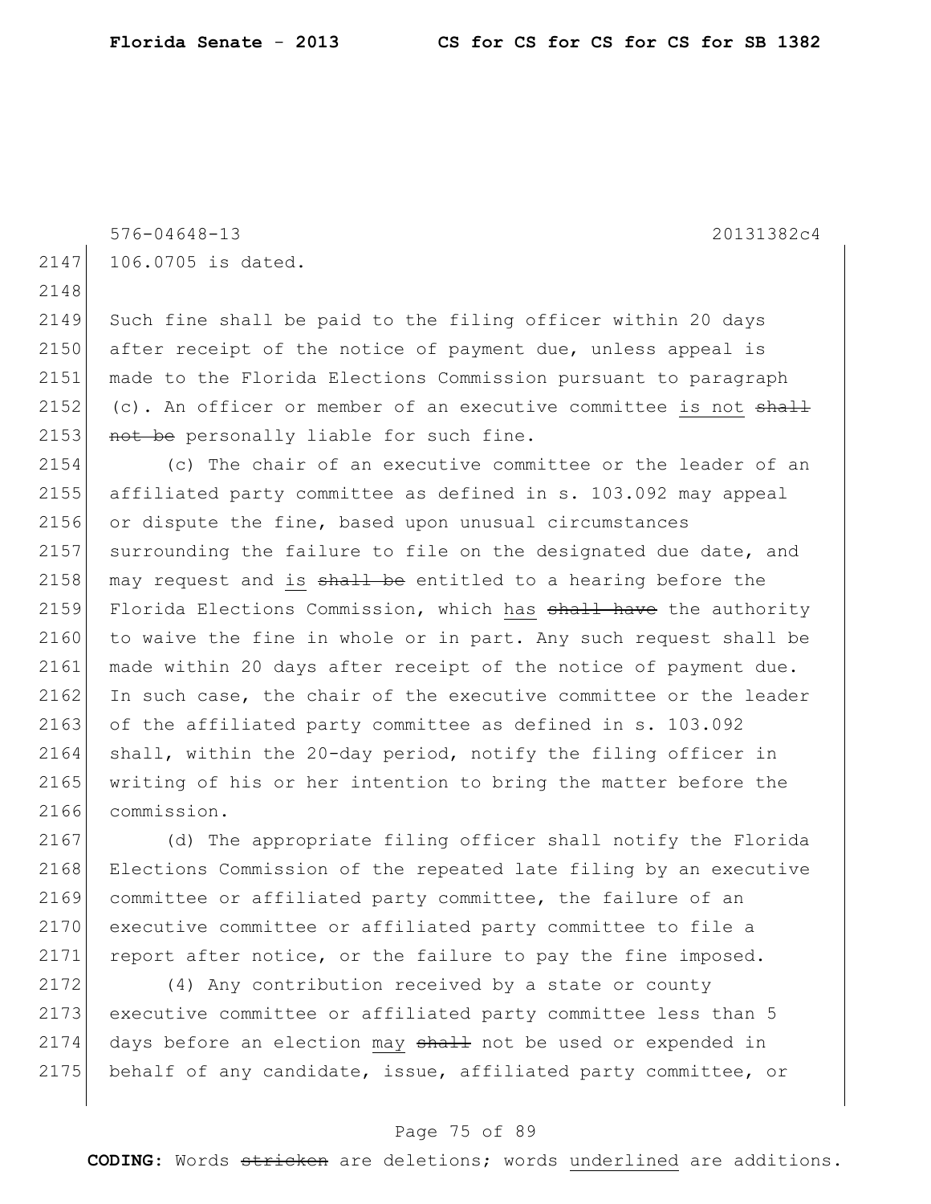106.0705 is dated.

Such fine shall be paid to the filing officer within 20 days after receipt of the notice of payment due, unless appeal is made to the Florida Elections Commission pursuant to paragraph (c). An officer or member of an executive committee <u>is not</u> ~~shall not be~~ personally liable for such fine.

(c) The chair of an executive committee or the leader of an affiliated party committee as defined in s. 103.092 may appeal or dispute the fine, based upon unusual circumstances surrounding the failure to file on the designated due date, and may request and <u>is</u> ~~shall be~~ entitled to a hearing before the Florida Elections Commission, which <u>has</u> ~~shall have~~ the authority to waive the fine in whole or in part. Any such request shall be made within 20 days after receipt of the notice of payment due. In such case, the chair of the executive committee or the leader of the affiliated party committee as defined in s. 103.092 shall, within the 20-day period, notify the filing officer in writing of his or her intention to bring the matter before the commission.

(d) The appropriate filing officer shall notify the Florida Elections Commission of the repeated late filing by an executive committee or affiliated party committee, the failure of an executive committee or affiliated party committee to file a report after notice, or the failure to pay the fine imposed.

(4) Any contribution received by a state or county executive committee or affiliated party committee less than 5 days before an election <u>may</u> ~~shall~~ not be used or expended in behalf of any candidate, issue, affiliated party committee, or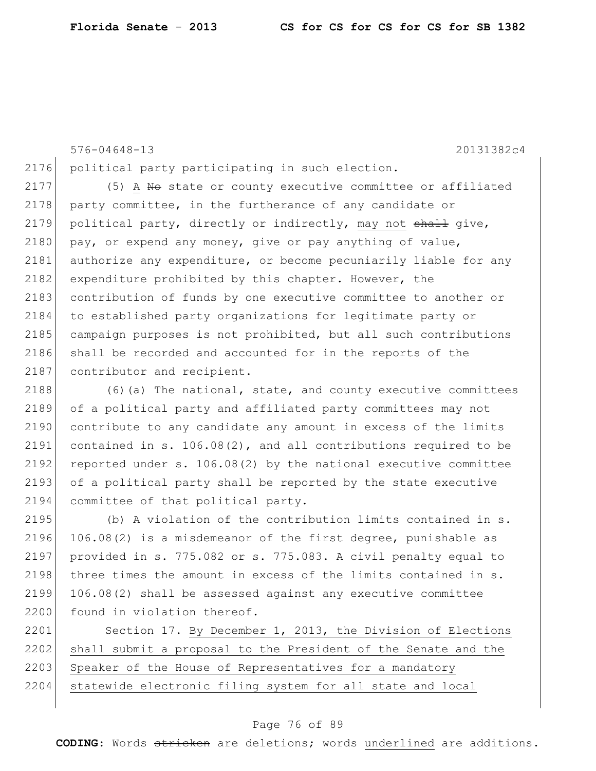576-04648-13 20131382c4

political party participating in such election.

(5) A ~~No~~ state or county executive committee or affiliated party committee, in the furtherance of any candidate or political party, directly or indirectly, may not ~~shall~~ give, pay, or expend any money, give or pay anything of value, authorize any expenditure, or become pecuniarily liable for any expenditure prohibited by this chapter. However, the contribution of funds by one executive committee to another or to established party organizations for legitimate party or campaign purposes is not prohibited, but all such contributions shall be recorded and accounted for in the reports of the contributor and recipient.

(6)(a) The national, state, and county executive committees of a political party and affiliated party committees may not contribute to any candidate any amount in excess of the limits contained in s. 106.08(2), and all contributions required to be reported under s. 106.08(2) by the national executive committee of a political party shall be reported by the state executive committee of that political party.

(b) A violation of the contribution limits contained in s. 106.08(2) is a misdemeanor of the first degree, punishable as provided in s. 775.082 or s. 775.083. A civil penalty equal to three times the amount in excess of the limits contained in s. 106.08(2) shall be assessed against any executive committee found in violation thereof.

Section 17. By December 1, 2013, the Division of Elections shall submit a proposal to the President of the Senate and the Speaker of the House of Representatives for a mandatory statewide electronic filing system for all state and local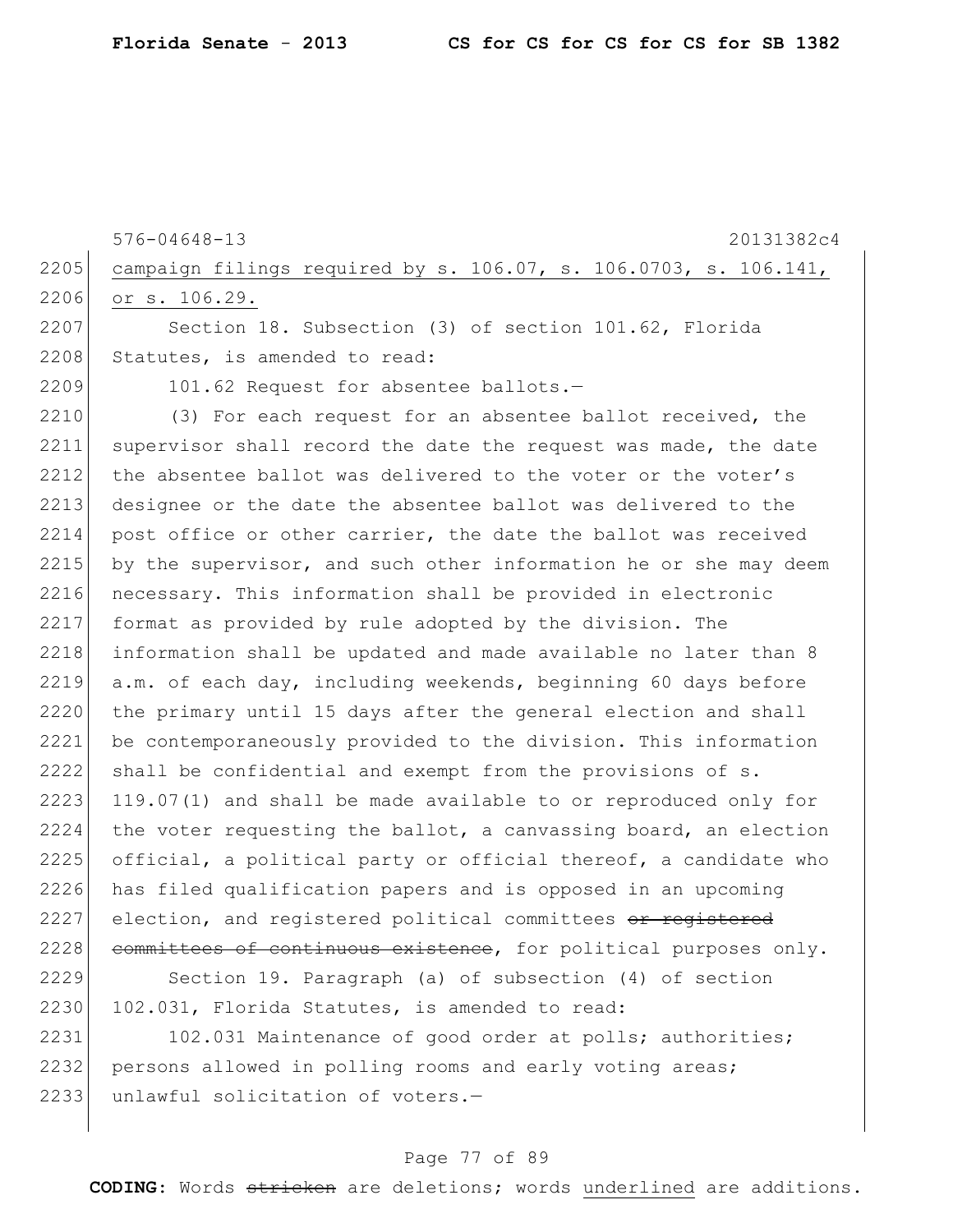campaign filings required by s. 106.07, s. 106.0703, s. 106.141, or s. 106.29.

Section 18. Subsection (3) of section 101.62, Florida Statutes, is amended to read:

101.62 Request for absentee ballots.—

(3) For each request for an absentee ballot received, the supervisor shall record the date the request was made, the date the absentee ballot was delivered to the voter or the voter's designee or the date the absentee ballot was delivered to the post office or other carrier, the date the ballot was received by the supervisor, and such other information he or she may deem necessary. This information shall be provided in electronic format as provided by rule adopted by the division. The information shall be updated and made available no later than 8 a.m. of each day, including weekends, beginning 60 days before the primary until 15 days after the general election and shall be contemporaneously provided to the division. This information shall be confidential and exempt from the provisions of s. 119.07(1) and shall be made available to or reproduced only for the voter requesting the ballot, a canvassing board, an election official, a political party or official thereof, a candidate who has filed qualification papers and is opposed in an upcoming election, and registered political committees ~~or registered committees of continuous existence~~, for political purposes only.

Section 19. Paragraph (a) of subsection (4) of section 102.031, Florida Statutes, is amended to read:

102.031 Maintenance of good order at polls; authorities; persons allowed in polling rooms and early voting areas; unlawful solicitation of voters.—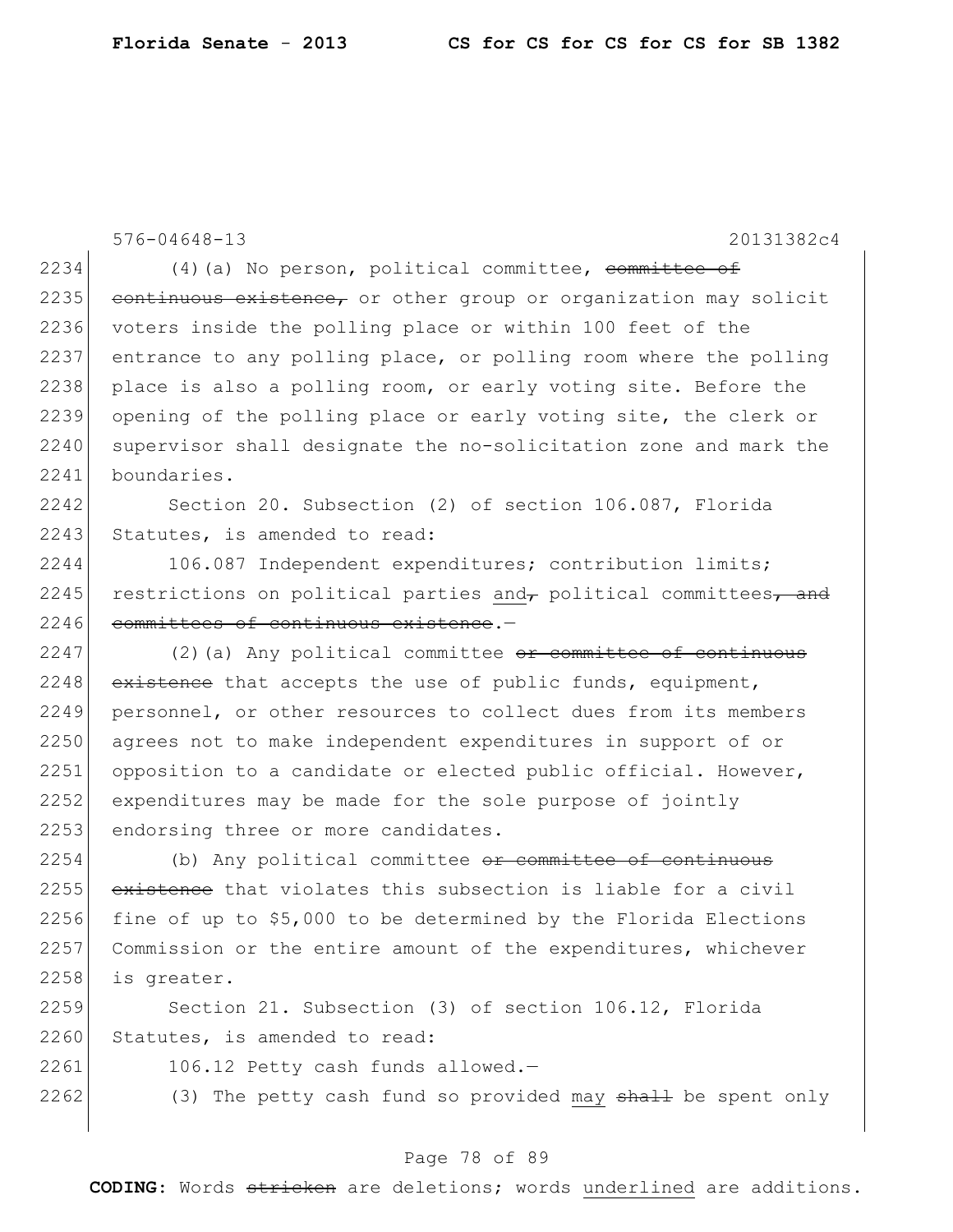576-04648-13 20131382c4

2234 (4)(a) No person, political committee, ~~committee of~~
2235 ~~continuous existence,~~ or other group or organization may solicit
2236 voters inside the polling place or within 100 feet of the
2237 entrance to any polling place, or polling room where the polling
2238 place is also a polling room, or early voting site. Before the
2239 opening of the polling place or early voting site, the clerk or
2240 supervisor shall designate the no-solicitation zone and mark the
2241 boundaries.

2242 Section 20. Subsection (2) of section 106.087, Florida
2243 Statutes, is amended to read:

2244 106.087 Independent expenditures; contribution limits;
2245 restrictions on political parties <u>and</u>~~,~~ political committees~~, and~~
2246 ~~committees of continuous existence~~.—

2247 (2)(a) Any political committee ~~or committee of continuous~~
2248 ~~existence~~ that accepts the use of public funds, equipment,
2249 personnel, or other resources to collect dues from its members
2250 agrees not to make independent expenditures in support of or
2251 opposition to a candidate or elected public official. However,
2252 expenditures may be made for the sole purpose of jointly
2253 endorsing three or more candidates.

2254 (b) Any political committee ~~or committee of continuous~~
2255 ~~existence~~ that violates this subsection is liable for a civil
2256 fine of up to $5,000 to be determined by the Florida Elections
2257 Commission or the entire amount of the expenditures, whichever
2258 is greater.

2259 Section 21. Subsection (3) of section 106.12, Florida
2260 Statutes, is amended to read:

2261 106.12 Petty cash funds allowed.—

2262 (3) The petty cash fund so provided <u>may</u> ~~shall~~ be spent only

**CODING:** Words ~~stricken~~ are deletions; words <u>underlined</u> are additions.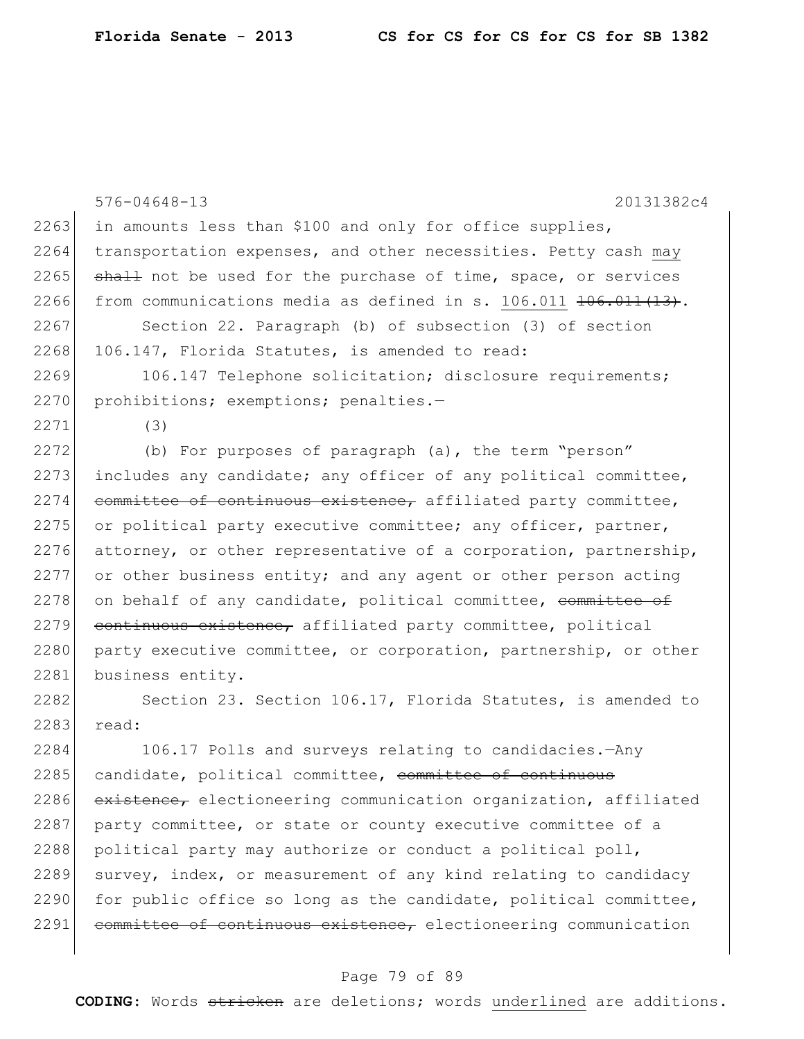in amounts less than $100 and only for office supplies, transportation expenses, and other necessities. Petty cash <u>may</u> ~~shall~~ not be used for the purchase of time, space, or services from communications media as defined in s. <u>106.011</u> ~~106.011(13)~~.

Section 22. Paragraph (b) of subsection (3) of section 106.147, Florida Statutes, is amended to read:

106.147 Telephone solicitation; disclosure requirements; prohibitions; exemptions; penalties.—

(3)

(b) For purposes of paragraph (a), the term "person" includes any candidate; any officer of any political committee, ~~committee of continuous existence,~~ affiliated party committee, or political party executive committee; any officer, partner, attorney, or other representative of a corporation, partnership, or other business entity; and any agent or other person acting on behalf of any candidate, political committee, ~~committee of continuous existence,~~ affiliated party committee, political party executive committee, or corporation, partnership, or other business entity.

Section 23. Section 106.17, Florida Statutes, is amended to read:

106.17 Polls and surveys relating to candidacies.—Any candidate, political committee, ~~committee of continuous existence,~~ electioneering communication organization, affiliated party committee, or state or county executive committee of a political party may authorize or conduct a political poll, survey, index, or measurement of any kind relating to candidacy for public office so long as the candidate, political committee, ~~committee of continuous existence,~~ electioneering communication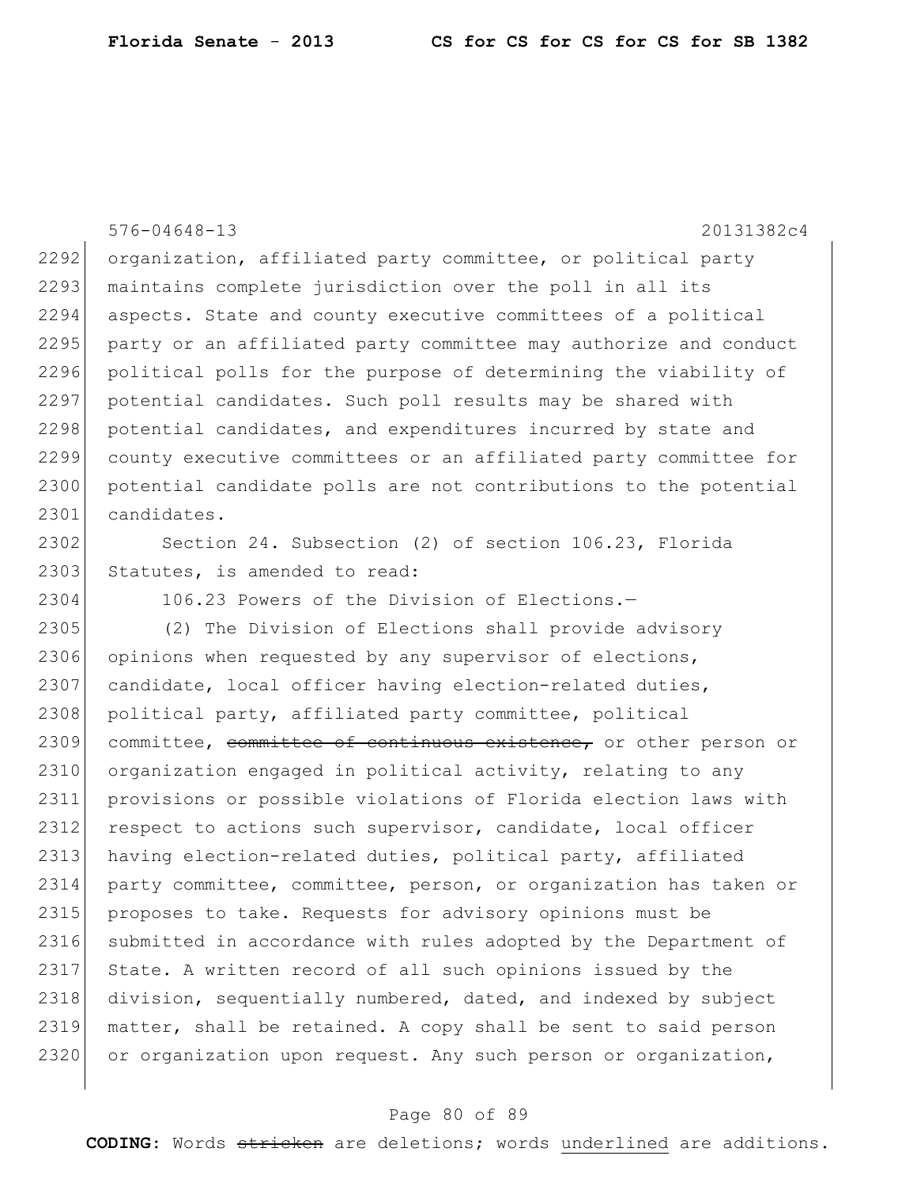organization, affiliated party committee, or political party maintains complete jurisdiction over the poll in all its aspects. State and county executive committees of a political party or an affiliated party committee may authorize and conduct political polls for the purpose of determining the viability of potential candidates. Such poll results may be shared with potential candidates, and expenditures incurred by state and county executive committees or an affiliated party committee for potential candidate polls are not contributions to the potential candidates.

Section 24. Subsection (2) of section 106.23, Florida Statutes, is amended to read:

106.23 Powers of the Division of Elections.—

(2) The Division of Elections shall provide advisory opinions when requested by any supervisor of elections, candidate, local officer having election-related duties, political party, affiliated party committee, political committee, ~~committee of continuous existence,~~ or other person or organization engaged in political activity, relating to any provisions or possible violations of Florida election laws with respect to actions such supervisor, candidate, local officer having election-related duties, political party, affiliated party committee, committee, person, or organization has taken or proposes to take. Requests for advisory opinions must be submitted in accordance with rules adopted by the Department of State. A written record of all such opinions issued by the division, sequentially numbered, dated, and indexed by subject matter, shall be retained. A copy shall be sent to said person or organization upon request. Any such person or organization,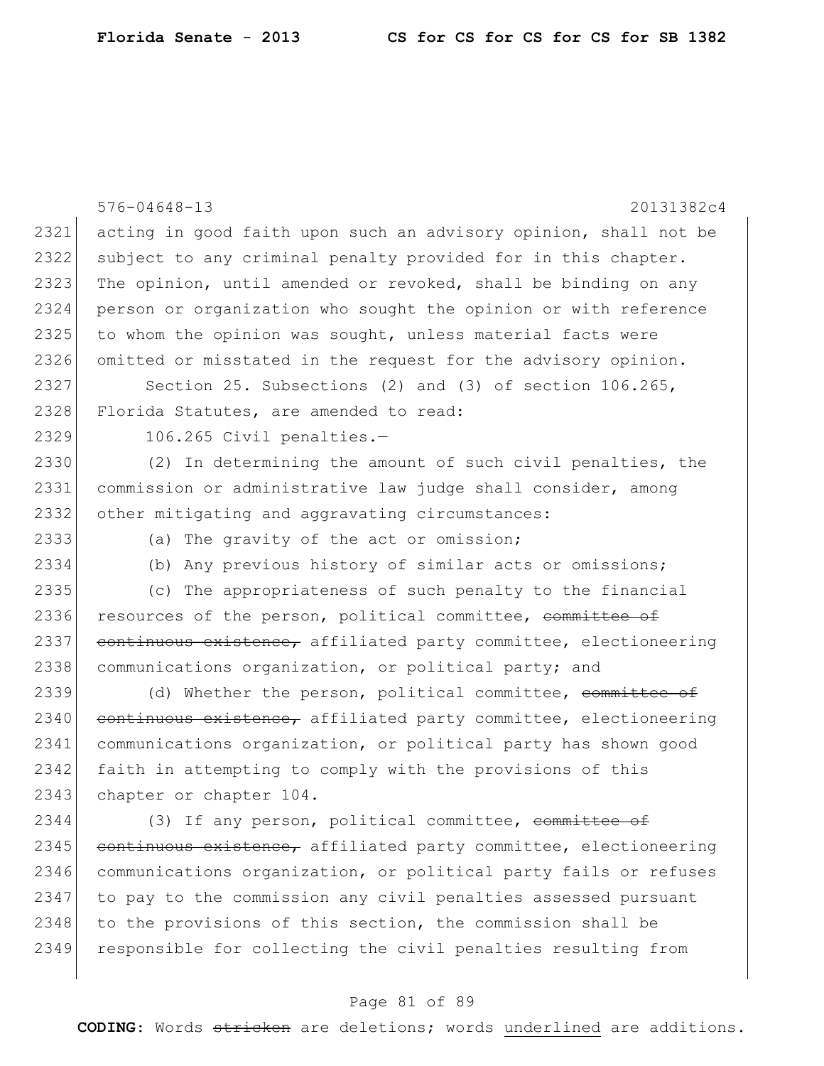acting in good faith upon such an advisory opinion, shall not be subject to any criminal penalty provided for in this chapter. The opinion, until amended or revoked, shall be binding on any person or organization who sought the opinion or with reference to whom the opinion was sought, unless material facts were omitted or misstated in the request for the advisory opinion.

Section 25. Subsections (2) and (3) of section 106.265, Florida Statutes, are amended to read:

106.265 Civil penalties.—

(2) In determining the amount of such civil penalties, the commission or administrative law judge shall consider, among other mitigating and aggravating circumstances:

(a) The gravity of the act or omission;

(b) Any previous history of similar acts or omissions;

(c) The appropriateness of such penalty to the financial resources of the person, political committee, ~~committee of continuous existence,~~ affiliated party committee, electioneering communications organization, or political party; and

(d) Whether the person, political committee, ~~committee of continuous existence,~~ affiliated party committee, electioneering communications organization, or political party has shown good faith in attempting to comply with the provisions of this chapter or chapter 104.

(3) If any person, political committee, ~~committee of continuous existence,~~ affiliated party committee, electioneering communications organization, or political party fails or refuses to pay to the commission any civil penalties assessed pursuant to the provisions of this section, the commission shall be responsible for collecting the civil penalties resulting from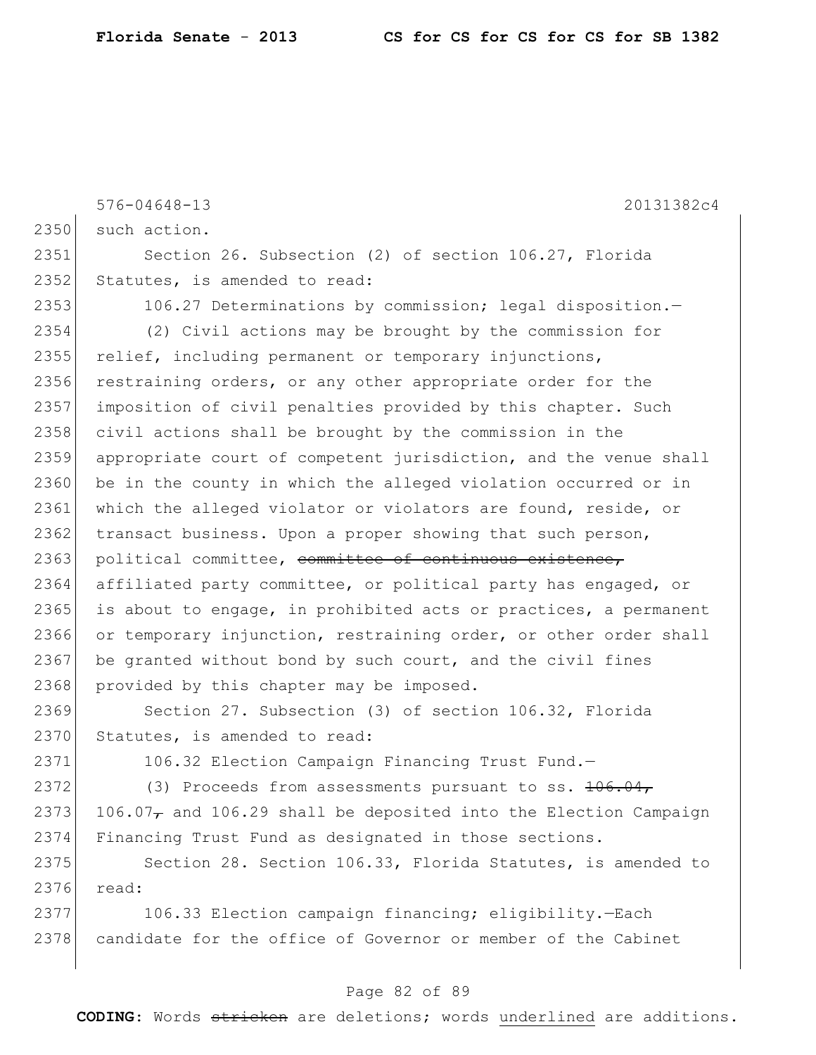576-04648-13 20131382c4

2350 such action.

2351 Section 26. Subsection (2) of section 106.27, Florida
2352 Statutes, is amended to read:

2353 106.27 Determinations by commission; legal disposition.—

2354 (2) Civil actions may be brought by the commission for
2355 relief, including permanent or temporary injunctions,
2356 restraining orders, or any other appropriate order for the
2357 imposition of civil penalties provided by this chapter. Such
2358 civil actions shall be brought by the commission in the
2359 appropriate court of competent jurisdiction, and the venue shall
2360 be in the county in which the alleged violation occurred or in
2361 which the alleged violator or violators are found, reside, or
2362 transact business. Upon a proper showing that such person,
2363 political committee, ~~committee of continuous existence,~~
2364 affiliated party committee, or political party has engaged, or
2365 is about to engage, in prohibited acts or practices, a permanent
2366 or temporary injunction, restraining order, or other order shall
2367 be granted without bond by such court, and the civil fines
2368 provided by this chapter may be imposed.

2369 Section 27. Subsection (3) of section 106.32, Florida
2370 Statutes, is amended to read:

2371 106.32 Election Campaign Financing Trust Fund.—

2372 (3) Proceeds from assessments pursuant to ss. ~~106.04,~~
2373 106.07~~,~~ and 106.29 shall be deposited into the Election Campaign
2374 Financing Trust Fund as designated in those sections.

2375 Section 28. Section 106.33, Florida Statutes, is amended to
2376 read:

2377 106.33 Election campaign financing; eligibility.—Each
2378 candidate for the office of Governor or member of the Cabinet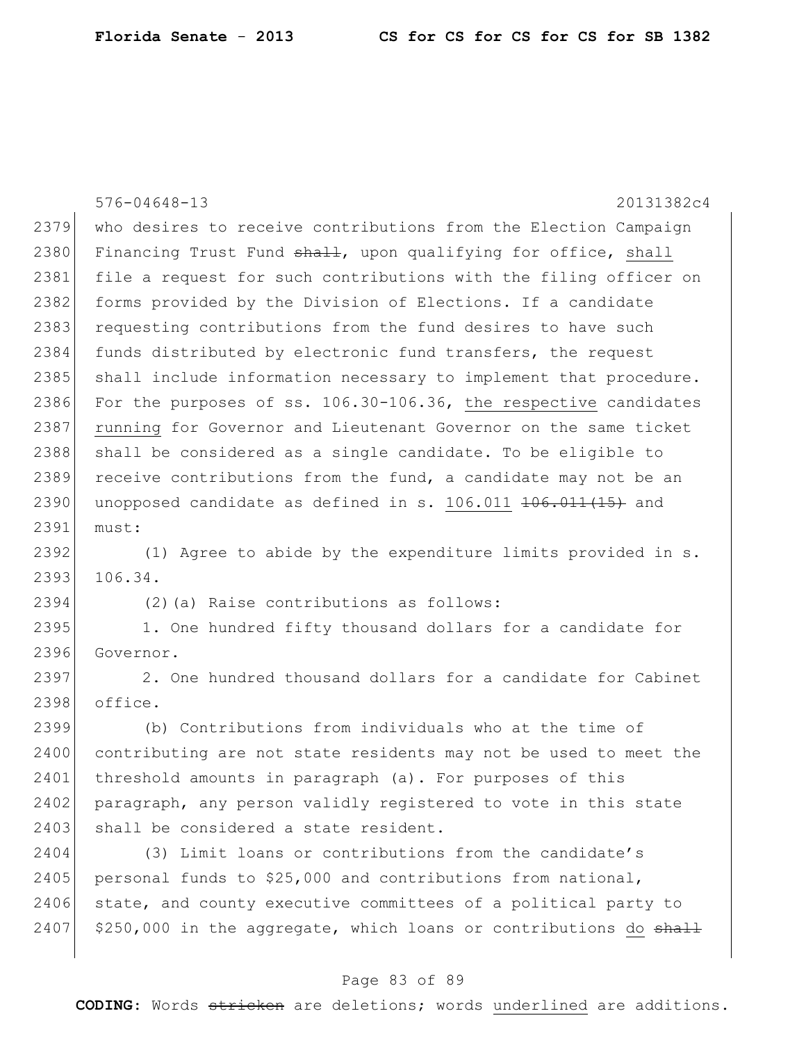who desires to receive contributions from the Election Campaign Financing Trust Fund ~~shall~~, upon qualifying for office, shall file a request for such contributions with the filing officer on forms provided by the Division of Elections. If a candidate requesting contributions from the fund desires to have such funds distributed by electronic fund transfers, the request shall include information necessary to implement that procedure. For the purposes of ss. 106.30-106.36, the respective candidates running for Governor and Lieutenant Governor on the same ticket shall be considered as a single candidate. To be eligible to receive contributions from the fund, a candidate may not be an unopposed candidate as defined in s. 106.011 ~~106.011(15)~~ and must:

(1) Agree to abide by the expenditure limits provided in s. 106.34.

(2)(a) Raise contributions as follows:

1. One hundred fifty thousand dollars for a candidate for Governor.

2. One hundred thousand dollars for a candidate for Cabinet office.

(b) Contributions from individuals who at the time of contributing are not state residents may not be used to meet the threshold amounts in paragraph (a). For purposes of this paragraph, any person validly registered to vote in this state shall be considered a state resident.

(3) Limit loans or contributions from the candidate's personal funds to $25,000 and contributions from national, state, and county executive committees of a political party to $250,000 in the aggregate, which loans or contributions do ~~shall~~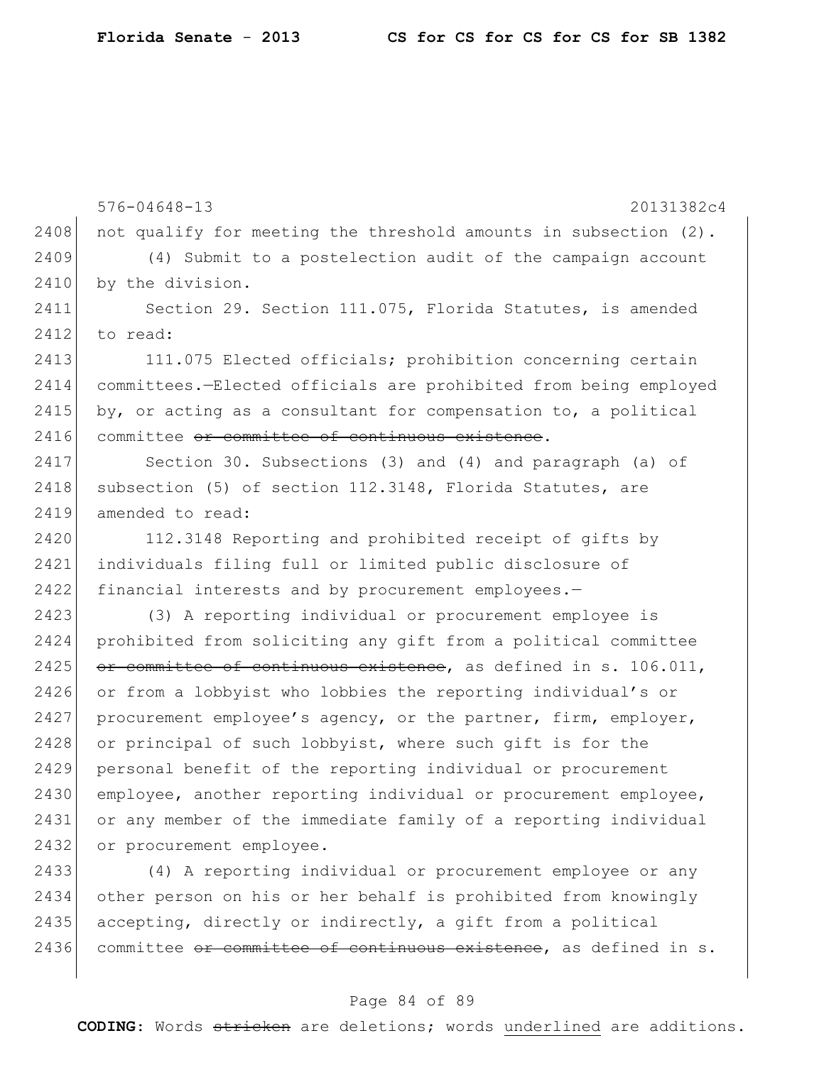not qualify for meeting the threshold amounts in subsection (2).

(4) Submit to a postelection audit of the campaign account by the division.

Section 29. Section 111.075, Florida Statutes, is amended to read:

111.075 Elected officials; prohibition concerning certain committees.—Elected officials are prohibited from being employed by, or acting as a consultant for compensation to, a political committee ~~or committee of continuous existence~~.

Section 30. Subsections (3) and (4) and paragraph (a) of subsection (5) of section 112.3148, Florida Statutes, are amended to read:

112.3148 Reporting and prohibited receipt of gifts by individuals filing full or limited public disclosure of financial interests and by procurement employees.—

(3) A reporting individual or procurement employee is prohibited from soliciting any gift from a political committee ~~or committee of continuous existence~~, as defined in s. 106.011, or from a lobbyist who lobbies the reporting individual's or procurement employee's agency, or the partner, firm, employer, or principal of such lobbyist, where such gift is for the personal benefit of the reporting individual or procurement employee, another reporting individual or procurement employee, or any member of the immediate family of a reporting individual or procurement employee.

(4) A reporting individual or procurement employee or any other person on his or her behalf is prohibited from knowingly accepting, directly or indirectly, a gift from a political committee ~~or committee of continuous existence~~, as defined in s.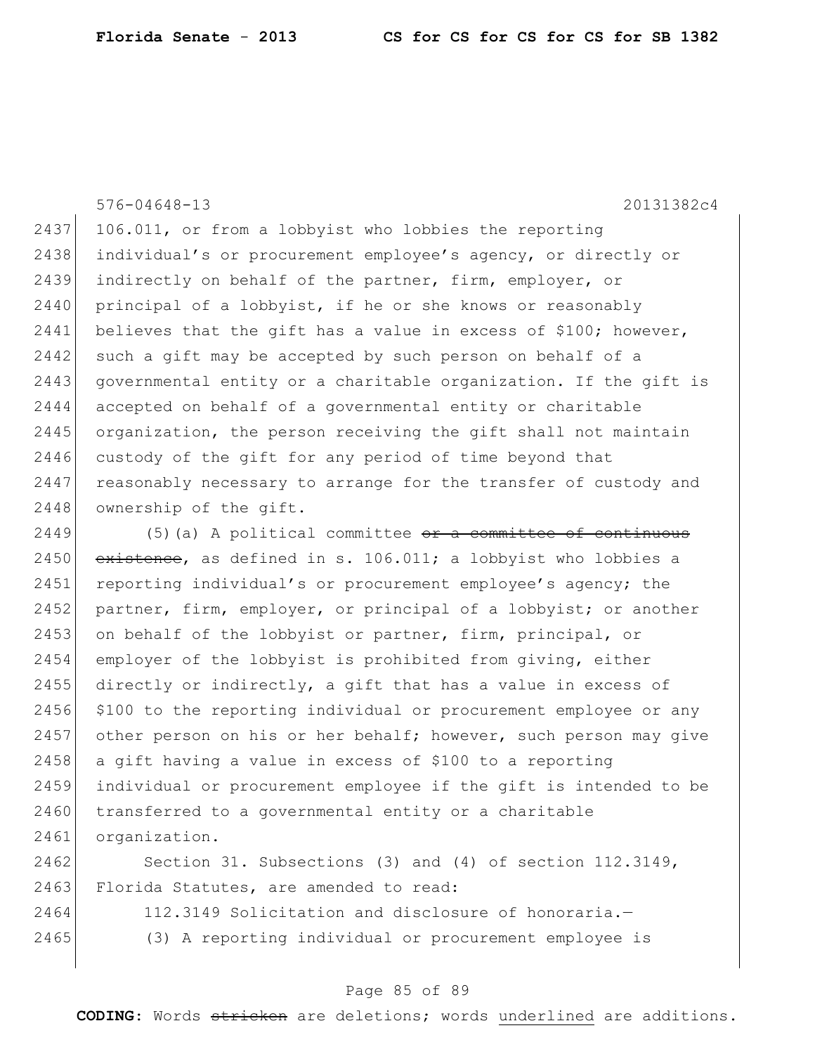576-04648-13 20131382c4

2437 106.011, or from a lobbyist who lobbies the reporting
2438 individual's or procurement employee's agency, or directly or
2439 indirectly on behalf of the partner, firm, employer, or
2440 principal of a lobbyist, if he or she knows or reasonably
2441 believes that the gift has a value in excess of $100; however,
2442 such a gift may be accepted by such person on behalf of a
2443 governmental entity or a charitable organization. If the gift is
2444 accepted on behalf of a governmental entity or charitable
2445 organization, the person receiving the gift shall not maintain
2446 custody of the gift for any period of time beyond that
2447 reasonably necessary to arrange for the transfer of custody and
2448 ownership of the gift.

2449 (5)(a) A political committee ~~or a committee of continuous~~
2450 ~~existence~~, as defined in s. 106.011; a lobbyist who lobbies a
2451 reporting individual's or procurement employee's agency; the
2452 partner, firm, employer, or principal of a lobbyist; or another
2453 on behalf of the lobbyist or partner, firm, principal, or
2454 employer of the lobbyist is prohibited from giving, either
2455 directly or indirectly, a gift that has a value in excess of
2456 $100 to the reporting individual or procurement employee or any
2457 other person on his or her behalf; however, such person may give
2458 a gift having a value in excess of $100 to a reporting
2459 individual or procurement employee if the gift is intended to be
2460 transferred to a governmental entity or a charitable
2461 organization.

2462 Section 31. Subsections (3) and (4) of section 112.3149,
2463 Florida Statutes, are amended to read:

2464 112.3149 Solicitation and disclosure of honoraria.—

2465 (3) A reporting individual or procurement employee is

**CODING:** Words ~~stricken~~ are deletions; words underlined are additions.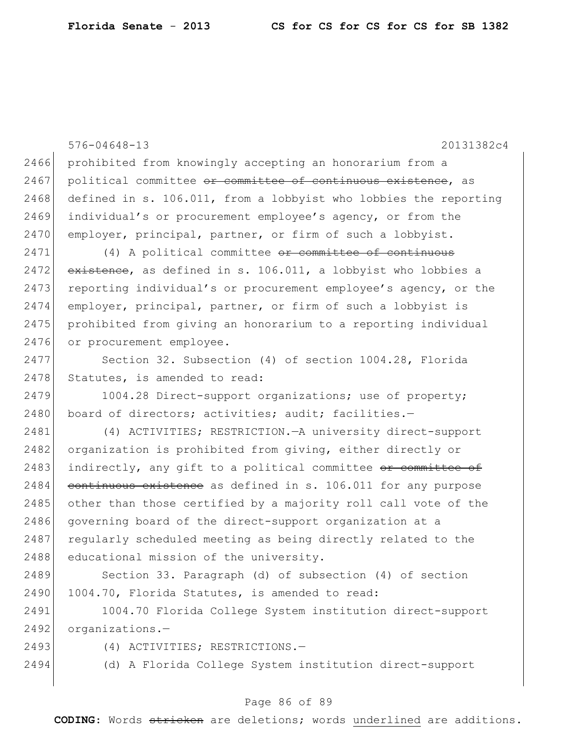prohibited from knowingly accepting an honorarium from a political committee ~~or committee of continuous existence~~, as defined in s. 106.011, from a lobbyist who lobbies the reporting individual's or procurement employee's agency, or from the employer, principal, partner, or firm of such a lobbyist.

(4) A political committee ~~or committee of continuous existence~~, as defined in s. 106.011, a lobbyist who lobbies a reporting individual's or procurement employee's agency, or the employer, principal, partner, or firm of such a lobbyist is prohibited from giving an honorarium to a reporting individual or procurement employee.

Section 32. Subsection (4) of section 1004.28, Florida Statutes, is amended to read:

1004.28 Direct-support organizations; use of property; board of directors; activities; audit; facilities.—

(4) ACTIVITIES; RESTRICTION.—A university direct-support organization is prohibited from giving, either directly or indirectly, any gift to a political committee ~~or committee of continuous existence~~ as defined in s. 106.011 for any purpose other than those certified by a majority roll call vote of the governing board of the direct-support organization at a regularly scheduled meeting as being directly related to the educational mission of the university.

Section 33. Paragraph (d) of subsection (4) of section 1004.70, Florida Statutes, is amended to read:

1004.70 Florida College System institution direct-support organizations.—

(4) ACTIVITIES; RESTRICTIONS.—

(d) A Florida College System institution direct-support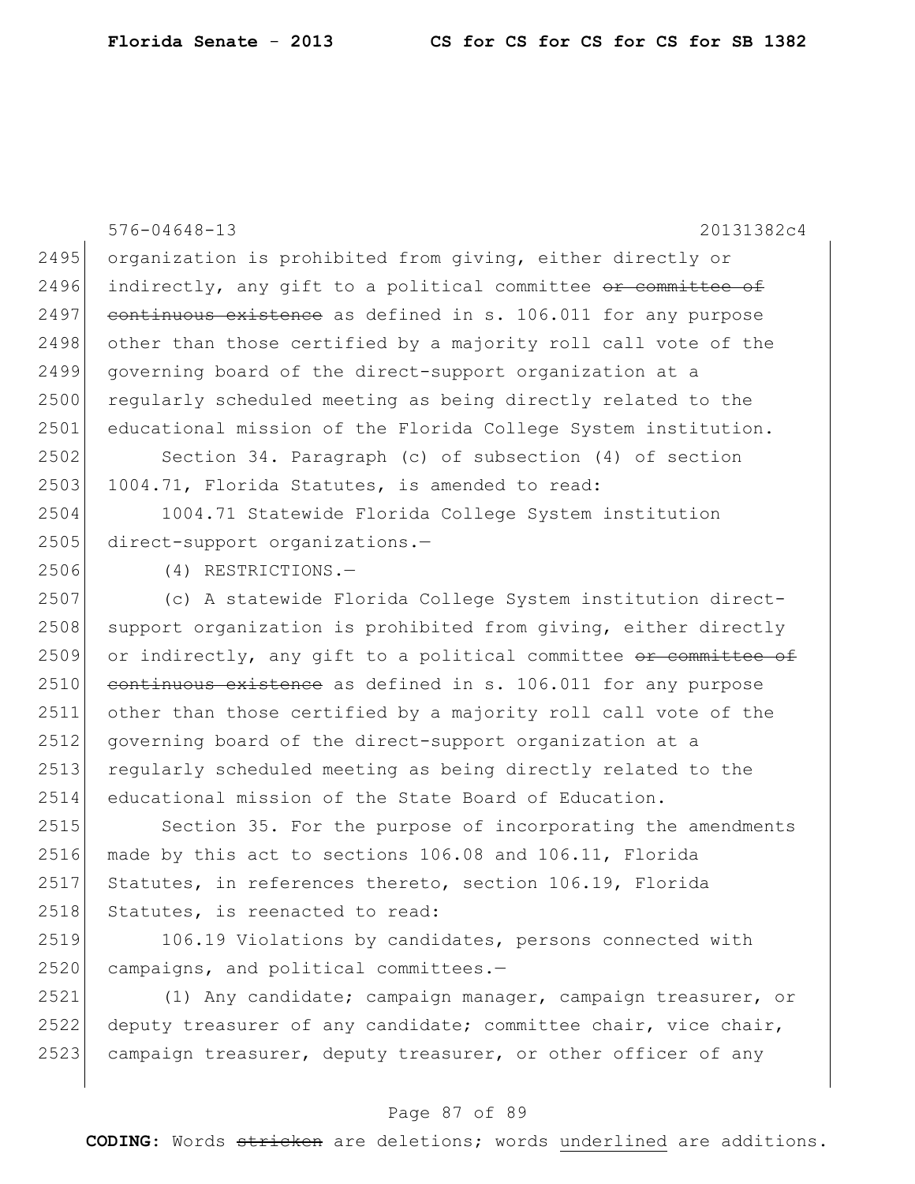organization is prohibited from giving, either directly or indirectly, any gift to a political committee ~~or committee of continuous existence~~ as defined in s. 106.011 for any purpose other than those certified by a majority roll call vote of the governing board of the direct-support organization at a regularly scheduled meeting as being directly related to the educational mission of the Florida College System institution.

Section 34. Paragraph (c) of subsection (4) of section 1004.71, Florida Statutes, is amended to read:

1004.71 Statewide Florida College System institution direct-support organizations.—

(4) RESTRICTIONS.—

(c) A statewide Florida College System institution direct-support organization is prohibited from giving, either directly or indirectly, any gift to a political committee ~~or committee of continuous existence~~ as defined in s. 106.011 for any purpose other than those certified by a majority roll call vote of the governing board of the direct-support organization at a regularly scheduled meeting as being directly related to the educational mission of the State Board of Education.

Section 35. For the purpose of incorporating the amendments made by this act to sections 106.08 and 106.11, Florida Statutes, in references thereto, section 106.19, Florida Statutes, is reenacted to read:

106.19 Violations by candidates, persons connected with campaigns, and political committees.—

(1) Any candidate; campaign manager, campaign treasurer, or deputy treasurer of any candidate; committee chair, vice chair, campaign treasurer, deputy treasurer, or other officer of any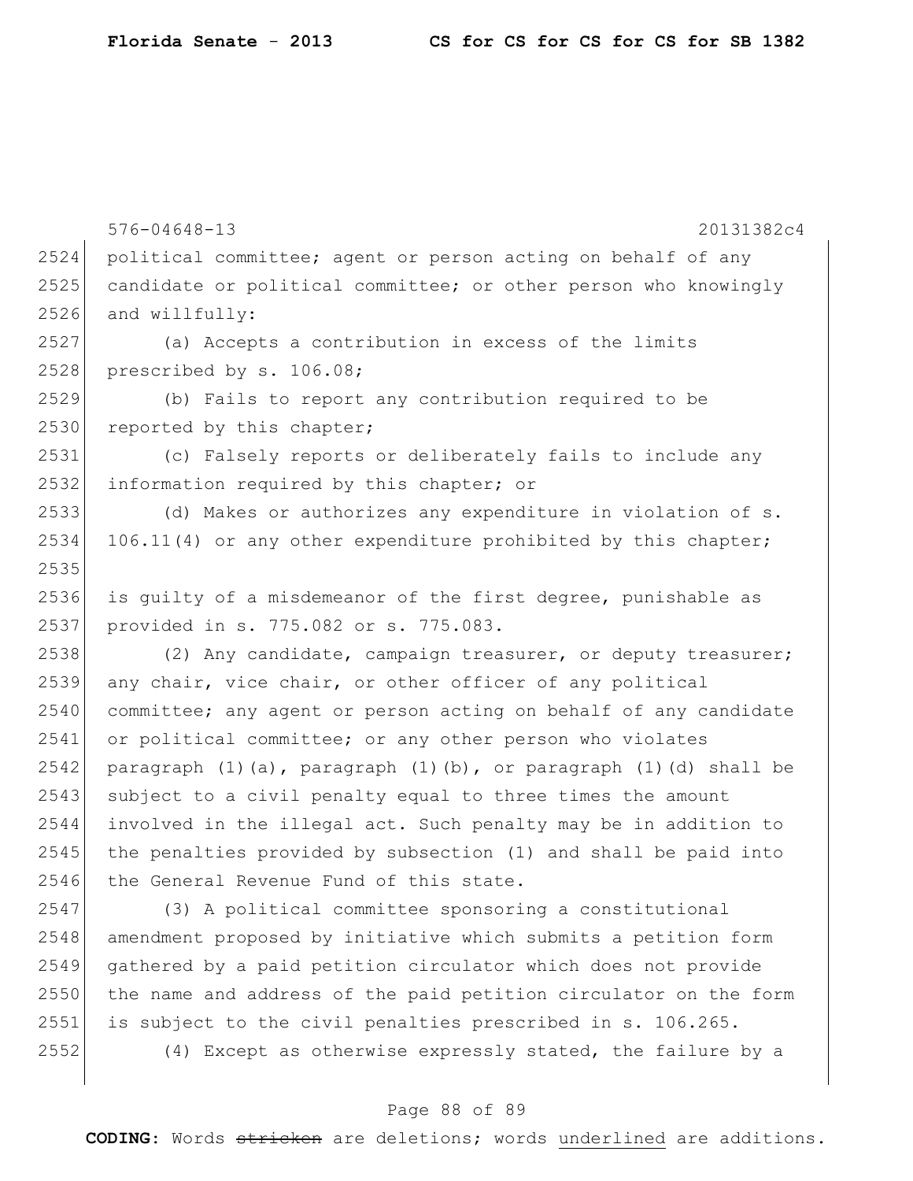political committee; agent or person acting on behalf of any candidate or political committee; or other person who knowingly and willfully:

(a) Accepts a contribution in excess of the limits prescribed by s. 106.08;

(b) Fails to report any contribution required to be reported by this chapter;

(c) Falsely reports or deliberately fails to include any information required by this chapter; or

(d) Makes or authorizes any expenditure in violation of s. 106.11(4) or any other expenditure prohibited by this chapter;

is guilty of a misdemeanor of the first degree, punishable as provided in s. 775.082 or s. 775.083.

(2) Any candidate, campaign treasurer, or deputy treasurer; any chair, vice chair, or other officer of any political committee; any agent or person acting on behalf of any candidate or political committee; or any other person who violates paragraph (1)(a), paragraph (1)(b), or paragraph (1)(d) shall be subject to a civil penalty equal to three times the amount involved in the illegal act. Such penalty may be in addition to the penalties provided by subsection (1) and shall be paid into the General Revenue Fund of this state.

(3) A political committee sponsoring a constitutional amendment proposed by initiative which submits a petition form gathered by a paid petition circulator which does not provide the name and address of the paid petition circulator on the form is subject to the civil penalties prescribed in s. 106.265.

(4) Except as otherwise expressly stated, the failure by a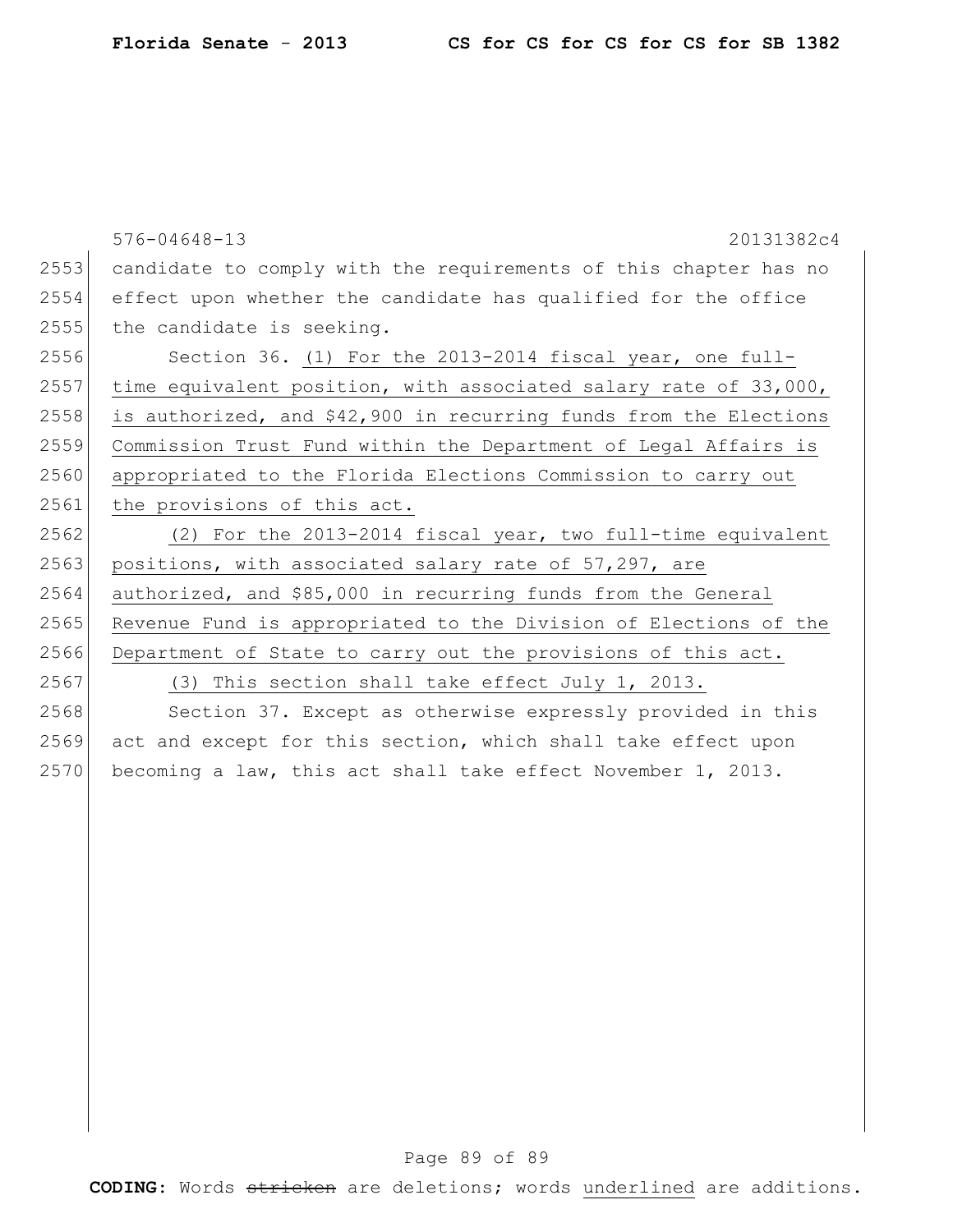candidate to comply with the requirements of this chapter has no effect upon whether the candidate has qualified for the office the candidate is seeking.

Section 36. <u>(1) For the 2013-2014 fiscal year, one full-time equivalent position, with associated salary rate of 33,000, is authorized, and $42,900 in recurring funds from the Elections Commission Trust Fund within the Department of Legal Affairs is appropriated to the Florida Elections Commission to carry out the provisions of this act.</u>

<u>(2) For the 2013-2014 fiscal year, two full-time equivalent positions, with associated salary rate of 57,297, are authorized, and $85,000 in recurring funds from the General Revenue Fund is appropriated to the Division of Elections of the Department of State to carry out the provisions of this act.</u>

<u>(3) This section shall take effect July 1, 2013.</u>

Section 37. Except as otherwise expressly provided in this act and except for this section, which shall take effect upon becoming a law, this act shall take effect November 1, 2013.